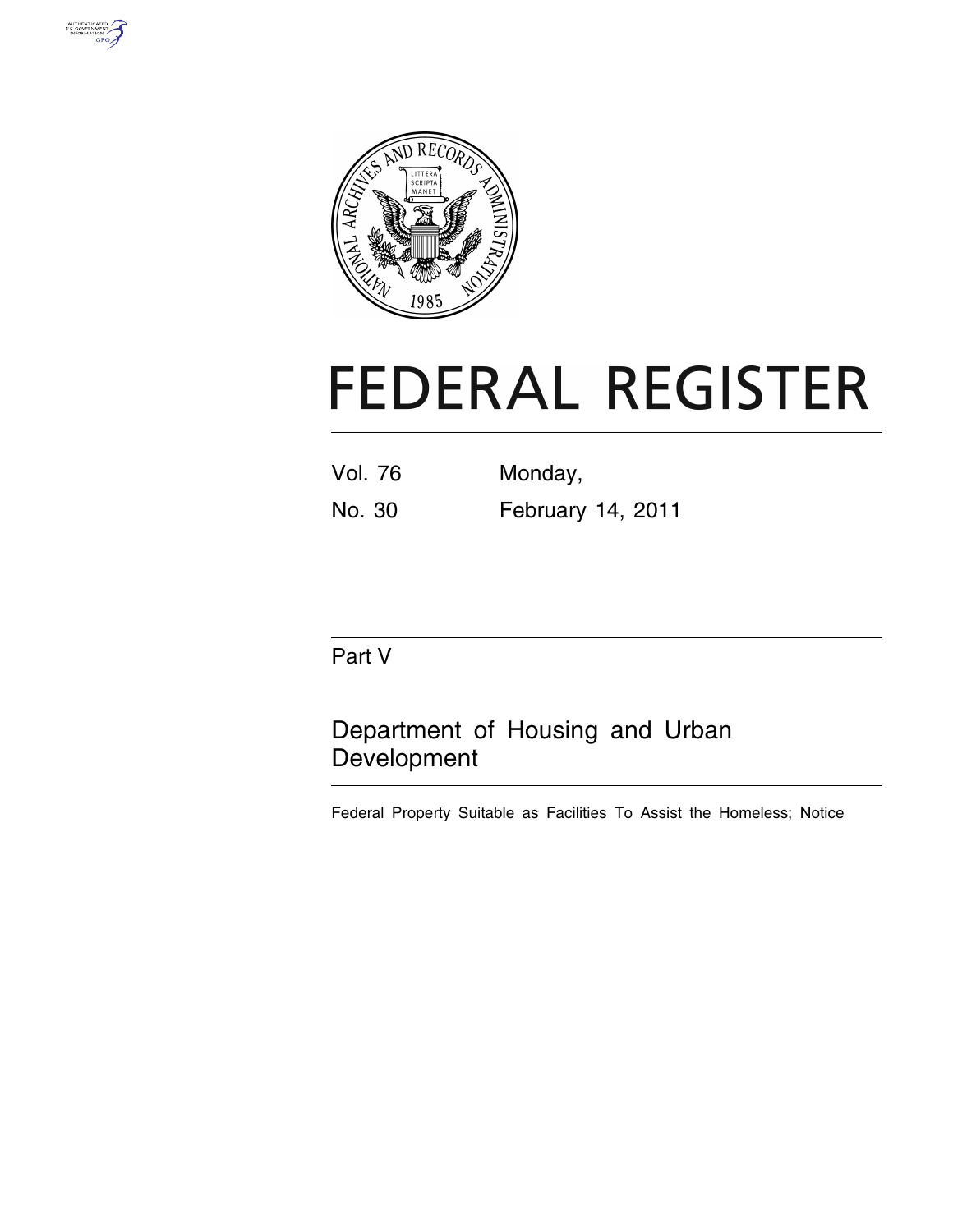# FEDERAL REGISTER

Vol. 76 Monday,

No. 30 February 14, 2011

Part V

## Department of Housing and Urban Development

Federal Property Suitable as Facilities To Assist the Homeless; Notice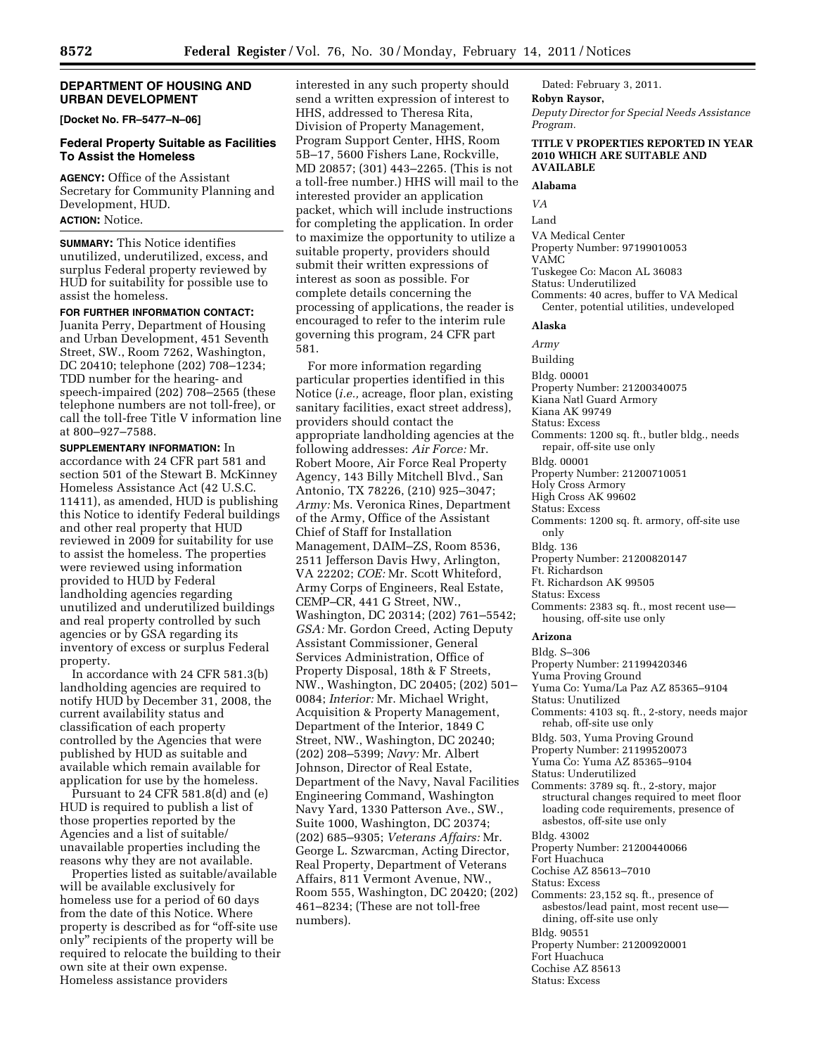## DEPARTMENT OF HOUSING AND URBAN DEVELOPMENT

**[Docket No. FR–5477–N–06]**

### Federal Property Suitable as Facilities To Assist the Homeless

**AGENCY:** Office of the Assistant Secretary for Community Planning and Development, HUD.

**ACTION:** Notice.

**SUMMARY:** This Notice identifies unutilized, underutilized, excess, and surplus Federal property reviewed by HUD for suitability for possible use to assist the homeless.

**FOR FURTHER INFORMATION CONTACT:** Juanita Perry, Department of Housing and Urban Development, 451 Seventh Street, SW., Room 7262, Washington, DC 20410; telephone (202) 708–1234; TDD number for the hearing- and speech-impaired (202) 708–2565 (these telephone numbers are not toll-free), or call the toll-free Title V information line at 800–927–7588.

**SUPPLEMENTARY INFORMATION:** In accordance with 24 CFR part 581 and section 501 of the Stewart B. McKinney Homeless Assistance Act (42 U.S.C. 11411), as amended, HUD is publishing this Notice to identify Federal buildings and other real property that HUD reviewed in 2009 for suitability for use to assist the homeless. The properties were reviewed using information provided to HUD by Federal landholding agencies regarding unutilized and underutilized buildings and real property controlled by such agencies or by GSA regarding its inventory of excess or surplus Federal property.

In accordance with 24 CFR 581.3(b) landholding agencies are required to notify HUD by December 31, 2008, the current availability status and classification of each property controlled by the Agencies that were published by HUD as suitable and available which remain available for application for use by the homeless.

Pursuant to 24 CFR 581.8(d) and (e) HUD is required to publish a list of those properties reported by the Agencies and a list of suitable/unavailable properties including the reasons why they are not available.

Properties listed as suitable/available will be available exclusively for homeless use for a period of 60 days from the date of this Notice. Where property is described as for "off-site use only" recipients of the property will be required to relocate the building to their own site at their own expense. Homeless assistance providers interested in any such property should send a written expression of interest to HHS, addressed to Theresa Rita, Division of Property Management, Program Support Center, HHS, Room 5B–17, 5600 Fishers Lane, Rockville, MD 20857; (301) 443–2265. (This is not a toll-free number.) HHS will mail to the interested provider an application packet, which will include instructions for completing the application. In order to maximize the opportunity to utilize a suitable property, providers should submit their written expressions of interest as soon as possible. For complete details concerning the processing of applications, the reader is encouraged to refer to the interim rule governing this program, 24 CFR part 581.

For more information regarding particular properties identified in this Notice (*i.e.,* acreage, floor plan, existing sanitary facilities, exact street address), providers should contact the appropriate landholding agencies at the following addresses: *Air Force:* Mr. Robert Moore, Air Force Real Property Agency, 143 Billy Mitchell Blvd., San Antonio, TX 78226, (210) 925–3047; *Army:* Ms. Veronica Rines, Department of the Army, Office of the Assistant Chief of Staff for Installation Management, DAIM–ZS, Room 8536, 2511 Jefferson Davis Hwy, Arlington, VA 22202; *COE:* Mr. Scott Whiteford, Army Corps of Engineers, Real Estate, CEMP–CR, 441 G Street, NW., Washington, DC 20314; (202) 761–5542; *GSA:* Mr. Gordon Creed, Acting Deputy Assistant Commissioner, General Services Administration, Office of Property Disposal, 18th & F Streets, NW., Washington, DC 20405; (202) 501–0084; *Interior:* Mr. Michael Wright, Acquisition & Property Management, Department of the Interior, 1849 C Street, NW., Washington, DC 20240; (202) 208–5399; *Navy:* Mr. Albert Johnson, Director of Real Estate, Department of the Navy, Naval Facilities Engineering Command, Washington Navy Yard, 1330 Patterson Ave., SW., Suite 1000, Washington, DC 20374; (202) 685–9305; *Veterans Affairs:* Mr. George L. Szwarcman, Acting Director, Real Property, Department of Veterans Affairs, 811 Vermont Avenue, NW., Room 555, Washington, DC 20420; (202) 461–8234; (These are not toll-free numbers).

Dated: February 3, 2011.

**Robyn Raysor,**

*Deputy Director for Special Needs Assistance Program.*

### TITLE V PROPERTIES REPORTED IN YEAR 2010 WHICH ARE SUITABLE AND AVAILABLE

#### Alabama

*VA*

Land

VA Medical Center
Property Number: 97199010053
VAMC
Tuskegee Co: Macon AL 36083
Status: Underutilized
Comments: 40 acres, buffer to VA Medical Center, potential utilities, undeveloped

#### Alaska

*Army*

Building

Bldg. 00001
Property Number: 21200340075
Kiana Natl Guard Armory
Kiana AK 99749
Status: Excess
Comments: 1200 sq. ft., butler bldg., needs repair, off-site use only

Bldg. 00001
Property Number: 21200710051
Holy Cross Armory
High Cross AK 99602
Status: Excess
Comments: 1200 sq. ft. armory, off-site use only

Bldg. 136
Property Number: 21200820147
Ft. Richardson
Ft. Richardson AK 99505
Status: Excess
Comments: 2383 sq. ft., most recent use—housing, off-site use only

#### Arizona

Bldg. S–306
Property Number: 21199420346
Yuma Proving Ground
Yuma Co: Yuma/La Paz AZ 85365–9104
Status: Unutilized
Comments: 4103 sq. ft., 2-story, needs major rehab, off-site use only

Bldg. 503, Yuma Proving Ground
Property Number: 21199520073
Yuma Co: Yuma AZ 85365–9104
Status: Underutilized
Comments: 3789 sq. ft., 2-story, major structural changes required to meet floor loading code requirements, presence of asbestos, off-site use only

Bldg. 43002
Property Number: 21200440066
Fort Huachuca
Cochise AZ 85613–7010
Status: Excess
Comments: 23,152 sq. ft., presence of asbestos/lead paint, most recent use—dining, off-site use only

Bldg. 90551
Property Number: 21200920001
Fort Huachuca
Cochise AZ 85613
Status: Excess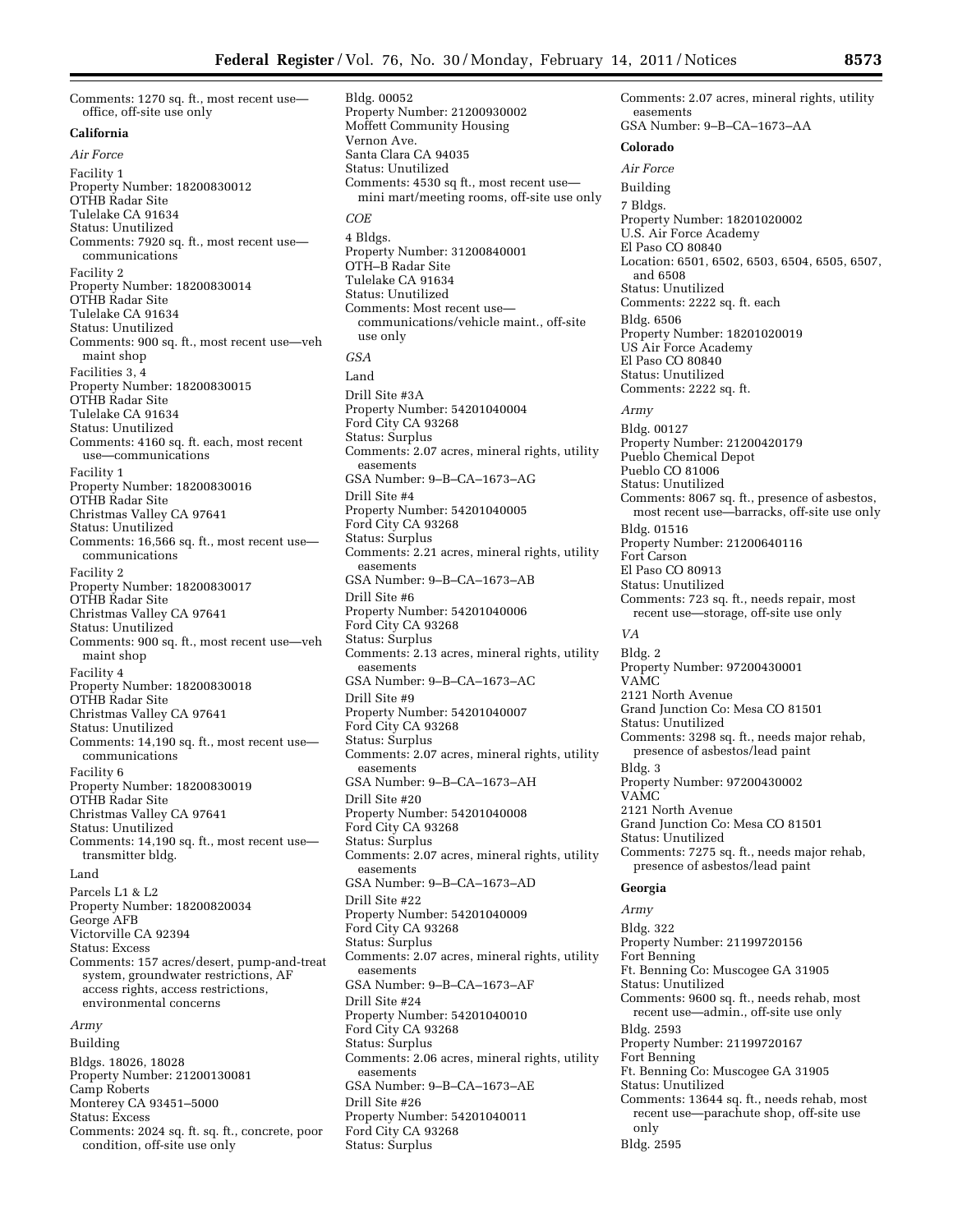Comments: 1270 sq. ft., most recent use—office, off-site use only

**California**

*Air Force*

Facility 1
Property Number: 18200830012
OTHB Radar Site
Tulelake CA 91634
Status: Unutilized
Comments: 7920 sq. ft., most recent use—communications

Facility 2
Property Number: 18200830014
OTHB Radar Site
Tulelake CA 91634
Status: Unutilized
Comments: 900 sq. ft., most recent use—veh maint shop

Facilities 3, 4
Property Number: 18200830015
OTHB Radar Site
Tulelake CA 91634
Status: Unutilized
Comments: 4160 sq. ft. each, most recent use—communications

Facility 1
Property Number: 18200830016
OTHB Radar Site
Christmas Valley CA 97641
Status: Unutilized
Comments: 16,566 sq. ft., most recent use—communications

Facility 2
Property Number: 18200830017
OTHB Radar Site
Christmas Valley CA 97641
Status: Unutilized
Comments: 900 sq. ft., most recent use—veh maint shop

Facility 4
Property Number: 18200830018
OTHB Radar Site
Christmas Valley CA 97641
Status: Unutilized
Comments: 14,190 sq. ft., most recent use—communications

Facility 6
Property Number: 18200830019
OTHB Radar Site
Christmas Valley CA 97641
Status: Unutilized
Comments: 14,190 sq. ft., most recent use—transmitter bldg.

Land

Parcels L1 & L2
Property Number: 18200820034
George AFB
Victorville CA 92394
Status: Excess
Comments: 157 acres/desert, pump-and-treat system, groundwater restrictions, AF access rights, access restrictions, environmental concerns

*Army*

Building

Bldgs. 18026, 18028
Property Number: 21200130081
Camp Roberts
Monterey CA 93451–5000
Status: Excess
Comments: 2024 sq. ft. sq. ft., concrete, poor condition, off-site use only

Bldg. 00052
Property Number: 21200930002
Moffett Community Housing
Vernon Ave.
Santa Clara CA 94035
Status: Unutilized
Comments: 4530 sq ft., most recent use—mini mart/meeting rooms, off-site use only

*COE*

4 Bldgs.
Property Number: 31200840001
OTH–B Radar Site
Tulelake CA 91634
Status: Unutilized
Comments: Most recent use—communications/vehicle maint., off-site use only

*GSA*

Land

Drill Site #3A
Property Number: 54201040004
Ford City CA 93268
Status: Surplus
Comments: 2.07 acres, mineral rights, utility easements
GSA Number: 9–B–CA–1673–AG

Drill Site #4
Property Number: 54201040005
Ford City CA 93268
Status: Surplus
Comments: 2.21 acres, mineral rights, utility easements
GSA Number: 9–B–CA–1673–AB

Drill Site #6
Property Number: 54201040006
Ford City CA 93268
Status: Surplus
Comments: 2.13 acres, mineral rights, utility easements
GSA Number: 9–B–CA–1673–AC

Drill Site #9
Property Number: 54201040007
Ford City CA 93268
Status: Surplus
Comments: 2.07 acres, mineral rights, utility easements
GSA Number: 9–B–CA–1673–AH

Drill Site #20
Property Number: 54201040008
Ford City CA 93268
Status: Surplus
Comments: 2.07 acres, mineral rights, utility easements
GSA Number: 9–B–CA–1673–AD

Drill Site #22
Property Number: 54201040009
Ford City CA 93268
Status: Surplus
Comments: 2.07 acres, mineral rights, utility easements
GSA Number: 9–B–CA–1673–AF

Drill Site #24
Property Number: 54201040010
Ford City CA 93268
Status: Surplus
Comments: 2.06 acres, mineral rights, utility easements
GSA Number: 9–B–CA–1673–AE

Drill Site #26
Property Number: 54201040011
Ford City CA 93268
Status: Surplus
Comments: 2.07 acres, mineral rights, utility easements
GSA Number: 9–B–CA–1673–AA

**Colorado**

*Air Force*

Building

7 Bldgs.
Property Number: 18201020002
U.S. Air Force Academy
El Paso CO 80840
Location: 6501, 6502, 6503, 6504, 6505, 6507, and 6508
Status: Unutilized
Comments: 2222 sq. ft. each

Bldg. 6506
Property Number: 18201020019
US Air Force Academy
El Paso CO 80840
Status: Unutilized
Comments: 2222 sq. ft.

*Army*

Bldg. 00127
Property Number: 21200420179
Pueblo Chemical Depot
Pueblo CO 81006
Status: Unutilized
Comments: 8067 sq. ft., presence of asbestos, most recent use—barracks, off-site use only

Bldg. 01516
Property Number: 21200640116
Fort Carson
El Paso CO 80913
Status: Unutilized
Comments: 723 sq. ft., needs repair, most recent use—storage, off-site use only

*VA*

Bldg. 2
Property Number: 97200430001
VAMC
2121 North Avenue
Grand Junction Co: Mesa CO 81501
Status: Unutilized
Comments: 3298 sq. ft., needs major rehab, presence of asbestos/lead paint

Bldg. 3
Property Number: 97200430002
VAMC
2121 North Avenue
Grand Junction Co: Mesa CO 81501
Status: Unutilized
Comments: 7275 sq. ft., needs major rehab, presence of asbestos/lead paint

**Georgia**

*Army*

Bldg. 322
Property Number: 21199720156
Fort Benning
Ft. Benning Co: Muscogee GA 31905
Status: Unutilized
Comments: 9600 sq. ft., needs rehab, most recent use—admin., off-site use only

Bldg. 2593
Property Number: 21199720167
Fort Benning
Ft. Benning Co: Muscogee GA 31905
Status: Unutilized
Comments: 13644 sq. ft., needs rehab, most recent use—parachute shop, off-site use only

Bldg. 2595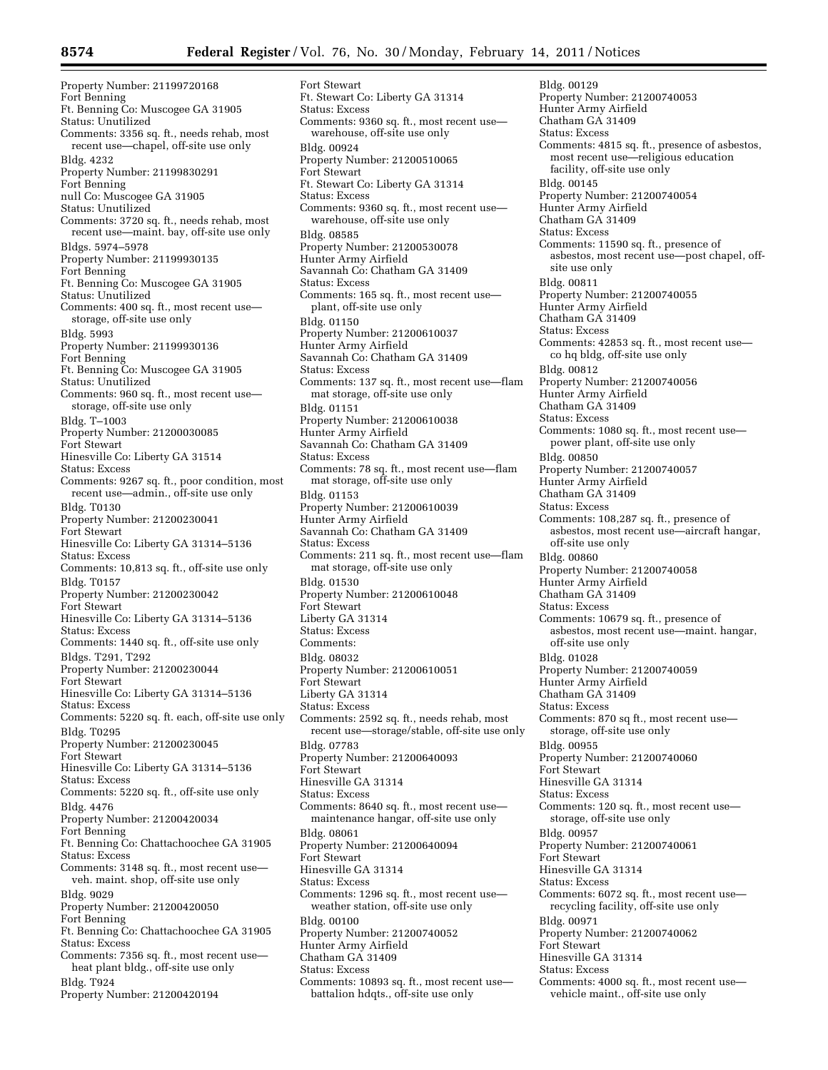Property Number: 21199720168
Fort Benning
Ft. Benning Co: Muscogee GA 31905
Status: Unutilized
Comments: 3356 sq. ft., needs rehab, most recent use—chapel, off-site use only

Bldg. 4232
Property Number: 21199830291
Fort Benning
null Co: Muscogee GA 31905
Status: Unutilized
Comments: 3720 sq. ft., needs rehab, most recent use—maint. bay, off-site use only

Bldgs. 5974–5978
Property Number: 21199930135
Fort Benning
Ft. Benning Co: Muscogee GA 31905
Status: Unutilized
Comments: 400 sq. ft., most recent use—storage, off-site use only

Bldg. 5993
Property Number: 21199930136
Fort Benning
Ft. Benning Co: Muscogee GA 31905
Status: Unutilized
Comments: 960 sq. ft., most recent use—storage, off-site use only

Bldg. T–1003
Property Number: 21200030085
Fort Stewart
Hinesville Co: Liberty GA 31514
Status: Excess
Comments: 9267 sq. ft., poor condition, most recent use—admin., off-site use only

Bldg. T0130
Property Number: 21200230041
Fort Stewart
Hinesville Co: Liberty GA 31314–5136
Status: Excess
Comments: 10,813 sq. ft., off-site use only

Bldg. T0157
Property Number: 21200230042
Fort Stewart
Hinesville Co: Liberty GA 31314–5136
Status: Excess
Comments: 1440 sq. ft., off-site use only

Bldgs. T291, T292
Property Number: 21200230044
Fort Stewart
Hinesville Co: Liberty GA 31314–5136
Status: Excess
Comments: 5220 sq. ft. each, off-site use only

Bldg. T0295
Property Number: 21200230045
Fort Stewart
Hinesville Co: Liberty GA 31314–5136
Status: Excess
Comments: 5220 sq. ft., off-site use only

Bldg. 4476
Property Number: 21200420034
Fort Benning
Ft. Benning Co: Chattachoochee GA 31905
Status: Excess
Comments: 3148 sq. ft., most recent use—veh. maint. shop, off-site use only

Bldg. 9029
Property Number: 21200420050
Fort Benning
Ft. Benning Co: Chattachoochee GA 31905
Status: Excess
Comments: 7356 sq. ft., most recent use—heat plant bldg., off-site use only

Bldg. T924
Property Number: 21200420194
Fort Stewart
Ft. Stewart Co: Liberty GA 31314
Status: Excess
Comments: 9360 sq. ft., most recent use—warehouse, off-site use only

Bldg. 00924
Property Number: 21200510065
Fort Stewart
Ft. Stewart Co: Liberty GA 31314
Status: Excess
Comments: 9360 sq. ft., most recent use—warehouse, off-site use only

Bldg. 08585
Property Number: 21200530078
Hunter Army Airfield
Savannah Co: Chatham GA 31409
Status: Excess
Comments: 165 sq. ft., most recent use—plant, off-site use only

Bldg. 01150
Property Number: 21200610037
Hunter Army Airfield
Savannah Co: Chatham GA 31409
Status: Excess
Comments: 137 sq. ft., most recent use—flam mat storage, off-site use only

Bldg. 01151
Property Number: 21200610038
Hunter Army Airfield
Savannah Co: Chatham GA 31409
Status: Excess
Comments: 78 sq. ft., most recent use—flam mat storage, off-site use only

Bldg. 01153
Property Number: 21200610039
Hunter Army Airfield
Savannah Co: Chatham GA 31409
Status: Excess
Comments: 211 sq. ft., most recent use—flam mat storage, off-site use only

Bldg. 01530
Property Number: 21200610048
Fort Stewart
Liberty GA 31314
Status: Excess
Comments:

Bldg. 08032
Property Number: 21200610051
Fort Stewart
Liberty GA 31314
Status: Excess
Comments: 2592 sq. ft., needs rehab, most recent use—storage/stable, off-site use only

Bldg. 07783
Property Number: 21200640093
Fort Stewart
Hinesville GA 31314
Status: Excess
Comments: 8640 sq. ft., most recent use—maintenance hangar, off-site use only

Bldg. 08061
Property Number: 21200640094
Fort Stewart
Hinesville GA 31314
Status: Excess
Comments: 1296 sq. ft., most recent use—weather station, off-site use only

Bldg. 00100
Property Number: 21200740052
Hunter Army Airfield
Chatham GA 31409
Status: Excess
Comments: 10893 sq. ft., most recent use—battalion hdqts., off-site use only

Bldg. 00129
Property Number: 21200740053
Hunter Army Airfield
Chatham GA 31409
Status: Excess
Comments: 4815 sq. ft., presence of asbestos, most recent use—religious education facility, off-site use only

Bldg. 00145
Property Number: 21200740054
Hunter Army Airfield
Chatham GA 31409
Status: Excess
Comments: 11590 sq. ft., presence of asbestos, most recent use—post chapel, off-site use only

Bldg. 00811
Property Number: 21200740055
Hunter Army Airfield
Chatham GA 31409
Status: Excess
Comments: 42853 sq. ft., most recent use—co hq bldg, off-site use only

Bldg. 00812
Property Number: 21200740056
Hunter Army Airfield
Chatham GA 31409
Status: Excess
Comments: 1080 sq. ft., most recent use—power plant, off-site use only

Bldg. 00850
Property Number: 21200740057
Hunter Army Airfield
Chatham GA 31409
Status: Excess
Comments: 108,287 sq. ft., presence of asbestos, most recent use—aircraft hangar, off-site use only

Bldg. 00860
Property Number: 21200740058
Hunter Army Airfield
Chatham GA 31409
Status: Excess
Comments: 10679 sq. ft., presence of asbestos, most recent use—maint. hangar, off-site use only

Bldg. 01028
Property Number: 21200740059
Hunter Army Airfield
Chatham GA 31409
Status: Excess
Comments: 870 sq ft., most recent use—storage, off-site use only

Bldg. 00955
Property Number: 21200740060
Fort Stewart
Hinesville GA 31314
Status: Excess
Comments: 120 sq. ft., most recent use—storage, off-site use only

Bldg. 00957
Property Number: 21200740061
Fort Stewart
Hinesville GA 31314
Status: Excess
Comments: 6072 sq. ft., most recent use—recycling facility, off-site use only

Bldg. 00971
Property Number: 21200740062
Fort Stewart
Hinesville GA 31314
Status: Excess
Comments: 4000 sq. ft., most recent use—vehicle maint., off-site use only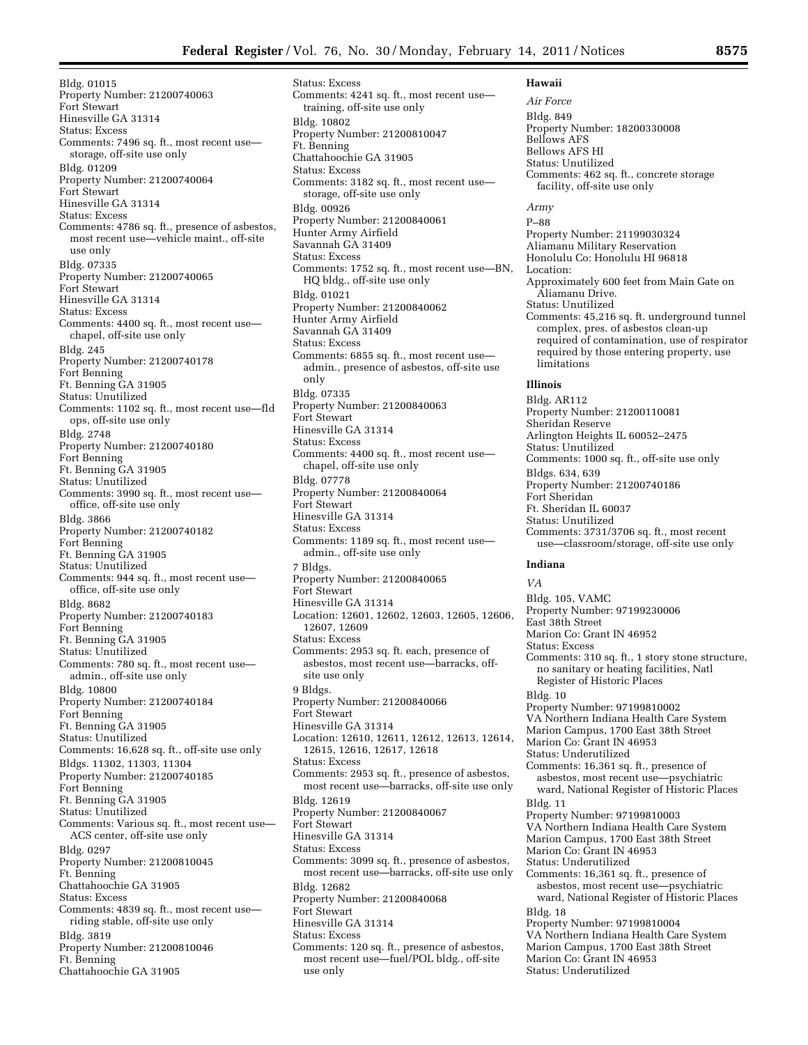Bldg. 01015
Property Number: 21200740063
Fort Stewart
Hinesville GA 31314
Status: Excess
Comments: 7496 sq. ft., most recent use—storage, off-site use only

Bldg. 01209
Property Number: 21200740064
Fort Stewart
Hinesville GA 31314
Status: Excess
Comments: 4786 sq. ft., presence of asbestos, most recent use—vehicle maint., off-site use only

Bldg. 07335
Property Number: 21200740065
Fort Stewart
Hinesville GA 31314
Status: Excess
Comments: 4400 sq. ft., most recent use—chapel, off-site use only

Bldg. 245
Property Number: 21200740178
Fort Benning
Ft. Benning GA 31905
Status: Unutilized
Comments: 1102 sq. ft., most recent use—fld ops, off-site use only

Bldg. 2748
Property Number: 21200740180
Fort Benning
Ft. Benning GA 31905
Status: Unutilized
Comments: 3990 sq. ft., most recent use—office, off-site use only

Bldg. 3866
Property Number: 21200740182
Fort Benning
Ft. Benning GA 31905
Status: Unutilized
Comments: 944 sq. ft., most recent use—office, off-site use only

Bldg. 8682
Property Number: 21200740183
Fort Benning
Ft. Benning GA 31905
Status: Unutilized
Comments: 780 sq. ft., most recent use—admin., off-site use only

Bldg. 10800
Property Number: 21200740184
Fort Benning
Ft. Benning GA 31905
Status: Unutilized
Comments: 16,628 sq. ft., off-site use only

Bldgs. 11302, 11303, 11304
Property Number: 21200740185
Fort Benning
Ft. Benning GA 31905
Status: Unutilized
Comments: Various sq. ft., most recent use—ACS center, off-site use only

Bldg. 0297
Property Number: 21200810045
Ft. Benning
Chattahoochie GA 31905
Status: Excess
Comments: 4839 sq. ft., most recent use—riding stable, off-site use only

Bldg. 3819
Property Number: 21200810046
Ft. Benning
Chattahoochie GA 31905
Status: Excess
Comments: 4241 sq. ft., most recent use—training, off-site use only

Bldg. 10802
Property Number: 21200810047
Ft. Benning
Chattahoochie GA 31905
Status: Excess
Comments: 3182 sq. ft., most recent use—storage, off-site use only

Bldg. 00926
Property Number: 21200840061
Hunter Army Airfield
Savannah GA 31409
Status: Excess
Comments: 1752 sq. ft., most recent use—BN, HQ bldg., off-site use only

Bldg. 01021
Property Number: 21200840062
Hunter Army Airfield
Savannah GA 31409
Status: Excess
Comments: 6855 sq. ft., most recent use—admin., presence of asbestos, off-site use only

Bldg. 07335
Property Number: 21200840063
Fort Stewart
Hinesville GA 31314
Status: Excess
Comments: 4400 sq. ft., most recent use—chapel, off-site use only

Bldg. 07778
Property Number: 21200840064
Fort Stewart
Hinesville GA 31314
Status: Excess
Comments: 1189 sq. ft., most recent use—admin., off-site use only

7 Bldgs.
Property Number: 21200840065
Fort Stewart
Hinesville GA 31314
Location: 12601, 12602, 12603, 12605, 12606, 12607, 12609
Status: Excess
Comments: 2953 sq. ft. each, presence of asbestos, most recent use—barracks, off-site use only

9 Bldgs.
Property Number: 21200840066
Fort Stewart
Hinesville GA 31314
Location: 12610, 12611, 12612, 12613, 12614, 12615, 12616, 12617, 12618
Status: Excess
Comments: 2953 sq. ft., presence of asbestos, most recent use—barracks, off-site use only

Bldg. 12619
Property Number: 21200840067
Fort Stewart
Hinesville GA 31314
Status: Excess
Comments: 3099 sq. ft., presence of asbestos, most recent use—barracks, off-site use only

Bldg. 12682
Property Number: 21200840068
Fort Stewart
Hinesville GA 31314
Status: Excess
Comments: 120 sq. ft., presence of asbestos, most recent use—fuel/POL bldg., off-site use only

## Hawaii

*Air Force*

Bldg. 849
Property Number: 18200330008
Bellows AFS
Bellows AFS HI
Status: Unutilized
Comments: 462 sq. ft., concrete storage facility, off-site use only

*Army*

P–88
Property Number: 21199030324
Aliamanu Military Reservation
Honolulu Co: Honolulu HI 96818
Location:
Approximately 600 feet from Main Gate on Aliamanu Drive.
Status: Unutilized
Comments: 45,216 sq. ft. underground tunnel complex, pres. of asbestos clean-up required of contamination, use of respirator required by those entering property, use limitations

## Illinois

Bldg. AR112
Property Number: 21200110081
Sheridan Reserve
Arlington Heights IL 60052–2475
Status: Unutilized
Comments: 1000 sq. ft., off-site use only

Bldgs. 634, 639
Property Number: 21200740186
Fort Sheridan
Ft. Sheridan IL 60037
Status: Unutilized
Comments: 3731/3706 sq. ft., most recent use—classroom/storage, off-site use only

## Indiana

*VA*

Bldg. 105, VAMC
Property Number: 97199230006
East 38th Street
Marion Co: Grant IN 46952
Status: Excess
Comments: 310 sq. ft., 1 story stone structure, no sanitary or heating facilities, Natl Register of Historic Places

Bldg. 10
Property Number: 97199810002
VA Northern Indiana Health Care System
Marion Campus, 1700 East 38th Street
Marion Co: Grant IN 46953
Status: Underutilized
Comments: 16,361 sq. ft., presence of asbestos, most recent use—psychiatric ward, National Register of Historic Places

Bldg. 11
Property Number: 97199810003
VA Northern Indiana Health Care System
Marion Campus, 1700 East 38th Street
Marion Co: Grant IN 46953
Status: Underutilized
Comments: 16,361 sq. ft., presence of asbestos, most recent use—psychiatric ward, National Register of Historic Places

Bldg. 18
Property Number: 97199810004
VA Northern Indiana Health Care System
Marion Campus, 1700 East 38th Street
Marion Co: Grant IN 46953
Status: Underutilized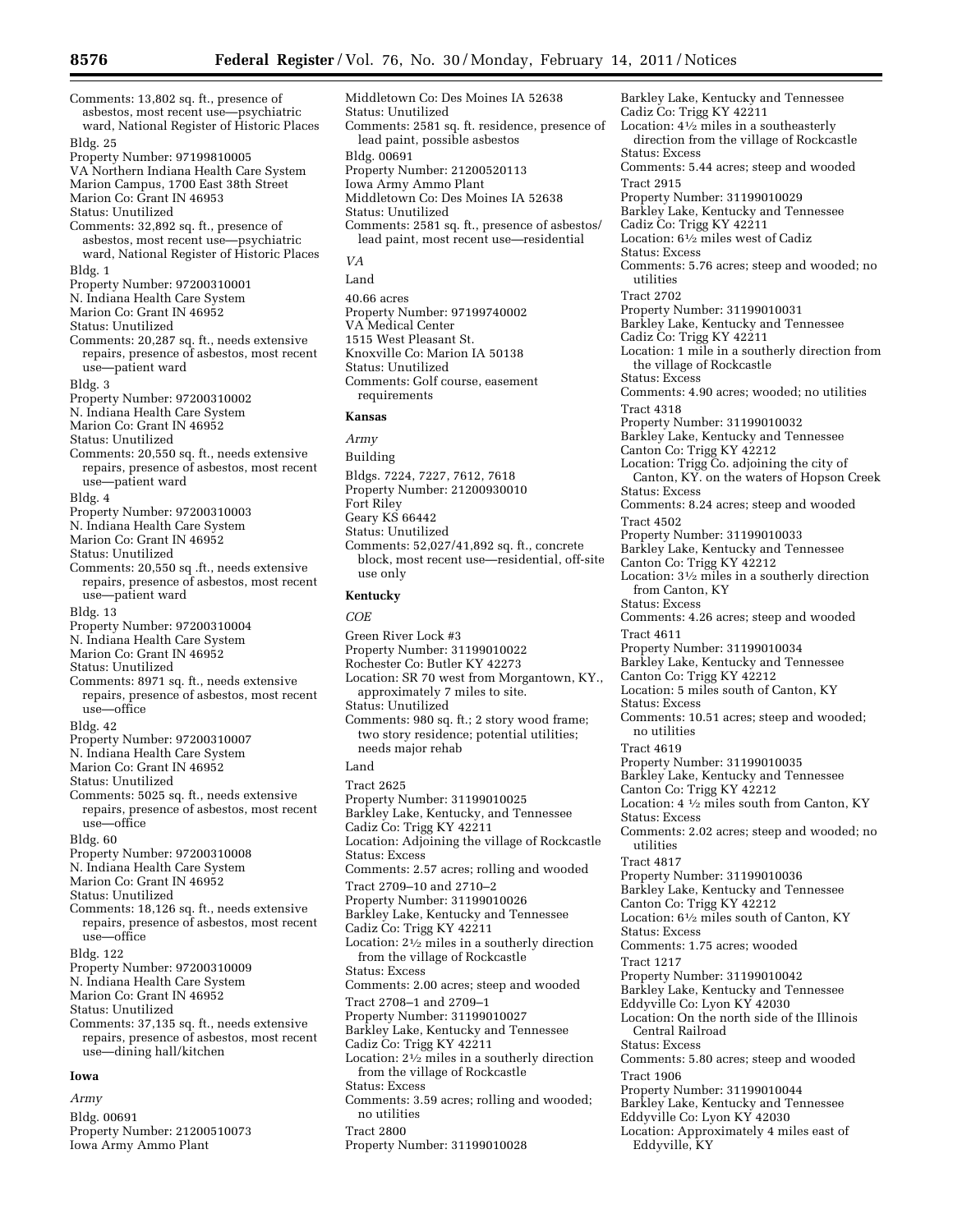Comments: 13,802 sq. ft., presence of asbestos, most recent use—psychiatric ward, National Register of Historic Places

Bldg. 25
Property Number: 97199810005
VA Northern Indiana Health Care System
Marion Campus, 1700 East 38th Street
Marion Co: Grant IN 46953
Status: Unutilized
Comments: 32,892 sq. ft., presence of asbestos, most recent use—psychiatric ward, National Register of Historic Places

Bldg. 1
Property Number: 97200310001
N. Indiana Health Care System
Marion Co: Grant IN 46952
Status: Unutilized
Comments: 20,287 sq. ft., needs extensive repairs, presence of asbestos, most recent use—patient ward

Bldg. 3
Property Number: 97200310002
N. Indiana Health Care System
Marion Co: Grant IN 46952
Status: Unutilized
Comments: 20,550 sq. ft., needs extensive repairs, presence of asbestos, most recent use—patient ward

Bldg. 4
Property Number: 97200310003
N. Indiana Health Care System
Marion Co: Grant IN 46952
Status: Unutilized
Comments: 20,550 sq .ft., needs extensive repairs, presence of asbestos, most recent use—patient ward

Bldg. 13
Property Number: 97200310004
N. Indiana Health Care System
Marion Co: Grant IN 46952
Status: Unutilized
Comments: 8971 sq. ft., needs extensive repairs, presence of asbestos, most recent use—office

Bldg. 42
Property Number: 97200310007
N. Indiana Health Care System
Marion Co: Grant IN 46952
Status: Unutilized
Comments: 5025 sq. ft., needs extensive repairs, presence of asbestos, most recent use—office

Bldg. 60
Property Number: 97200310008
N. Indiana Health Care System
Marion Co: Grant IN 46952
Status: Unutilized
Comments: 18,126 sq. ft., needs extensive repairs, presence of asbestos, most recent use—office

Bldg. 122
Property Number: 97200310009
N. Indiana Health Care System
Marion Co: Grant IN 46952
Status: Unutilized
Comments: 37,135 sq. ft., needs extensive repairs, presence of asbestos, most recent use—dining hall/kitchen

**Iowa**

*Army*

Bldg. 00691
Property Number: 21200510073
Iowa Army Ammo Plant
Middletown Co: Des Moines IA 52638
Status: Unutilized
Comments: 2581 sq. ft. residence, presence of lead paint, possible asbestos

Bldg. 00691
Property Number: 21200520113
Iowa Army Ammo Plant
Middletown Co: Des Moines IA 52638
Status: Unutilized
Comments: 2581 sq. ft., presence of asbestos/lead paint, most recent use—residential

*VA*

Land

40.66 acres
Property Number: 97199740002
VA Medical Center
1515 West Pleasant St.
Knoxville Co: Marion IA 50138
Status: Unutilized
Comments: Golf course, easement requirements

**Kansas**

*Army*

Building

Bldgs. 7224, 7227, 7612, 7618
Property Number: 21200930010
Fort Riley
Geary KS 66442
Status: Unutilized
Comments: 52,027/41,892 sq. ft., concrete block, most recent use—residential, off-site use only

**Kentucky**

*COE*

Green River Lock #3
Property Number: 31199010022
Rochester Co: Butler KY 42273
Location: SR 70 west from Morgantown, KY., approximately 7 miles to site.
Status: Unutilized
Comments: 980 sq. ft.; 2 story wood frame; two story residence; potential utilities; needs major rehab

Land

Tract 2625
Property Number: 31199010025
Barkley Lake, Kentucky, and Tennessee
Cadiz Co: Trigg KY 42211
Location: Adjoining the village of Rockcastle
Status: Excess
Comments: 2.57 acres; rolling and wooded

Tract 2709–10 and 2710–2
Property Number: 31199010026
Barkley Lake, Kentucky and Tennessee
Cadiz Co: Trigg KY 42211
Location: 2½ miles in a southerly direction from the village of Rockcastle
Status: Excess
Comments: 2.00 acres; steep and wooded

Tract 2708–1 and 2709–1
Property Number: 31199010027
Barkley Lake, Kentucky and Tennessee
Cadiz Co: Trigg KY 42211
Location: 2½ miles in a southerly direction from the village of Rockcastle
Status: Excess
Comments: 3.59 acres; rolling and wooded; no utilities

Tract 2800
Property Number: 31199010028
Barkley Lake, Kentucky and Tennessee
Cadiz Co: Trigg KY 42211
Location: 4½ miles in a southeasterly direction from the village of Rockcastle
Status: Excess
Comments: 5.44 acres; steep and wooded

Tract 2915
Property Number: 31199010029
Barkley Lake, Kentucky and Tennessee
Cadiz Co: Trigg KY 42211
Location: 6½ miles west of Cadiz
Status: Excess
Comments: 5.76 acres; steep and wooded; no utilities

Tract 2702
Property Number: 31199010031
Barkley Lake, Kentucky and Tennessee
Cadiz Co: Trigg KY 42211
Location: 1 mile in a southerly direction from the village of Rockcastle
Status: Excess
Comments: 4.90 acres; wooded; no utilities

Tract 4318
Property Number: 31199010032
Barkley Lake, Kentucky and Tennessee
Canton Co: Trigg KY 42212
Location: Trigg Co. adjoining the city of Canton, KY. on the waters of Hopson Creek
Status: Excess
Comments: 8.24 acres; steep and wooded

Tract 4502
Property Number: 31199010033
Barkley Lake, Kentucky and Tennessee
Canton Co: Trigg KY 42212
Location: 3½ miles in a southerly direction from Canton, KY
Status: Excess
Comments: 4.26 acres; steep and wooded

Tract 4611
Property Number: 31199010034
Barkley Lake, Kentucky and Tennessee
Canton Co: Trigg KY 42212
Location: 5 miles south of Canton, KY
Status: Excess
Comments: 10.51 acres; steep and wooded; no utilities

Tract 4619
Property Number: 31199010035
Barkley Lake, Kentucky and Tennessee
Canton Co: Trigg KY 42212
Location: 4 ½ miles south from Canton, KY
Status: Excess
Comments: 2.02 acres; steep and wooded; no utilities

Tract 4817
Property Number: 31199010036
Barkley Lake, Kentucky and Tennessee
Canton Co: Trigg KY 42212
Location: 6½ miles south of Canton, KY
Status: Excess
Comments: 1.75 acres; wooded

Tract 1217
Property Number: 31199010042
Barkley Lake, Kentucky and Tennessee
Eddyville Co: Lyon KY 42030
Location: On the north side of the Illinois Central Railroad
Status: Excess
Comments: 5.80 acres; steep and wooded

Tract 1906
Property Number: 31199010044
Barkley Lake, Kentucky and Tennessee
Eddyville Co: Lyon KY 42030
Location: Approximately 4 miles east of Eddyville, KY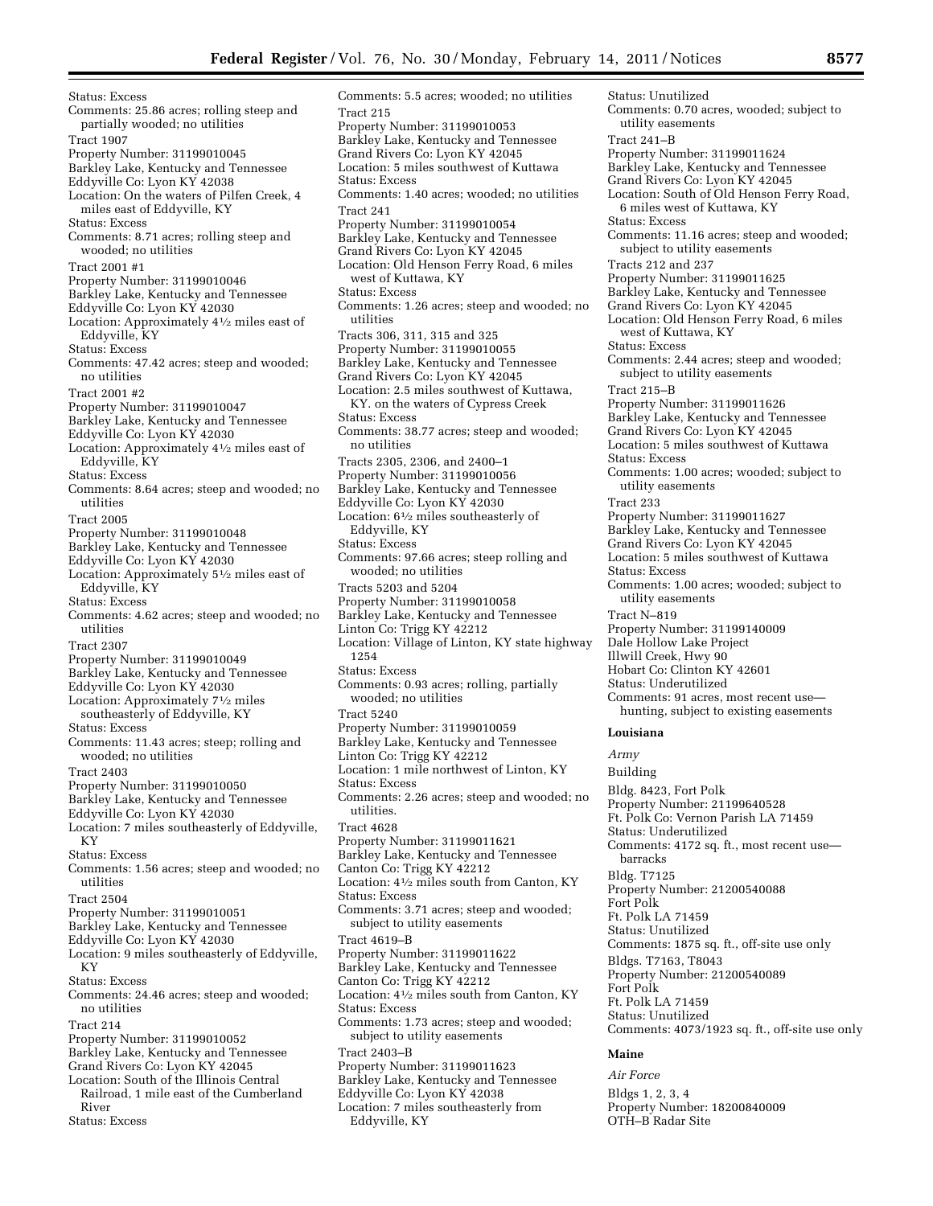Status: Excess
Comments: 25.86 acres; rolling steep and partially wooded; no utilities

Tract 1907
Property Number: 31199010045
Barkley Lake, Kentucky and Tennessee
Eddyville Co: Lyon KY 42038
Location: On the waters of Pilfen Creek, 4 miles east of Eddyville, KY
Status: Excess
Comments: 8.71 acres; rolling steep and wooded; no utilities

Tract 2001 #1
Property Number: 31199010046
Barkley Lake, Kentucky and Tennessee
Eddyville Co: Lyon KY 42030
Location: Approximately 4½ miles east of Eddyville, KY
Status: Excess
Comments: 47.42 acres; steep and wooded; no utilities

Tract 2001 #2
Property Number: 31199010047
Barkley Lake, Kentucky and Tennessee
Eddyville Co: Lyon KY 42030
Location: Approximately 4½ miles east of Eddyville, KY
Status: Excess
Comments: 8.64 acres; steep and wooded; no utilities

Tract 2005
Property Number: 31199010048
Barkley Lake, Kentucky and Tennessee
Eddyville Co: Lyon KY 42030
Location: Approximately 5½ miles east of Eddyville, KY
Status: Excess
Comments: 4.62 acres; steep and wooded; no utilities

Tract 2307
Property Number: 31199010049
Barkley Lake, Kentucky and Tennessee
Eddyville Co: Lyon KY 42030
Location: Approximately 7½ miles southeasterly of Eddyville, KY
Status: Excess
Comments: 11.43 acres; steep; rolling and wooded; no utilities

Tract 2403
Property Number: 31199010050
Barkley Lake, Kentucky and Tennessee
Eddyville Co: Lyon KY 42030
Location: 7 miles southeasterly of Eddyville, KY
Status: Excess
Comments: 1.56 acres; steep and wooded; no utilities

Tract 2504
Property Number: 31199010051
Barkley Lake, Kentucky and Tennessee
Eddyville Co: Lyon KY 42030
Location: 9 miles southeasterly of Eddyville, KY
Status: Excess
Comments: 24.46 acres; steep and wooded; no utilities

Tract 214
Property Number: 31199010052
Barkley Lake, Kentucky and Tennessee
Grand Rivers Co: Lyon KY 42045
Location: South of the Illinois Central Railroad, 1 mile east of the Cumberland River
Status: Excess
Comments: 5.5 acres; wooded; no utilities

Tract 215
Property Number: 31199010053
Barkley Lake, Kentucky and Tennessee
Grand Rivers Co: Lyon KY 42045
Location: 5 miles southwest of Kuttawa
Status: Excess
Comments: 1.40 acres; wooded; no utilities

Tract 241
Property Number: 31199010054
Barkley Lake, Kentucky and Tennessee
Grand Rivers Co: Lyon KY 42045
Location: Old Henson Ferry Road, 6 miles west of Kuttawa, KY
Status: Excess
Comments: 1.26 acres; steep and wooded; no utilities

Tracts 306, 311, 315 and 325
Property Number: 31199010055
Barkley Lake, Kentucky and Tennessee
Grand Rivers Co: Lyon KY 42045
Location: 2.5 miles southwest of Kuttawa, KY. on the waters of Cypress Creek
Status: Excess
Comments: 38.77 acres; steep and wooded; no utilities

Tracts 2305, 2306, and 2400–1
Property Number: 31199010056
Barkley Lake, Kentucky and Tennessee
Eddyville Co: Lyon KY 42030
Location: 6½ miles southeasterly of Eddyville, KY
Status: Excess
Comments: 97.66 acres; steep rolling and wooded; no utilities

Tracts 5203 and 5204
Property Number: 31199010058
Barkley Lake, Kentucky and Tennessee
Linton Co: Trigg KY 42212
Location: Village of Linton, KY state highway 1254
Status: Excess
Comments: 0.93 acres; rolling, partially wooded; no utilities

Tract 5240
Property Number: 31199010059
Barkley Lake, Kentucky and Tennessee
Linton Co: Trigg KY 42212
Location: 1 mile northwest of Linton, KY
Status: Excess
Comments: 2.26 acres; steep and wooded; no utilities.

Tract 4628
Property Number: 31199011621
Barkley Lake, Kentucky and Tennessee
Canton Co: Trigg KY 42212
Location: 4½ miles south from Canton, KY
Status: Excess
Comments: 3.71 acres; steep and wooded; subject to utility easements

Tract 4619–B
Property Number: 31199011622
Barkley Lake, Kentucky and Tennessee
Canton Co: Trigg KY 42212
Location: 4½ miles south from Canton, KY
Status: Excess
Comments: 1.73 acres; steep and wooded; subject to utility easements

Tract 2403–B
Property Number: 31199011623
Barkley Lake, Kentucky and Tennessee
Eddyville Co: Lyon KY 42038
Location: 7 miles southeasterly from Eddyville, KY
Status: Unutilized
Comments: 0.70 acres, wooded; subject to utility easements

Tract 241–B
Property Number: 31199011624
Barkley Lake, Kentucky and Tennessee
Grand Rivers Co: Lyon KY 42045
Location: South of Old Henson Ferry Road, 6 miles west of Kuttawa, KY
Status: Excess
Comments: 11.16 acres; steep and wooded; subject to utility easements

Tracts 212 and 237
Property Number: 31199011625
Barkley Lake, Kentucky and Tennessee
Grand Rivers Co: Lyon KY 42045
Location: Old Henson Ferry Road, 6 miles west of Kuttawa, KY
Status: Excess
Comments: 2.44 acres; steep and wooded; subject to utility easements

Tract 215–B
Property Number: 31199011626
Barkley Lake, Kentucky and Tennessee
Grand Rivers Co: Lyon KY 42045
Location: 5 miles southwest of Kuttawa
Status: Excess
Comments: 1.00 acres; wooded; subject to utility easements

Tract 233
Property Number: 31199011627
Barkley Lake, Kentucky and Tennessee
Grand Rivers Co: Lyon KY 42045
Location: 5 miles southwest of Kuttawa
Status: Excess
Comments: 1.00 acres; wooded; subject to utility easements

Tract N–819
Property Number: 31199140009
Dale Hollow Lake Project
Illwill Creek, Hwy 90
Hobart Co: Clinton KY 42601
Status: Underutilized
Comments: 91 acres, most recent use—hunting, subject to existing easements

**Louisiana**

*Army*

Building

Bldg. 8423, Fort Polk
Property Number: 21199640528
Ft. Polk Co: Vernon Parish LA 71459
Status: Underutilized
Comments: 4172 sq. ft., most recent use—barracks

Bldg. T7125
Property Number: 21200540088
Fort Polk
Ft. Polk LA 71459
Status: Unutilized
Comments: 1875 sq. ft., off-site use only

Bldgs. T7163, T8043
Property Number: 21200540089
Fort Polk
Ft. Polk LA 71459
Status: Unutilized
Comments: 4073/1923 sq. ft., off-site use only

**Maine**

*Air Force*

Bldgs 1, 2, 3, 4
Property Number: 18200840009
OTH–B Radar Site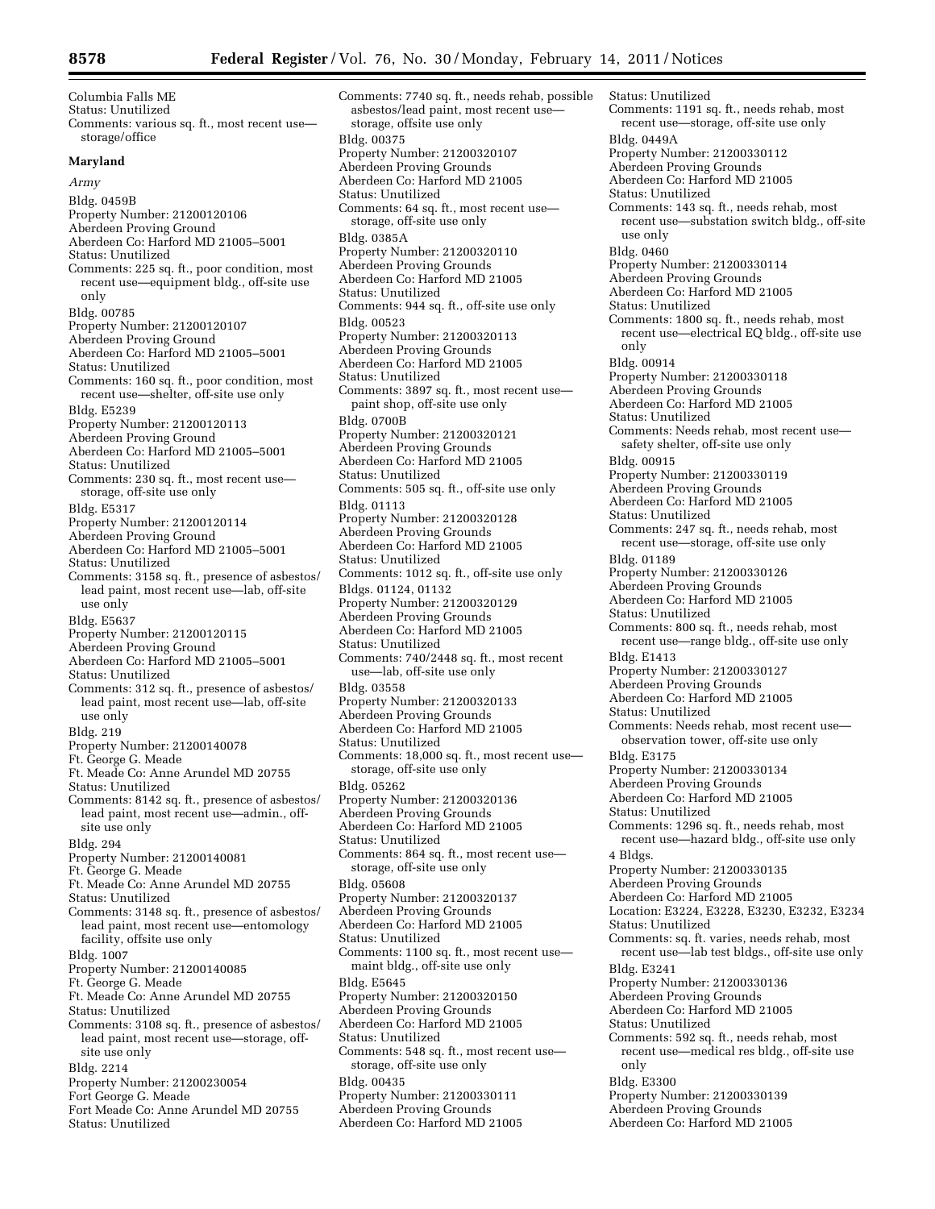Columbia Falls ME
Status: Unutilized
Comments: various sq. ft., most recent use—storage/office

**Maryland**

*Army*

Bldg. 0459B
Property Number: 21200120106
Aberdeen Proving Ground
Aberdeen Co: Harford MD 21005–5001
Status: Unutilized
Comments: 225 sq. ft., poor condition, most recent use—equipment bldg., off-site use only

Bldg. 00785
Property Number: 21200120107
Aberdeen Proving Ground
Aberdeen Co: Harford MD 21005–5001
Status: Unutilized
Comments: 160 sq. ft., poor condition, most recent use—shelter, off-site use only

Bldg. E5239
Property Number: 21200120113
Aberdeen Proving Ground
Aberdeen Co: Harford MD 21005–5001
Status: Unutilized
Comments: 230 sq. ft., most recent use—storage, off-site use only

Bldg. E5317
Property Number: 21200120114
Aberdeen Proving Ground
Aberdeen Co: Harford MD 21005–5001
Status: Unutilized
Comments: 3158 sq. ft., presence of asbestos/lead paint, most recent use—lab, off-site use only

Bldg. E5637
Property Number: 21200120115
Aberdeen Proving Ground
Aberdeen Co: Harford MD 21005–5001
Status: Unutilized
Comments: 312 sq. ft., presence of asbestos/lead paint, most recent use—lab, off-site use only

Bldg. 219
Property Number: 21200140078
Ft. George G. Meade
Ft. Meade Co: Anne Arundel MD 20755
Status: Unutilized
Comments: 8142 sq. ft., presence of asbestos/lead paint, most recent use—admin., off-site use only

Bldg. 294
Property Number: 21200140081
Ft. George G. Meade
Ft. Meade Co: Anne Arundel MD 20755
Status: Unutilized
Comments: 3148 sq. ft., presence of asbestos/lead paint, most recent use—entomology facility, offsite use only

Bldg. 1007
Property Number: 21200140085
Ft. George G. Meade
Ft. Meade Co: Anne Arundel MD 20755
Status: Unutilized
Comments: 3108 sq. ft., presence of asbestos/lead paint, most recent use—storage, off-site use only

Bldg. 2214
Property Number: 21200230054
Fort George G. Meade
Fort Meade Co: Anne Arundel MD 20755
Status: Unutilized
Comments: 7740 sq. ft., needs rehab, possible asbestos/lead paint, most recent use—storage, offsite use only

Bldg. 00375
Property Number: 21200320107
Aberdeen Proving Grounds
Aberdeen Co: Harford MD 21005
Status: Unutilized
Comments: 64 sq. ft., most recent use—storage, off-site use only

Bldg. 0385A
Property Number: 21200320110
Aberdeen Proving Grounds
Aberdeen Co: Harford MD 21005
Status: Unutilized
Comments: 944 sq. ft., off-site use only

Bldg. 00523
Property Number: 21200320113
Aberdeen Proving Grounds
Aberdeen Co: Harford MD 21005
Status: Unutilized
Comments: 3897 sq. ft., most recent use—paint shop, off-site use only

Bldg. 0700B
Property Number: 21200320121
Aberdeen Proving Grounds
Aberdeen Co: Harford MD 21005
Status: Unutilized
Comments: 505 sq. ft., off-site use only

Bldg. 01113
Property Number: 21200320128
Aberdeen Proving Grounds
Aberdeen Co: Harford MD 21005
Status: Unutilized
Comments: 1012 sq. ft., off-site use only

Bldgs. 01124, 01132
Property Number: 21200320129
Aberdeen Proving Grounds
Aberdeen Co: Harford MD 21005
Status: Unutilized
Comments: 740/2448 sq. ft., most recent use—lab, off-site use only

Bldg. 03558
Property Number: 21200320133
Aberdeen Proving Grounds
Aberdeen Co: Harford MD 21005
Status: Unutilized
Comments: 18,000 sq. ft., most recent use—storage, off-site use only

Bldg. 05262
Property Number: 21200320136
Aberdeen Proving Grounds
Aberdeen Co: Harford MD 21005
Status: Unutilized
Comments: 864 sq. ft., most recent use—storage, off-site use only

Bldg. 05608
Property Number: 21200320137
Aberdeen Proving Grounds
Aberdeen Co: Harford MD 21005
Status: Unutilized
Comments: 1100 sq. ft., most recent use—maint bldg., off-site use only

Bldg. E5645
Property Number: 21200320150
Aberdeen Proving Grounds
Aberdeen Co: Harford MD 21005
Status: Unutilized
Comments: 548 sq. ft., most recent use—storage, off-site use only

Bldg. 00435
Property Number: 21200330111
Aberdeen Proving Grounds
Aberdeen Co: Harford MD 21005
Status: Unutilized
Comments: 1191 sq. ft., needs rehab, most recent use—storage, off-site use only

Bldg. 0449A
Property Number: 21200330112
Aberdeen Proving Grounds
Aberdeen Co: Harford MD 21005
Status: Unutilized
Comments: 143 sq. ft., needs rehab, most recent use—substation switch bldg., off-site use only

Bldg. 0460
Property Number: 21200330114
Aberdeen Proving Grounds
Aberdeen Co: Harford MD 21005
Status: Unutilized
Comments: 1800 sq. ft., needs rehab, most recent use—electrical EQ bldg., off-site use only

Bldg. 00914
Property Number: 21200330118
Aberdeen Proving Grounds
Aberdeen Co: Harford MD 21005
Status: Unutilized
Comments: Needs rehab, most recent use—safety shelter, off-site use only

Bldg. 00915
Property Number: 21200330119
Aberdeen Proving Grounds
Aberdeen Co: Harford MD 21005
Status: Unutilized
Comments: 247 sq. ft., needs rehab, most recent use—storage, off-site use only

Bldg. 01189
Property Number: 21200330126
Aberdeen Proving Grounds
Aberdeen Co: Harford MD 21005
Status: Unutilized
Comments: 800 sq. ft., needs rehab, most recent use—range bldg., off-site use only

Bldg. E1413
Property Number: 21200330127
Aberdeen Proving Grounds
Aberdeen Co: Harford MD 21005
Status: Unutilized
Comments: Needs rehab, most recent use—observation tower, off-site use only

Bldg. E3175
Property Number: 21200330134
Aberdeen Proving Grounds
Aberdeen Co: Harford MD 21005
Status: Unutilized
Comments: 1296 sq. ft., needs rehab, most recent use—hazard bldg., off-site use only

4 Bldgs.
Property Number: 21200330135
Aberdeen Proving Grounds
Aberdeen Co: Harford MD 21005
Location: E3224, E3228, E3230, E3232, E3234
Status: Unutilized
Comments: sq. ft. varies, needs rehab, most recent use—lab test bldgs., off-site use only

Bldg. E3241
Property Number: 21200330136
Aberdeen Proving Grounds
Aberdeen Co: Harford MD 21005
Status: Unutilized
Comments: 592 sq. ft., needs rehab, most recent use—medical res bldg., off-site use only

Bldg. E3300
Property Number: 21200330139
Aberdeen Proving Grounds
Aberdeen Co: Harford MD 21005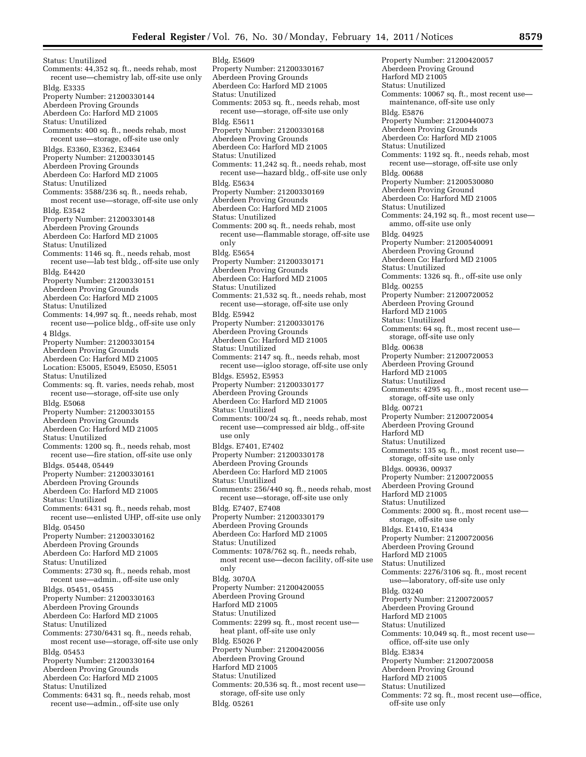Status: Unutilized
Comments: 44,352 sq. ft., needs rehab, most recent use—chemistry lab, off-site use only

Bldg. E3335
Property Number: 21200330144
Aberdeen Proving Grounds
Aberdeen Co: Harford MD 21005
Status: Unutilized
Comments: 400 sq. ft., needs rehab, most recent use—storage, off-site use only

Bldgs. E3360, E3362, E3464
Property Number: 21200330145
Aberdeen Proving Grounds
Aberdeen Co: Harford MD 21005
Status: Unutilized
Comments: 3588/236 sq. ft., needs rehab, most recent use—storage, off-site use only

Bldg. E3542
Property Number: 21200330148
Aberdeen Proving Grounds
Aberdeen Co: Harford MD 21005
Status: Unutilized
Comments: 1146 sq. ft., needs rehab, most recent use—lab test bldg., off-site use only

Bldg. E4420
Property Number: 21200330151
Aberdeen Proving Grounds
Aberdeen Co: Harford MD 21005
Status: Unutilized
Comments: 14,997 sq. ft., needs rehab, most recent use—police bldg., off-site use only

4 Bldgs.
Property Number: 21200330154
Aberdeen Proving Grounds
Aberdeen Co: Harford MD 21005
Location: E5005, E5049, E5050, E5051
Status: Unutilized
Comments: sq. ft. varies, needs rehab, most recent use—storage, off-site use only

Bldg. E5068
Property Number: 21200330155
Aberdeen Proving Grounds
Aberdeen Co: Harford MD 21005
Status: Unutilized
Comments: 1200 sq. ft., needs rehab, most recent use—fire station, off-site use only

Bldgs. 05448, 05449
Property Number: 21200330161
Aberdeen Proving Grounds
Aberdeen Co: Harford MD 21005
Status: Unutilized
Comments: 6431 sq. ft., needs rehab, most recent use—enlisted UHP, off-site use only

Bldg. 05450
Property Number: 21200330162
Aberdeen Proving Grounds
Aberdeen Co: Harford MD 21005
Status: Unutilized
Comments: 2730 sq. ft., needs rehab, most recent use—admin., off-site use only

Bldgs. 05451, 05455
Property Number: 21200330163
Aberdeen Proving Grounds
Aberdeen Co: Harford MD 21005
Status: Unutilized
Comments: 2730/6431 sq. ft., needs rehab, most recent use—storage, off-site use only

Bldg. 05453
Property Number: 21200330164
Aberdeen Proving Grounds
Aberdeen Co: Harford MD 21005
Status: Unutilized
Comments: 6431 sq. ft., needs rehab, most recent use—admin., off-site use only

Bldg. E5609
Property Number: 21200330167
Aberdeen Proving Grounds
Aberdeen Co: Harford MD 21005
Status: Unutilized
Comments: 2053 sq. ft., needs rehab, most recent use—storage, off-site use only

Bldg. E5611
Property Number: 21200330168
Aberdeen Proving Grounds
Aberdeen Co: Harford MD 21005
Status: Unutilized
Comments: 11,242 sq. ft., needs rehab, most recent use—hazard bldg., off-site use only

Bldg. E5634
Property Number: 21200330169
Aberdeen Proving Grounds
Aberdeen Co: Harford MD 21005
Status: Unutilized
Comments: 200 sq. ft., needs rehab, most recent use—flammable storage, off-site use only

Bldg. E5654
Property Number: 21200330171
Aberdeen Proving Grounds
Aberdeen Co: Harford MD 21005
Status: Unutilized
Comments: 21,532 sq. ft., needs rehab, most recent use—storage, off-site use only

Bldg. E5942
Property Number: 21200330176
Aberdeen Proving Grounds
Aberdeen Co: Harford MD 21005
Status: Unutilized
Comments: 2147 sq. ft., needs rehab, most recent use—igloo storage, off-site use only

Bldgs. E5952, E5953
Property Number: 21200330177
Aberdeen Proving Grounds
Aberdeen Co: Harford MD 21005
Status: Unutilized
Comments: 100/24 sq. ft., needs rehab, most recent use—compressed air bldg., off-site use only

Bldgs. E7401, E7402
Property Number: 21200330178
Aberdeen Proving Grounds
Aberdeen Co: Harford MD 21005
Status: Unutilized
Comments: 256/440 sq. ft., needs rehab, most recent use—storage, off-site use only

Bldg. E7407, E7408
Property Number: 21200330179
Aberdeen Proving Grounds
Aberdeen Co: Harford MD 21005
Status: Unutilized
Comments: 1078/762 sq. ft., needs rehab, most recent use—decon facility, off-site use only

Bldg. 3070A
Property Number: 21200420055
Aberdeen Proving Ground
Harford MD 21005
Status: Unutilized
Comments: 2299 sq. ft., most recent use—heat plant, off-site use only

Bldg. E5026 P
Property Number: 21200420056
Aberdeen Proving Ground
Harford MD 21005
Status: Unutilized
Comments: 20,536 sq. ft., most recent use—storage, off-site use only

Bldg. 05261
Property Number: 21200420057
Aberdeen Proving Ground
Harford MD 21005
Status: Unutilized
Comments: 10067 sq. ft., most recent use—maintenance, off-site use only

Bldg. E5876
Property Number: 21200440073
Aberdeen Proving Grounds
Aberdeen Co: Harford MD 21005
Status: Unutilized
Comments: 1192 sq. ft., needs rehab, most recent use—storage, off-site use only

Bldg. 00688
Property Number: 21200530080
Aberdeen Proving Ground
Aberdeen Co: Harford MD 21005
Status: Unutilized
Comments: 24,192 sq. ft., most recent use—ammo, off-site use only

Bldg. 04925
Property Number: 21200540091
Aberdeen Proving Ground
Aberdeen Co: Harford MD 21005
Status: Unutilized
Comments: 1326 sq. ft., off-site use only

Bldg. 00255
Property Number: 21200720052
Aberdeen Proving Ground
Harford MD 21005
Status: Unutilized
Comments: 64 sq. ft., most recent use—storage, off-site use only

Bldg. 00638
Property Number: 21200720053
Aberdeen Proving Ground
Harford MD 21005
Status: Unutilized
Comments: 4295 sq. ft., most recent use—storage, off-site use only

Bldg. 00721
Property Number: 21200720054
Aberdeen Proving Ground
Harford MD
Status: Unutilized
Comments: 135 sq. ft., most recent use—storage, off-site use only

Bldgs. 00936, 00937
Property Number: 21200720055
Aberdeen Proving Ground
Harford MD 21005
Status: Unutilized
Comments: 2000 sq. ft., most recent use—storage, off-site use only

Bldgs. E1410, E1434
Property Number: 21200720056
Aberdeen Proving Ground
Harford MD 21005
Status: Unutilized
Comments: 2276/3106 sq. ft., most recent use—laboratory, off-site use only

Bldg. 03240
Property Number: 21200720057
Aberdeen Proving Ground
Harford MD 21005
Status: Unutilized
Comments: 10,049 sq. ft., most recent use—office, off-site use only

Bldg. E3834
Property Number: 21200720058
Aberdeen Proving Ground
Harford MD 21005
Status: Unutilized
Comments: 72 sq. ft., most recent use—office, off-site use only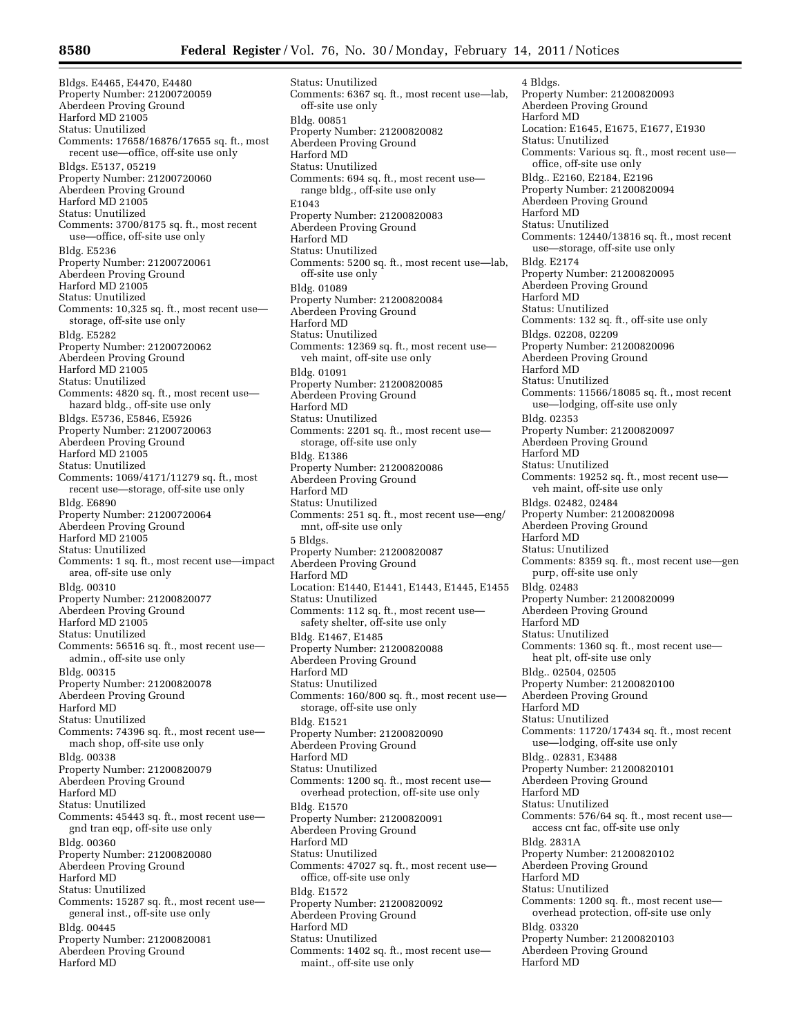Bldgs. E4465, E4470, E4480
Property Number: 21200720059
Aberdeen Proving Ground
Harford MD 21005
Status: Unutilized
Comments: 17658/16876/17655 sq. ft., most recent use—office, off-site use only

Bldgs. E5137, 05219
Property Number: 21200720060
Aberdeen Proving Ground
Harford MD 21005
Status: Unutilized
Comments: 3700/8175 sq. ft., most recent use—office, off-site use only

Bldg. E5236
Property Number: 21200720061
Aberdeen Proving Ground
Harford MD 21005
Status: Unutilized
Comments: 10,325 sq. ft., most recent use—storage, off-site use only

Bldg. E5282
Property Number: 21200720062
Aberdeen Proving Ground
Harford MD 21005
Status: Unutilized
Comments: 4820 sq. ft., most recent use—hazard bldg., off-site use only

Bldgs. E5736, E5846, E5926
Property Number: 21200720063
Aberdeen Proving Ground
Harford MD 21005
Status: Unutilized
Comments: 1069/4171/11279 sq. ft., most recent use—storage, off-site use only

Bldg. E6890
Property Number: 21200720064
Aberdeen Proving Ground
Harford MD 21005
Status: Unutilized
Comments: 1 sq. ft., most recent use—impact area, off-site use only

Bldg. 00310
Property Number: 21200820077
Aberdeen Proving Ground
Harford MD 21005
Status: Unutilized
Comments: 56516 sq. ft., most recent use—admin., off-site use only

Bldg. 00315
Property Number: 21200820078
Aberdeen Proving Ground
Harford MD
Status: Unutilized
Comments: 74396 sq. ft., most recent use—mach shop, off-site use only

Bldg. 00338
Property Number: 21200820079
Aberdeen Proving Ground
Harford MD
Status: Unutilized
Comments: 45443 sq. ft., most recent use—gnd tran eqp, off-site use only

Bldg. 00360
Property Number: 21200820080
Aberdeen Proving Ground
Harford MD
Status: Unutilized
Comments: 15287 sq. ft., most recent use—general inst., off-site use only

Bldg. 00445
Property Number: 21200820081
Aberdeen Proving Ground
Harford MD
Status: Unutilized
Comments: 6367 sq. ft., most recent use—lab, off-site use only

Bldg. 00851
Property Number: 21200820082
Aberdeen Proving Ground
Harford MD
Status: Unutilized
Comments: 694 sq. ft., most recent use—range bldg., off-site use only

E1043
Property Number: 21200820083
Aberdeen Proving Ground
Harford MD
Status: Unutilized
Comments: 5200 sq. ft., most recent use—lab, off-site use only

Bldg. 01089
Property Number: 21200820084
Aberdeen Proving Ground
Harford MD
Status: Unutilized
Comments: 12369 sq. ft., most recent use—veh maint, off-site use only

Bldg. 01091
Property Number: 21200820085
Aberdeen Proving Ground
Harford MD
Status: Unutilized
Comments: 2201 sq. ft., most recent use—storage, off-site use only

Bldg. E1386
Property Number: 21200820086
Aberdeen Proving Ground
Harford MD
Status: Unutilized
Comments: 251 sq. ft., most recent use—eng/mnt, off-site use only

5 Bldgs.
Property Number: 21200820087
Aberdeen Proving Ground
Harford MD
Location: E1440, E1441, E1443, E1445, E1455
Status: Unutilized
Comments: 112 sq. ft., most recent use—safety shelter, off-site use only

Bldg. E1467, E1485
Property Number: 21200820088
Aberdeen Proving Ground
Harford MD
Status: Unutilized
Comments: 160/800 sq. ft., most recent use—storage, off-site use only

Bldg. E1521
Property Number: 21200820090
Aberdeen Proving Ground
Harford MD
Status: Unutilized
Comments: 1200 sq. ft., most recent use—overhead protection, off-site use only

Bldg. E1570
Property Number: 21200820091
Aberdeen Proving Ground
Harford MD
Status: Unutilized
Comments: 47027 sq. ft., most recent use—office, off-site use only

Bldg. E1572
Property Number: 21200820092
Aberdeen Proving Ground
Harford MD
Status: Unutilized
Comments: 1402 sq. ft., most recent use—maint., off-site use only

4 Bldgs.
Property Number: 21200820093
Aberdeen Proving Ground
Harford MD
Location: E1645, E1675, E1677, E1930
Status: Unutilized
Comments: Various sq. ft., most recent use—office, off-site use only

Bldg.. E2160, E2184, E2196
Property Number: 21200820094
Aberdeen Proving Ground
Harford MD
Status: Unutilized
Comments: 12440/13816 sq. ft., most recent use—storage, off-site use only

Bldg. E2174
Property Number: 21200820095
Aberdeen Proving Ground
Harford MD
Status: Unutilized
Comments: 132 sq. ft., off-site use only

Bldgs. 02208, 02209
Property Number: 21200820096
Aberdeen Proving Ground
Harford MD
Status: Unutilized
Comments: 11566/18085 sq. ft., most recent use—lodging, off-site use only

Bldg. 02353
Property Number: 21200820097
Aberdeen Proving Ground
Harford MD
Status: Unutilized
Comments: 19252 sq. ft., most recent use—veh maint, off-site use only

Bldgs. 02482, 02484
Property Number: 21200820098
Aberdeen Proving Ground
Harford MD
Status: Unutilized
Comments: 8359 sq. ft., most recent use—gen purp, off-site use only

Bldg. 02483
Property Number: 21200820099
Aberdeen Proving Ground
Harford MD
Status: Unutilized
Comments: 1360 sq. ft., most recent use—heat plt, off-site use only

Bldg.. 02504, 02505
Property Number: 21200820100
Aberdeen Proving Ground
Harford MD
Status: Unutilized
Comments: 11720/17434 sq. ft., most recent use—lodging, off-site use only

Bldg.. 02831, E3488
Property Number: 21200820101
Aberdeen Proving Ground
Harford MD
Status: Unutilized
Comments: 576/64 sq. ft., most recent use—access cnt fac, off-site use only

Bldg. 2831A
Property Number: 21200820102
Aberdeen Proving Ground
Harford MD
Status: Unutilized
Comments: 1200 sq. ft., most recent use—overhead protection, off-site use only

Bldg. 03320
Property Number: 21200820103
Aberdeen Proving Ground
Harford MD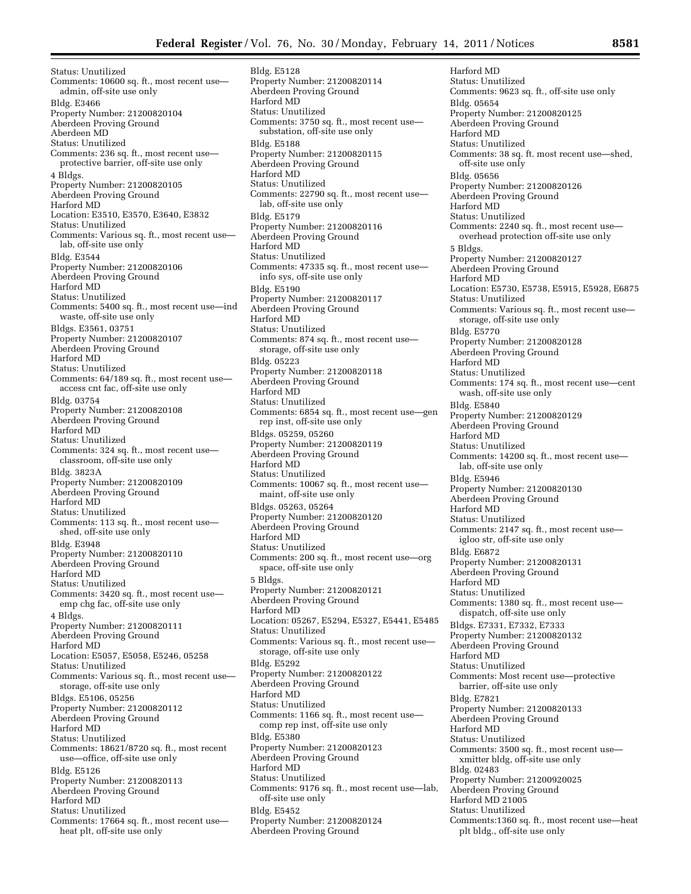Status: Unutilized
Comments: 10600 sq. ft., most recent use—admin, off-site use only

Bldg. E3466
Property Number: 21200820104
Aberdeen Proving Ground
Aberdeen MD
Status: Unutilized
Comments: 236 sq. ft., most recent use—protective barrier, off-site use only

4 Bldgs.
Property Number: 21200820105
Aberdeen Proving Ground
Harford MD
Location: E3510, E3570, E3640, E3832
Status: Unutilized
Comments: Various sq. ft., most recent use—lab, off-site use only

Bldg. E3544
Property Number: 21200820106
Aberdeen Proving Ground
Harford MD
Status: Unutilized
Comments: 5400 sq. ft., most recent use—ind waste, off-site use only

Bldgs. E3561, 03751
Property Number: 21200820107
Aberdeen Proving Ground
Harford MD
Status: Unutilized
Comments: 64/189 sq. ft., most recent use—access cnt fac, off-site use only

Bldg. 03754
Property Number: 21200820108
Aberdeen Proving Ground
Harford MD
Status: Unutilized
Comments: 324 sq. ft., most recent use—classroom, off-site use only

Bldg. 3823A
Property Number: 21200820109
Aberdeen Proving Ground
Harford MD
Status: Unutilized
Comments: 113 sq. ft., most recent use—shed, off-site use only

Bldg. E3948
Property Number: 21200820110
Aberdeen Proving Ground
Harford MD
Status: Unutilized
Comments: 3420 sq. ft., most recent use—emp chg fac, off-site use only

4 Bldgs.
Property Number: 21200820111
Aberdeen Proving Ground
Harford MD
Location: E5057, E5058, E5246, 05258
Status: Unutilized
Comments: Various sq. ft., most recent use—storage, off-site use only

Bldgs. E5106, 05256
Property Number: 21200820112
Aberdeen Proving Ground
Harford MD
Status: Unutilized
Comments: 18621/8720 sq. ft., most recent use—office, off-site use only

Bldg. E5126
Property Number: 21200820113
Aberdeen Proving Ground
Harford MD
Status: Unutilized
Comments: 17664 sq. ft., most recent use—heat plt, off-site use only

Bldg. E5128
Property Number: 21200820114
Aberdeen Proving Ground
Harford MD
Status: Unutilized
Comments: 3750 sq. ft., most recent use—substation, off-site use only

Bldg. E5188
Property Number: 21200820115
Aberdeen Proving Ground
Harford MD
Status: Unutilized
Comments: 22790 sq. ft., most recent use—lab, off-site use only

Bldg. E5179
Property Number: 21200820116
Aberdeen Proving Ground
Harford MD
Status: Unutilized
Comments: 47335 sq. ft., most recent use—info sys, off-site use only

Bldg. E5190
Property Number: 21200820117
Aberdeen Proving Ground
Harford MD
Status: Unutilized
Comments: 874 sq. ft., most recent use—storage, off-site use only

Bldg. 05223
Property Number: 21200820118
Aberdeen Proving Ground
Harford MD
Status: Unutilized
Comments: 6854 sq. ft., most recent use—gen rep inst, off-site use only

Bldgs. 05259, 05260
Property Number: 21200820119
Aberdeen Proving Ground
Harford MD
Status: Unutilized
Comments: 10067 sq. ft., most recent use—maint, off-site use only

Bldgs. 05263, 05264
Property Number: 21200820120
Aberdeen Proving Ground
Harford MD
Status: Unutilized
Comments: 200 sq. ft., most recent use—org space, off-site use only

5 Bldgs.
Property Number: 21200820121
Aberdeen Proving Ground
Harford MD
Location: 05267, E5294, E5327, E5441, E5485
Status: Unutilized
Comments: Various sq. ft., most recent use—storage, off-site use only

Bldg. E5292
Property Number: 21200820122
Aberdeen Proving Ground
Harford MD
Status: Unutilized
Comments: 1166 sq. ft., most recent use—comp rep inst, off-site use only

Bldg. E5380
Property Number: 21200820123
Aberdeen Proving Ground
Harford MD
Status: Unutilized
Comments: 9176 sq. ft., most recent use—lab, off-site use only

Bldg. E5452
Property Number: 21200820124
Aberdeen Proving Ground
Harford MD
Status: Unutilized
Comments: 9623 sq. ft., off-site use only

Bldg. 05654
Property Number: 21200820125
Aberdeen Proving Ground
Harford MD
Status: Unutilized
Comments: 38 sq. ft. most recent use—shed, off-site use only

Bldg. 05656
Property Number: 21200820126
Aberdeen Proving Ground
Harford MD
Status: Unutilized
Comments: 2240 sq. ft., most recent use—overhead protection off-site use only

5 Bldgs.
Property Number: 21200820127
Aberdeen Proving Ground
Harford MD
Location: E5730, E5738, E5915, E5928, E6875
Status: Unutilized
Comments: Various sq. ft., most recent use—storage, off-site use only

Bldg. E5770
Property Number: 21200820128
Aberdeen Proving Ground
Harford MD
Status: Unutilized
Comments: 174 sq. ft., most recent use—cent wash, off-site use only

Bldg. E5840
Property Number: 21200820129
Aberdeen Proving Ground
Harford MD
Status: Unutilized
Comments: 14200 sq. ft., most recent use—lab, off-site use only

Bldg. E5946
Property Number: 21200820130
Aberdeen Proving Ground
Harford MD
Status: Unutilized
Comments: 2147 sq. ft., most recent use—igloo str, off-site use only

Bldg. E6872
Property Number: 21200820131
Aberdeen Proving Ground
Harford MD
Status: Unutilized
Comments: 1380 sq. ft., most recent use—dispatch, off-site use only

Bldgs. E7331, E7332, E7333
Property Number: 21200820132
Aberdeen Proving Ground
Harford MD
Status: Unutilized
Comments: Most recent use—protective barrier, off-site use only

Bldg. E7821
Property Number: 21200820133
Aberdeen Proving Ground
Harford MD
Status: Unutilized
Comments: 3500 sq. ft., most recent use—xmitter bldg, off-site use only

Bldg. 02483
Property Number: 21200920025
Aberdeen Proving Ground
Harford MD 21005
Status: Unutilized
Comments:1360 sq. ft., most recent use—heat plt bldg., off-site use only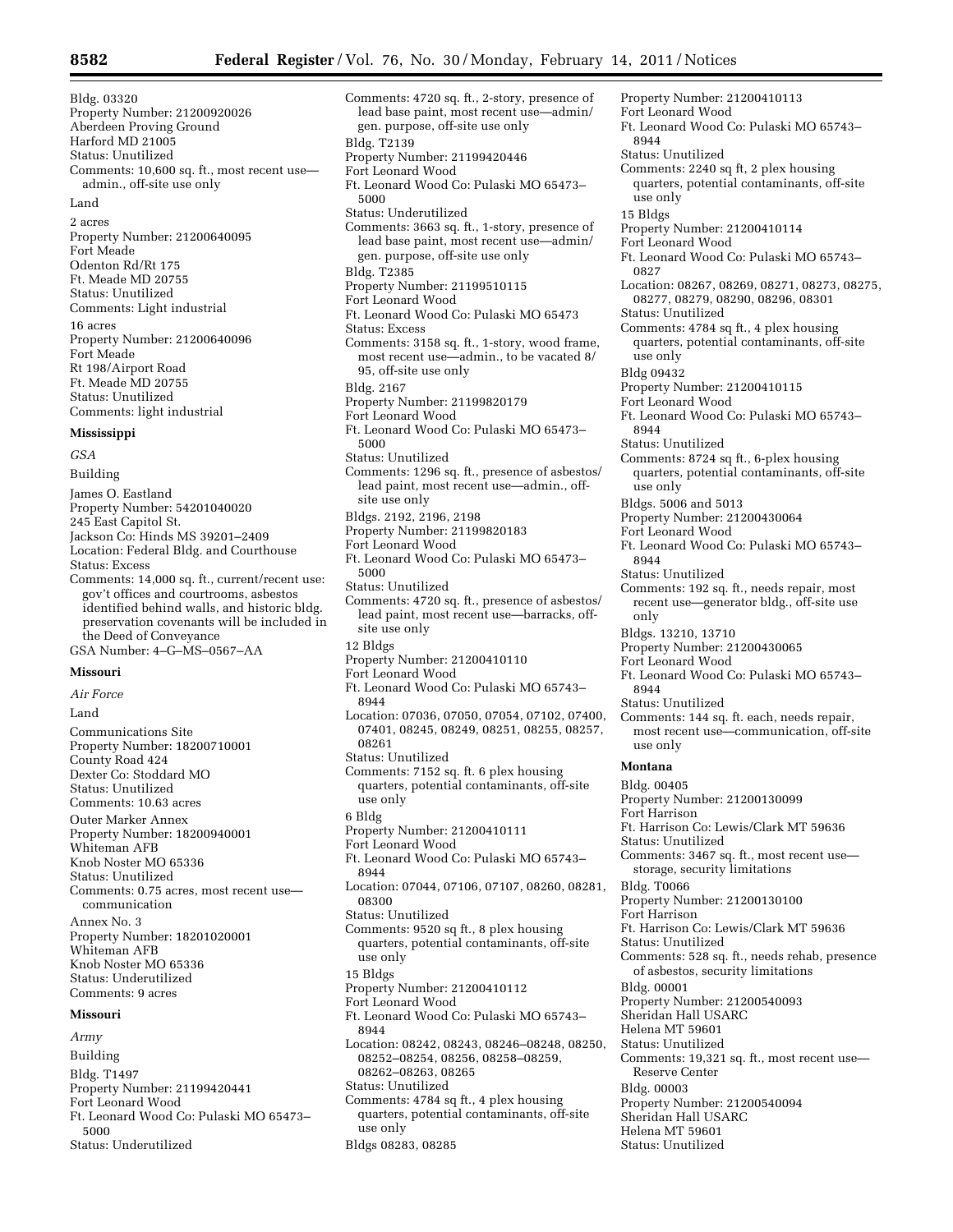Bldg. 03320
Property Number: 21200920026
Aberdeen Proving Ground
Harford MD 21005
Status: Unutilized
Comments: 10,600 sq. ft., most recent use—admin., off-site use only

Land

2 acres
Property Number: 21200640095
Fort Meade
Odenton Rd/Rt 175
Ft. Meade MD 20755
Status: Unutilized
Comments: Light industrial

16 acres
Property Number: 21200640096
Fort Meade
Rt 198/Airport Road
Ft. Meade MD 20755
Status: Unutilized
Comments: light industrial

**Mississippi**

*GSA*

Building

James O. Eastland
Property Number: 54201040020
245 East Capitol St.
Jackson Co: Hinds MS 39201–2409
Location: Federal Bldg. and Courthouse
Status: Excess
Comments: 14,000 sq. ft., current/recent use: gov't offices and courtrooms, asbestos identified behind walls, and historic bldg. preservation covenants will be included in the Deed of Conveyance
GSA Number: 4–G–MS–0567–AA

**Missouri**

*Air Force*

Land

Communications Site
Property Number: 18200710001
County Road 424
Dexter Co: Stoddard MO
Status: Unutilized
Comments: 10.63 acres

Outer Marker Annex
Property Number: 18200940001
Whiteman AFB
Knob Noster MO 65336
Status: Unutilized
Comments: 0.75 acres, most recent use—communication

Annex No. 3
Property Number: 18201020001
Whiteman AFB
Knob Noster MO 65336
Status: Underutilized
Comments: 9 acres

**Missouri**

*Army*

Building

Bldg. T1497
Property Number: 21199420441
Fort Leonard Wood
Ft. Leonard Wood Co: Pulaski MO 65473–5000
Status: Underutilized
Comments: 4720 sq. ft., 2-story, presence of lead base paint, most recent use—admin/gen. purpose, off-site use only

Bldg. T2139
Property Number: 21199420446
Fort Leonard Wood
Ft. Leonard Wood Co: Pulaski MO 65473–5000
Status: Underutilized
Comments: 3663 sq. ft., 1-story, presence of lead base paint, most recent use—admin/gen. purpose, off-site use only

Bldg. T2385
Property Number: 21199510115
Fort Leonard Wood
Ft. Leonard Wood Co: Pulaski MO 65473
Status: Excess
Comments: 3158 sq. ft., 1-story, wood frame, most recent use—admin., to be vacated 8/95, off-site use only

Bldg. 2167
Property Number: 21199820179
Fort Leonard Wood
Ft. Leonard Wood Co: Pulaski MO 65473–5000
Status: Unutilized
Comments: 1296 sq. ft., presence of asbestos/lead paint, most recent use—admin., off-site use only

Bldgs. 2192, 2196, 2198
Property Number: 21199820183
Fort Leonard Wood
Ft. Leonard Wood Co: Pulaski MO 65473–5000
Status: Unutilized
Comments: 4720 sq. ft., presence of asbestos/lead paint, most recent use—barracks, off-site use only

12 Bldgs
Property Number: 21200410110
Fort Leonard Wood
Ft. Leonard Wood Co: Pulaski MO 65743–8944
Location: 07036, 07050, 07054, 07102, 07400, 07401, 08245, 08249, 08251, 08255, 08257, 08261
Status: Unutilized
Comments: 7152 sq. ft. 6 plex housing quarters, potential contaminants, off-site use only

6 Bldg
Property Number: 21200410111
Fort Leonard Wood
Ft. Leonard Wood Co: Pulaski MO 65743–8944
Location: 07044, 07106, 07107, 08260, 08281, 08300
Status: Unutilized
Comments: 9520 sq ft., 8 plex housing quarters, potential contaminants, off-site use only

15 Bldgs
Property Number: 21200410112
Fort Leonard Wood
Ft. Leonard Wood Co: Pulaski MO 65743–8944
Location: 08242, 08243, 08246–08248, 08250, 08252–08254, 08256, 08258–08259, 08262–08263, 08265
Status: Unutilized
Comments: 4784 sq ft., 4 plex housing quarters, potential contaminants, off-site use only

Bldgs 08283, 08285
Property Number: 21200410113
Fort Leonard Wood
Ft. Leonard Wood Co: Pulaski MO 65743–8944
Status: Unutilized
Comments: 2240 sq ft, 2 plex housing quarters, potential contaminants, off-site use only

15 Bldgs
Property Number: 21200410114
Fort Leonard Wood
Ft. Leonard Wood Co: Pulaski MO 65743–0827
Location: 08267, 08269, 08271, 08273, 08275, 08277, 08279, 08290, 08296, 08301
Status: Unutilized
Comments: 4784 sq. ft., 4 plex housing quarters, potential contaminants, off-site use only

Bldg 09432
Property Number: 21200410115
Fort Leonard Wood
Ft. Leonard Wood Co: Pulaski MO 65743–8944
Status: Unutilized
Comments: 8724 sq ft., 6-plex housing quarters, potential contaminants, off-site use only

Bldgs. 5006 and 5013
Property Number: 21200430064
Fort Leonard Wood
Ft. Leonard Wood Co: Pulaski MO 65743–8944
Status: Unutilized
Comments: 192 sq. ft., needs repair, most recent use—generator bldg., off-site use only

Bldgs. 13210, 13710
Property Number: 21200430065
Fort Leonard Wood
Ft. Leonard Wood Co: Pulaski MO 65743–8944
Status: Unutilized
Comments: 144 sq. ft. each, needs repair, most recent use—communication, off-site use only

**Montana**

Bldg. 00405
Property Number: 21200130099
Fort Harrison
Ft. Harrison Co: Lewis/Clark MT 59636
Status: Unutilized
Comments: 3467 sq. ft., most recent use—storage, security limitations

Bldg. T0066
Property Number: 21200130100
Fort Harrison
Ft. Harrison Co: Lewis/Clark MT 59636
Status: Unutilized
Comments: 528 sq. ft., needs rehab, presence of asbestos, security limitations

Bldg. 00001
Property Number: 21200540093
Sheridan Hall USARC
Helena MT 59601
Status: Unutilized
Comments: 19,321 sq. ft., most recent use—Reserve Center

Bldg. 00003
Property Number: 21200540094
Sheridan Hall USARC
Helena MT 59601
Status: Unutilized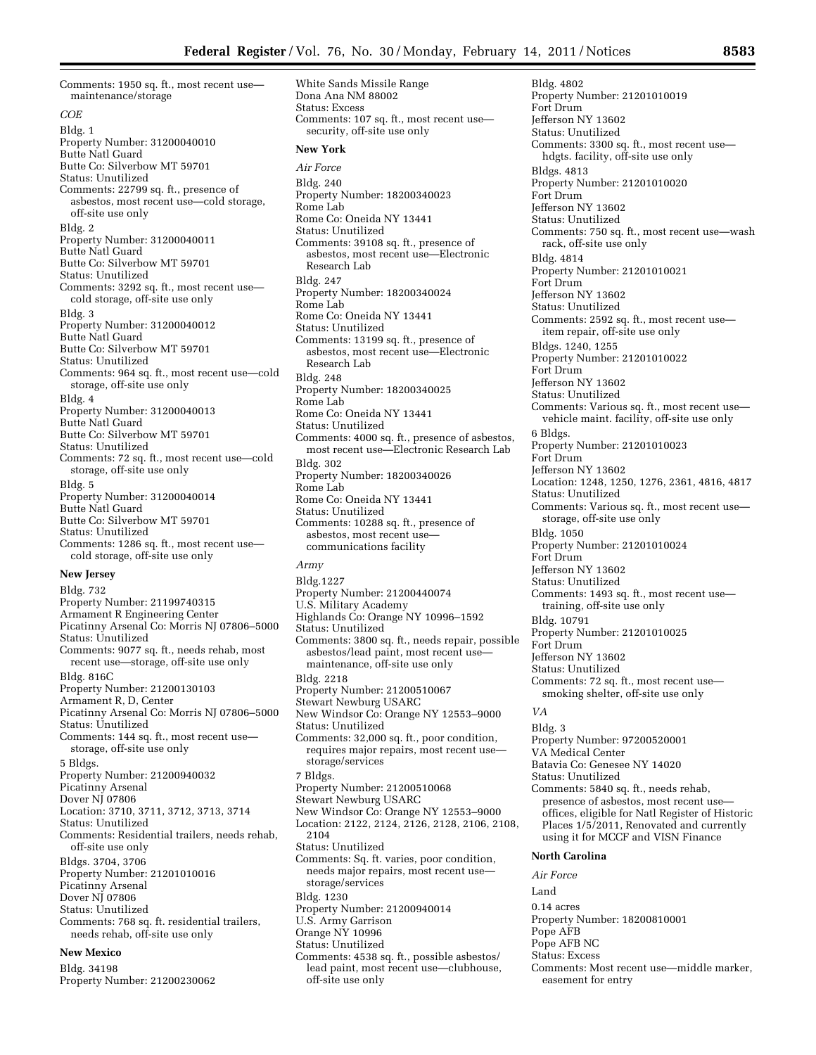Comments: 1950 sq. ft., most recent use—maintenance/storage

*COE*

Bldg. 1
Property Number: 31200040010
Butte Natl Guard
Butte Co: Silverbow MT 59701
Status: Unutilized
Comments: 22799 sq. ft., presence of asbestos, most recent use—cold storage, off-site use only

Bldg. 2
Property Number: 31200040011
Butte Natl Guard
Butte Co: Silverbow MT 59701
Status: Unutilized
Comments: 3292 sq. ft., most recent use—cold storage, off-site use only

Bldg. 3
Property Number: 31200040012
Butte Natl Guard
Butte Co: Silverbow MT 59701
Status: Unutilized
Comments: 964 sq. ft., most recent use—cold storage, off-site use only

Bldg. 4
Property Number: 31200040013
Butte Natl Guard
Butte Co: Silverbow MT 59701
Status: Unutilized
Comments: 72 sq. ft., most recent use—cold storage, off-site use only

Bldg. 5
Property Number: 31200040014
Butte Natl Guard
Butte Co: Silverbow MT 59701
Status: Unutilized
Comments: 1286 sq. ft., most recent use—cold storage, off-site use only

**New Jersey**

Bldg. 732
Property Number: 21199740315
Armament R Engineering Center
Picatinny Arsenal Co: Morris NJ 07806–5000
Status: Unutilized
Comments: 9077 sq. ft., needs rehab, most recent use—storage, off-site use only

Bldg. 816C
Property Number: 21200130103
Armament R, D, Center
Picatinny Arsenal Co: Morris NJ 07806–5000
Status: Unutilized
Comments: 144 sq. ft., most recent use—storage, off-site use only

5 Bldgs.
Property Number: 21200940032
Picatinny Arsenal
Dover NJ 07806
Location: 3710, 3711, 3712, 3713, 3714
Status: Unutilized
Comments: Residential trailers, needs rehab, off-site use only

Bldgs. 3704, 3706
Property Number: 21201010016
Picatinny Arsenal
Dover NJ 07806
Status: Unutilized
Comments: 768 sq. ft. residential trailers, needs rehab, off-site use only

**New Mexico**

Bldg. 34198
Property Number: 21200230062
White Sands Missile Range
Dona Ana NM 88002
Status: Excess
Comments: 107 sq. ft., most recent use—security, off-site use only

**New York**

*Air Force*

Bldg. 240
Property Number: 18200340023
Rome Lab
Rome Co: Oneida NY 13441
Status: Unutilized
Comments: 39108 sq. ft., presence of asbestos, most recent use—Electronic Research Lab

Bldg. 247
Property Number: 18200340024
Rome Lab
Rome Co: Oneida NY 13441
Status: Unutilized
Comments: 13199 sq. ft., presence of asbestos, most recent use—Electronic Research Lab

Bldg. 248
Property Number: 18200340025
Rome Lab
Rome Co: Oneida NY 13441
Status: Unutilized
Comments: 4000 sq. ft., presence of asbestos, most recent use—Electronic Research Lab

Bldg. 302
Property Number: 18200340026
Rome Lab
Rome Co: Oneida NY 13441
Status: Unutilized
Comments: 10288 sq. ft., presence of asbestos, most recent use—communications facility

*Army*

Bldg.1227
Property Number: 21200440074
U.S. Military Academy
Highlands Co: Orange NY 10996–1592
Status: Unutilized
Comments: 3800 sq. ft., needs repair, possible asbestos/lead paint, most recent use—maintenance, off-site use only

Bldg. 2218
Property Number: 21200510067
Stewart Newburg USARC
New Windsor Co: Orange NY 12553–9000
Status: Unutilized
Comments: 32,000 sq. ft., poor condition, requires major repairs, most recent use—storage/services

7 Bldgs.
Property Number: 21200510068
Stewart Newburg USARC
New Windsor Co: Orange NY 12553–9000
Location: 2122, 2124, 2126, 2128, 2106, 2108, 2104
Status: Unutilized
Comments: Sq. ft. varies, poor condition, needs major repairs, most recent use—storage/services

Bldg. 1230
Property Number: 21200940014
U.S. Army Garrison
Orange NY 10996
Status: Unutilized
Comments: 4538 sq. ft., possible asbestos/lead paint, most recent use—clubhouse, off-site use only

Bldg. 4802
Property Number: 21201010019
Fort Drum
Jefferson NY 13602
Status: Unutilized
Comments: 3300 sq. ft., most recent use—hdgts. facility, off-site use only

Bldgs. 4813
Property Number: 21201010020
Fort Drum
Jefferson NY 13602
Status: Unutilized
Comments: 750 sq. ft., most recent use—wash rack, off-site use only

Bldg. 4814
Property Number: 21201010021
Fort Drum
Jefferson NY 13602
Status: Unutilized
Comments: 2592 sq. ft., most recent use—item repair, off-site use only

Bldgs. 1240, 1255
Property Number: 21201010022
Fort Drum
Jefferson NY 13602
Status: Unutilized
Comments: Various sq. ft., most recent use—vehicle maint. facility, off-site use only

6 Bldgs.
Property Number: 21201010023
Fort Drum
Jefferson NY 13602
Location: 1248, 1250, 1276, 2361, 4816, 4817
Status: Unutilized
Comments: Various sq. ft., most recent use—storage, off-site use only

Bldg. 1050
Property Number: 21201010024
Fort Drum
Jefferson NY 13602
Status: Unutilized
Comments: 1493 sq. ft., most recent use—training, off-site use only

Bldg. 10791
Property Number: 21201010025
Fort Drum
Jefferson NY 13602
Status: Unutilized
Comments: 72 sq. ft., most recent use—smoking shelter, off-site use only

*VA*

Bldg. 3
Property Number: 97200520001
VA Medical Center
Batavia Co: Genesee NY 14020
Status: Unutilized
Comments: 5840 sq. ft., needs rehab, presence of asbestos, most recent use—offices, eligible for Natl Register of Historic Places 1/5/2011, Renovated and currently using it for MCCF and VISN Finance

**North Carolina**

*Air Force*

Land

0.14 acres
Property Number: 18200810001
Pope AFB
Pope AFB NC
Status: Excess
Comments: Most recent use—middle marker, easement for entry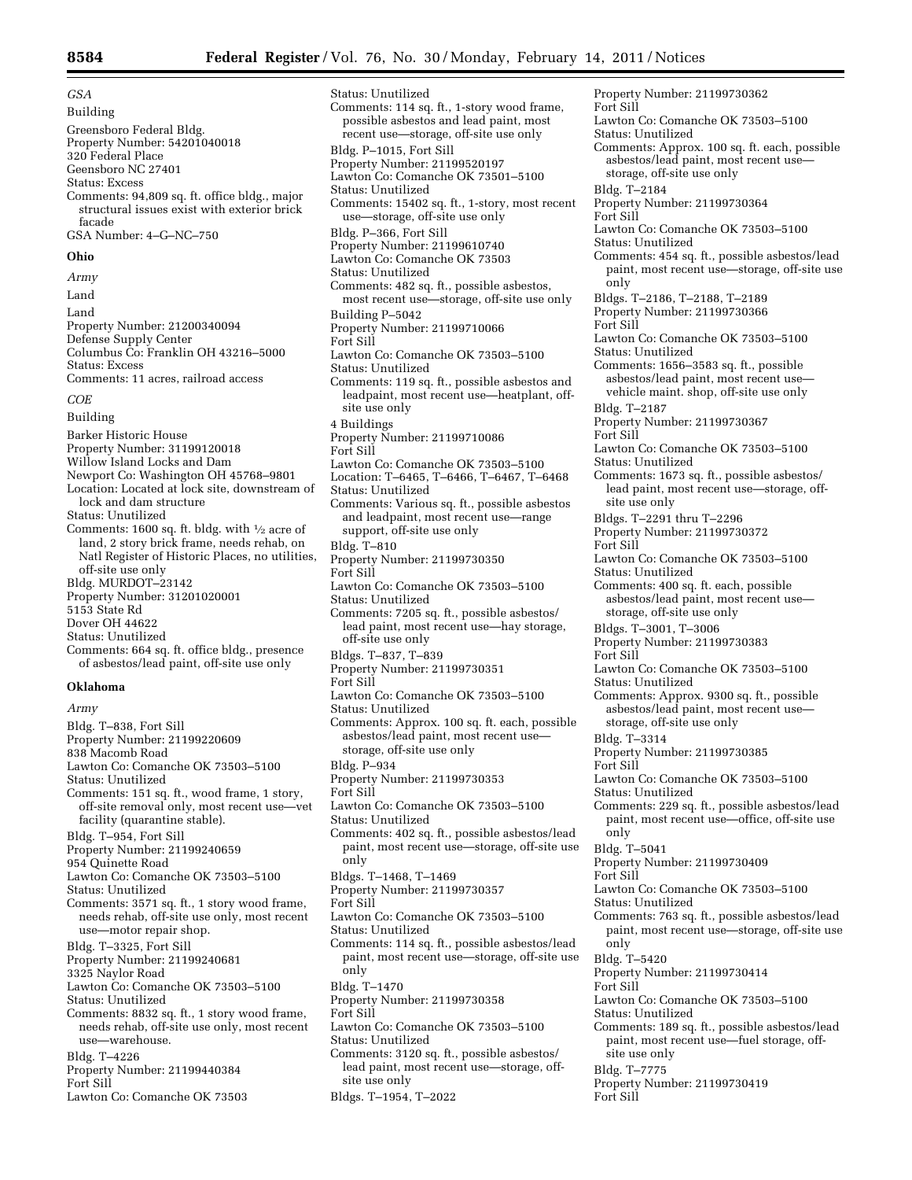*GSA*

Building

Greensboro Federal Bldg.
Property Number: 54201040018
320 Federal Place
Geensboro NC 27401
Status: Excess
Comments: 94,809 sq. ft. office bldg., major structural issues exist with exterior brick facade
GSA Number: 4–G–NC–750

## Ohio

*Army*

Land

Land
Property Number: 21200340094
Defense Supply Center
Columbus Co: Franklin OH 43216–5000
Status: Excess
Comments: 11 acres, railroad access

*COE*

Building

Barker Historic House
Property Number: 31199120018
Willow Island Locks and Dam
Newport Co: Washington OH 45768–9801
Location: Located at lock site, downstream of lock and dam structure
Status: Unutilized
Comments: 1600 sq. ft. bldg. with ½ acre of land, 2 story brick frame, needs rehab, on Natl Register of Historic Places, no utilities, off-site use only

Bldg. MURDOT–23142
Property Number: 31201020001
5153 State Rd
Dover OH 44622
Status: Unutilized
Comments: 664 sq. ft. office bldg., presence of asbestos/lead paint, off-site use only

## Oklahoma

*Army*

Bldg. T–838, Fort Sill
Property Number: 21199220609
838 Macomb Road
Lawton Co: Comanche OK 73503–5100
Status: Unutilized
Comments: 151 sq. ft., wood frame, 1 story, off-site removal only, most recent use—vet facility (quarantine stable).

Bldg. T–954, Fort Sill
Property Number: 21199240659
954 Quinette Road
Lawton Co: Comanche OK 73503–5100
Status: Unutilized
Comments: 3571 sq. ft., 1 story wood frame, needs rehab, off-site use only, most recent use—motor repair shop.

Bldg. T–3325, Fort Sill
Property Number: 21199240681
3325 Naylor Road
Lawton Co: Comanche OK 73503–5100
Status: Unutilized
Comments: 8832 sq. ft., 1 story wood frame, needs rehab, off-site use only, most recent use—warehouse.

Bldg. T–4226
Property Number: 21199440384
Fort Sill
Lawton Co: Comanche OK 73503
Status: Unutilized
Comments: 114 sq. ft., 1-story wood frame, possible asbestos and lead paint, most recent use—storage, off-site use only

Bldg. P–1015, Fort Sill
Property Number: 21199520197
Lawton Co: Comanche OK 73501–5100
Status: Unutilized
Comments: 15402 sq. ft., 1-story, most recent use—storage, off-site use only

Bldg. P–366, Fort Sill
Property Number: 21199610740
Lawton Co: Comanche OK 73503
Status: Unutilized
Comments: 482 sq. ft., possible asbestos, most recent use—storage, off-site use only

Building P–5042
Property Number: 21199710066
Fort Sill
Lawton Co: Comanche OK 73503–5100
Status: Unutilized
Comments: 119 sq. ft., possible asbestos and leadpaint, most recent use—heatplant, off-site use only

4 Buildings
Property Number: 21199710086
Fort Sill
Lawton Co: Comanche OK 73503–5100
Location: T–6465, T–6466, T–6467, T–6468
Status: Unutilized
Comments: Various sq. ft., possible asbestos and leadpaint, most recent use—range support, off-site use only

Bldg. T–810
Property Number: 21199730350
Fort Sill
Lawton Co: Comanche OK 73503–5100
Status: Unutilized
Comments: 7205 sq. ft., possible asbestos/ lead paint, most recent use—hay storage, off-site use only

Bldgs. T–837, T–839
Property Number: 21199730351
Fort Sill
Lawton Co: Comanche OK 73503–5100
Status: Unutilized
Comments: Approx. 100 sq. ft. each, possible asbestos/lead paint, most recent use—storage, off-site use only

Bldg. P–934
Property Number: 21199730353
Fort Sill
Lawton Co: Comanche OK 73503–5100
Status: Unutilized
Comments: 402 sq. ft., possible asbestos/lead paint, most recent use—storage, off-site use only

Bldgs. T–1468, T–1469
Property Number: 21199730357
Fort Sill
Lawton Co: Comanche OK 73503–5100
Status: Unutilized
Comments: 114 sq. ft., possible asbestos/lead paint, most recent use—storage, off-site use only

Bldg. T–1470
Property Number: 21199730358
Fort Sill
Lawton Co: Comanche OK 73503–5100
Status: Unutilized
Comments: 3120 sq. ft., possible asbestos/ lead paint, most recent use—storage, off-site use only

Bldgs. T–1954, T–2022
Property Number: 21199730362
Fort Sill
Lawton Co: Comanche OK 73503–5100
Status: Unutilized
Comments: Approx. 100 sq. ft. each, possible asbestos/lead paint, most recent use—storage, off-site use only

Bldg. T–2184
Property Number: 21199730364
Fort Sill
Lawton Co: Comanche OK 73503–5100
Status: Unutilized
Comments: 454 sq. ft., possible asbestos/lead paint, most recent use—storage, off-site use only

Bldgs. T–2186, T–2188, T–2189
Property Number: 21199730366
Fort Sill
Lawton Co: Comanche OK 73503–5100
Status: Unutilized
Comments: 1656–3583 sq. ft., possible asbestos/lead paint, most recent use—vehicle maint. shop, off-site use only

Bldg. T–2187
Property Number: 21199730367
Fort Sill
Lawton Co: Comanche OK 73503–5100
Status: Unutilized
Comments: 1673 sq. ft., possible asbestos/ lead paint, most recent use—storage, off-site use only

Bldgs. T–2291 thru T–2296
Property Number: 21199730372
Fort Sill
Lawton Co: Comanche OK 73503–5100
Status: Unutilized
Comments: 400 sq. ft. each, possible asbestos/lead paint, most recent use—storage, off-site use only

Bldgs. T–3001, T–3006
Property Number: 21199730383
Fort Sill
Lawton Co: Comanche OK 73503–5100
Status: Unutilized
Comments: Approx. 9300 sq. ft., possible asbestos/lead paint, most recent use—storage, off-site use only

Bldg. T–3314
Property Number: 21199730385
Fort Sill
Lawton Co: Comanche OK 73503–5100
Status: Unutilized
Comments: 229 sq. ft., possible asbestos/lead paint, most recent use—office, off-site use only

Bldg. T–5041
Property Number: 21199730409
Fort Sill
Lawton Co: Comanche OK 73503–5100
Status: Unutilized
Comments: 763 sq. ft., possible asbestos/lead paint, most recent use—storage, off-site use only

Bldg. T–5420
Property Number: 21199730414
Fort Sill
Lawton Co: Comanche OK 73503–5100
Status: Unutilized
Comments: 189 sq. ft., possible asbestos/lead paint, most recent use—fuel storage, off-site use only

Bldg. T–7775
Property Number: 21199730419
Fort Sill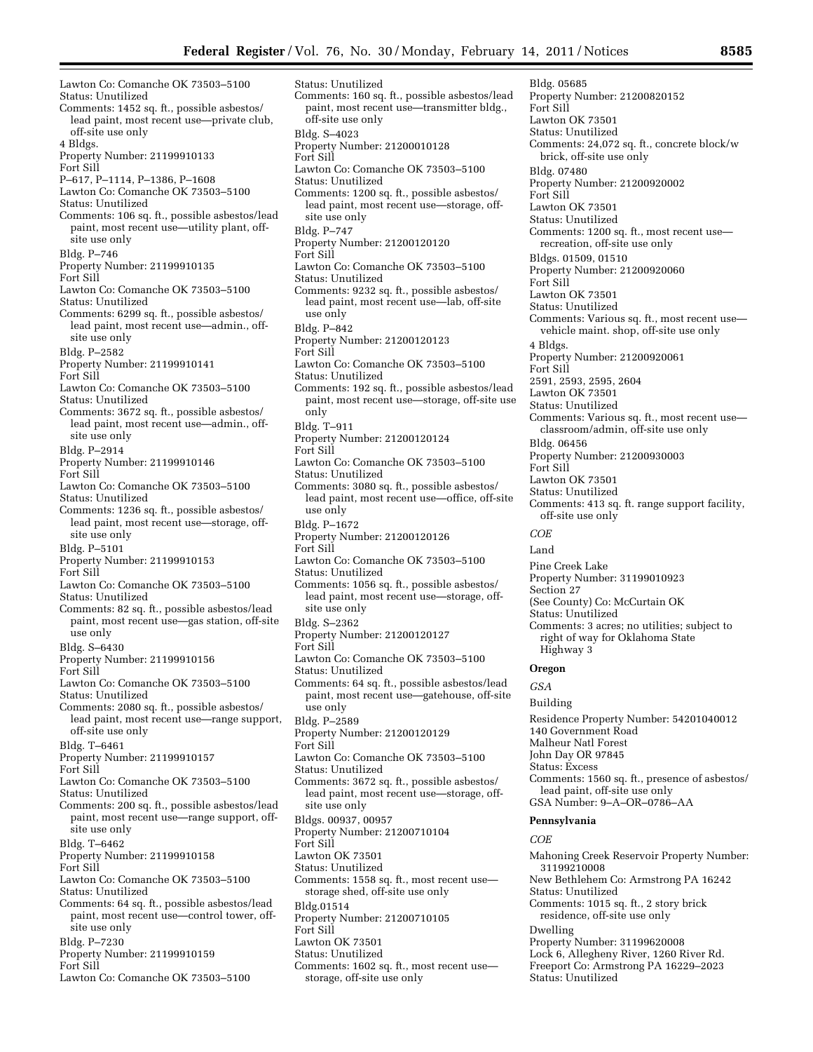Lawton Co: Comanche OK 73503–5100
Status: Unutilized
Comments: 1452 sq. ft., possible asbestos/lead paint, most recent use—private club, off-site use only

4 Bldgs.
Property Number: 21199910133
Fort Sill
P–617, P–1114, P–1386, P–1608
Lawton Co: Comanche OK 73503–5100
Status: Unutilized
Comments: 106 sq. ft., possible asbestos/lead paint, most recent use—utility plant, off-site use only

Bldg. P–746
Property Number: 21199910135
Fort Sill
Lawton Co: Comanche OK 73503–5100
Status: Unutilized
Comments: 6299 sq. ft., possible asbestos/lead paint, most recent use—admin., off-site use only

Bldg. P–2582
Property Number: 21199910141
Fort Sill
Lawton Co: Comanche OK 73503–5100
Status: Unutilized
Comments: 3672 sq. ft., possible asbestos/lead paint, most recent use—admin., off-site use only

Bldg. P–2914
Property Number: 21199910146
Fort Sill
Lawton Co: Comanche OK 73503–5100
Status: Unutilized
Comments: 1236 sq. ft., possible asbestos/lead paint, most recent use—storage, off-site use only

Bldg. P–5101
Property Number: 21199910153
Fort Sill
Lawton Co: Comanche OK 73503–5100
Status: Unutilized
Comments: 82 sq. ft., possible asbestos/lead paint, most recent use—gas station, off-site use only

Bldg. S–6430
Property Number: 21199910156
Fort Sill
Lawton Co: Comanche OK 73503–5100
Status: Unutilized
Comments: 2080 sq. ft., possible asbestos/lead paint, most recent use—range support, off-site use only

Bldg. T–6461
Property Number: 21199910157
Fort Sill
Lawton Co: Comanche OK 73503–5100
Status: Unutilized
Comments: 200 sq. ft., possible asbestos/lead paint, most recent use—range support, off-site use only

Bldg. T–6462
Property Number: 21199910158
Fort Sill
Lawton Co: Comanche OK 73503–5100
Status: Unutilized
Comments: 64 sq. ft., possible asbestos/lead paint, most recent use—control tower, off-site use only

Bldg. P–7230
Property Number: 21199910159
Fort Sill
Lawton Co: Comanche OK 73503–5100
Status: Unutilized
Comments: 160 sq. ft., possible asbestos/lead paint, most recent use—transmitter bldg., off-site use only

Bldg. S–4023
Property Number: 21200010128
Fort Sill
Lawton Co: Comanche OK 73503–5100
Status: Unutilized
Comments: 1200 sq. ft., possible asbestos/lead paint, most recent use—storage, off-site use only

Bldg. P–747
Property Number: 21200120120
Fort Sill
Lawton Co: Comanche OK 73503–5100
Status: Unutilized
Comments: 9232 sq. ft., possible asbestos/lead paint, most recent use—lab, off-site use only

Bldg. P–842
Property Number: 21200120123
Fort Sill
Lawton Co: Comanche OK 73503–5100
Status: Unutilized
Comments: 192 sq. ft., possible asbestos/lead paint, most recent use—storage, off-site use only

Bldg. T–911
Property Number: 21200120124
Fort Sill
Lawton Co: Comanche OK 73503–5100
Status: Unutilized
Comments: 3080 sq. ft., possible asbestos/lead paint, most recent use—office, off-site use only

Bldg. P–1672
Property Number: 21200120126
Fort Sill
Lawton Co: Comanche OK 73503–5100
Status: Unutilized
Comments: 1056 sq. ft., possible asbestos/lead paint, most recent use—storage, off-site use only

Bldg. S–2362
Property Number: 21200120127
Fort Sill
Lawton Co: Comanche OK 73503–5100
Status: Unutilized
Comments: 64 sq. ft., possible asbestos/lead paint, most recent use—gatehouse, off-site use only

Bldg. P–2589
Property Number: 21200120129
Fort Sill
Lawton Co: Comanche OK 73503–5100
Status: Unutilized
Comments: 3672 sq. ft., possible asbestos/lead paint, most recent use—storage, off-site use only

Bldgs. 00937, 00957
Property Number: 21200710104
Fort Sill
Lawton OK 73501
Status: Unutilized
Comments: 1558 sq. ft., most recent use—storage shed, off-site use only

Bldg.01514
Property Number: 21200710105
Fort Sill
Lawton OK 73501
Status: Unutilized
Comments: 1602 sq. ft., most recent use—storage, off-site use only

Bldg. 05685
Property Number: 21200820152
Fort Sill
Lawton OK 73501
Status: Unutilized
Comments: 24,072 sq. ft., concrete block/w brick, off-site use only

Bldg. 07480
Property Number: 21200920002
Fort Sill
Lawton OK 73501
Status: Unutilized
Comments: 1200 sq. ft., most recent use—recreation, off-site use only

Bldgs. 01509, 01510
Property Number: 21200920060
Fort Sill
Lawton OK 73501
Status: Unutilized
Comments: Various sq. ft., most recent use—vehicle maint. shop, off-site use only

4 Bldgs.
Property Number: 21200920061
Fort Sill
2591, 2593, 2595, 2604
Lawton OK 73501
Status: Unutilized
Comments: Various sq. ft., most recent use—classroom/admin, off-site use only

Bldg. 06456
Property Number: 21200930003
Fort Sill
Lawton OK 73501
Status: Unutilized
Comments: 413 sq. ft. range support facility, off-site use only

*COE*

Land

Pine Creek Lake
Property Number: 31199010923
Section 27
(See County) Co: McCurtain OK
Status: Unutilized
Comments: 3 acres; no utilities; subject to right of way for Oklahoma State Highway 3

**Oregon**

*GSA*

Building

Residence Property Number: 54201040012
140 Government Road
Malheur Natl Forest
John Day OR 97845
Status: Excess
Comments: 1560 sq. ft., presence of asbestos/lead paint, off-site use only
GSA Number: 9–A–OR–0786–AA

**Pennsylvania**

*COE*

Mahoning Creek Reservoir Property Number: 31199210008
New Bethlehem Co: Armstrong PA 16242
Status: Unutilized
Comments: 1015 sq. ft., 2 story brick residence, off-site use only

Dwelling
Property Number: 31199620008
Lock 6, Allegheny River, 1260 River Rd.
Freeport Co: Armstrong PA 16229–2023
Status: Unutilized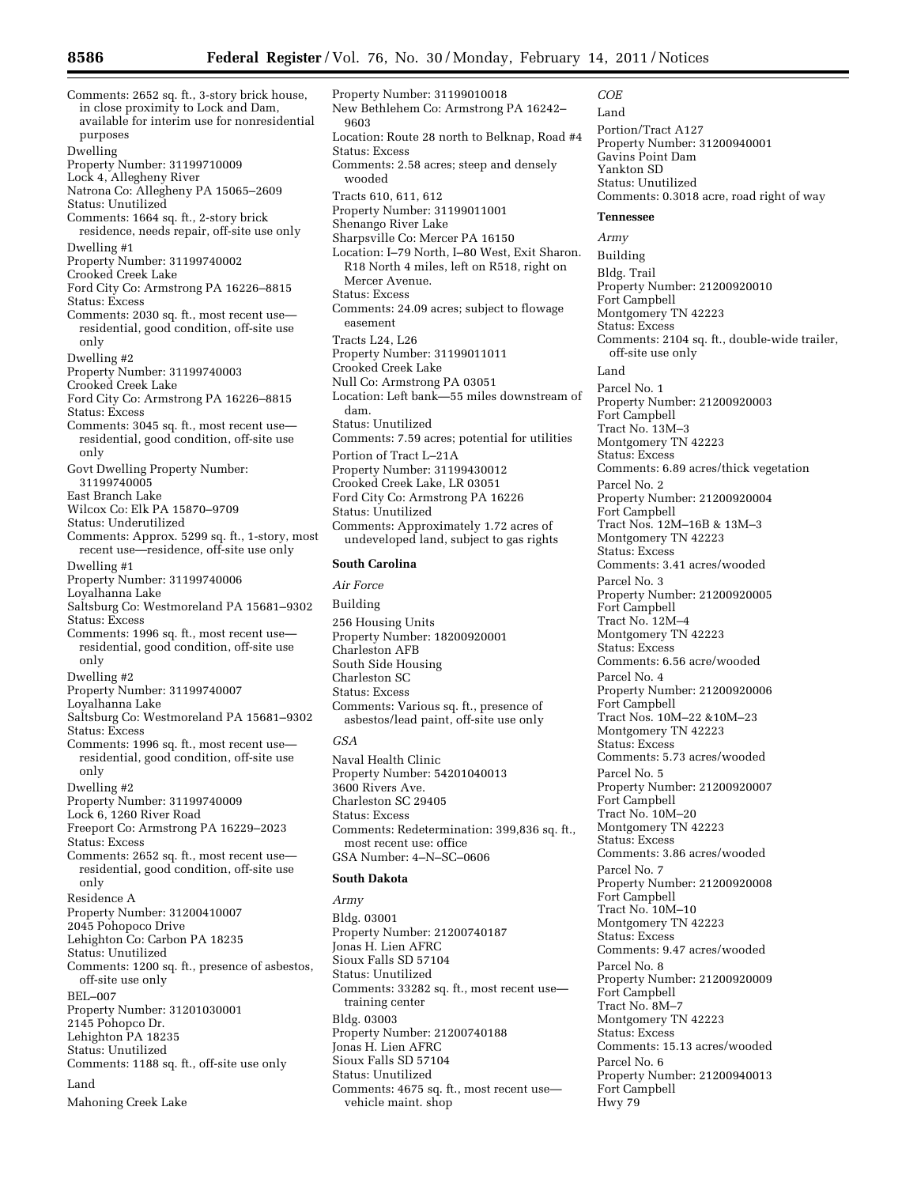Comments: 2652 sq. ft., 3-story brick house, in close proximity to Lock and Dam, available for interim use for nonresidential purposes

Dwelling
Property Number: 31199710009
Lock 4, Allegheny River
Natrona Co: Allegheny PA 15065–2609
Status: Unutilized
Comments: 1664 sq. ft., 2-story brick residence, needs repair, off-site use only

Dwelling #1
Property Number: 31199740002
Crooked Creek Lake
Ford City Co: Armstrong PA 16226–8815
Status: Excess
Comments: 2030 sq. ft., most recent use—residential, good condition, off-site use only

Dwelling #2
Property Number: 31199740003
Crooked Creek Lake
Ford City Co: Armstrong PA 16226–8815
Status: Excess
Comments: 3045 sq. ft., most recent use—residential, good condition, off-site use only

Govt Dwelling Property Number: 31199740005
East Branch Lake
Wilcox Co: Elk PA 15870–9709
Status: Underutilized
Comments: Approx. 5299 sq. ft., 1-story, most recent use—residence, off-site use only

Dwelling #1
Property Number: 31199740006
Loyalhanna Lake
Saltsburg Co: Westmoreland PA 15681–9302
Status: Excess
Comments: 1996 sq. ft., most recent use—residential, good condition, off-site use only

Dwelling #2
Property Number: 31199740007
Loyalhanna Lake
Saltsburg Co: Westmoreland PA 15681–9302
Status: Excess
Comments: 1996 sq. ft., most recent use—residential, good condition, off-site use only

Dwelling #2
Property Number: 31199740009
Lock 6, 1260 River Road
Freeport Co: Armstrong PA 16229–2023
Status: Excess
Comments: 2652 sq. ft., most recent use—residential, good condition, off-site use only

Residence A
Property Number: 31200410007
2045 Pohopoco Drive
Lehighton Co: Carbon PA 18235
Status: Unutilized
Comments: 1200 sq. ft., presence of asbestos, off-site use only

BEL–007
Property Number: 31201030001
2145 Pohopco Dr.
Lehighton PA 18235
Status: Unutilized
Comments: 1188 sq. ft., off-site use only

Land

Mahoning Creek Lake
Property Number: 31199010018
New Bethlehem Co: Armstrong PA 16242–9603
Location: Route 28 north to Belknap, Road #4
Status: Excess
Comments: 2.58 acres; steep and densely wooded

Tracts 610, 611, 612
Property Number: 31199011001
Shenango River Lake
Sharpsville Co: Mercer PA 16150
Location: I–79 North, I–80 West, Exit Sharon. R18 North 4 miles, left on R518, right on Mercer Avenue.
Status: Excess
Comments: 24.09 acres; subject to flowage easement

Tracts L24, L26
Property Number: 31199011011
Crooked Creek Lake
Null Co: Armstrong PA 03051
Location: Left bank—55 miles downstream of dam.
Status: Unutilized
Comments: 7.59 acres; potential for utilities

Portion of Tract L–21A
Property Number: 31199430012
Crooked Creek Lake, LR 03051
Ford City Co: Armstrong PA 16226
Status: Unutilized
Comments: Approximately 1.72 acres of undeveloped land, subject to gas rights

## South Carolina

*Air Force*

Building

256 Housing Units
Property Number: 18200920001
Charleston AFB
South Side Housing
Charleston SC
Status: Excess
Comments: Various sq. ft., presence of asbestos/lead paint, off-site use only

*GSA*

Naval Health Clinic
Property Number: 54201040013
3600 Rivers Ave.
Charleston SC 29405
Status: Excess
Comments: Redetermination: 399,836 sq. ft., most recent use: office
GSA Number: 4–N–SC–0606

## South Dakota

*Army*

Bldg. 03001
Property Number: 21200740187
Jonas H. Lien AFRC
Sioux Falls SD 57104
Status: Unutilized
Comments: 33282 sq. ft., most recent use—training center

Bldg. 03003
Property Number: 21200740188
Jonas H. Lien AFRC
Sioux Falls SD 57104
Status: Unutilized
Comments: 4675 sq. ft., most recent use—vehicle maint. shop

*COE*

Land

Portion/Tract A127
Property Number: 31200940001
Gavins Point Dam
Yankton SD
Status: Unutilized
Comments: 0.3018 acre, road right of way

## Tennessee

*Army*

Building

Bldg. Trail
Property Number: 21200920010
Fort Campbell
Montgomery TN 42223
Status: Excess
Comments: 2104 sq. ft., double-wide trailer, off-site use only

Land

Parcel No. 1
Property Number: 21200920003
Fort Campbell
Tract No. 13M–3
Montgomery TN 42223
Status: Excess
Comments: 6.89 acres/thick vegetation

Parcel No. 2
Property Number: 21200920004
Fort Campbell
Tract Nos. 12M–16B & 13M–3
Montgomery TN 42223
Status: Excess
Comments: 3.41 acres/wooded

Parcel No. 3
Property Number: 21200920005
Fort Campbell
Tract No. 12M–4
Montgomery TN 42223
Status: Excess
Comments: 6.56 acre/wooded

Parcel No. 4
Property Number: 21200920006
Fort Campbell
Tract Nos. 10M–22 &10M–23
Montgomery TN 42223
Status: Excess
Comments: 5.73 acres/wooded

Parcel No. 5
Property Number: 21200920007
Fort Campbell
Tract No. 10M–20
Montgomery TN 42223
Status: Excess
Comments: 3.86 acres/wooded

Parcel No. 7
Property Number: 21200920008
Fort Campbell
Tract No. 10M–10
Montgomery TN 42223
Status: Excess
Comments: 9.47 acres/wooded

Parcel No. 8
Property Number: 21200920009
Fort Campbell
Tract No. 8M–7
Montgomery TN 42223
Status: Excess
Comments: 15.13 acres/wooded

Parcel No. 6
Property Number: 21200940013
Fort Campbell
Hwy 79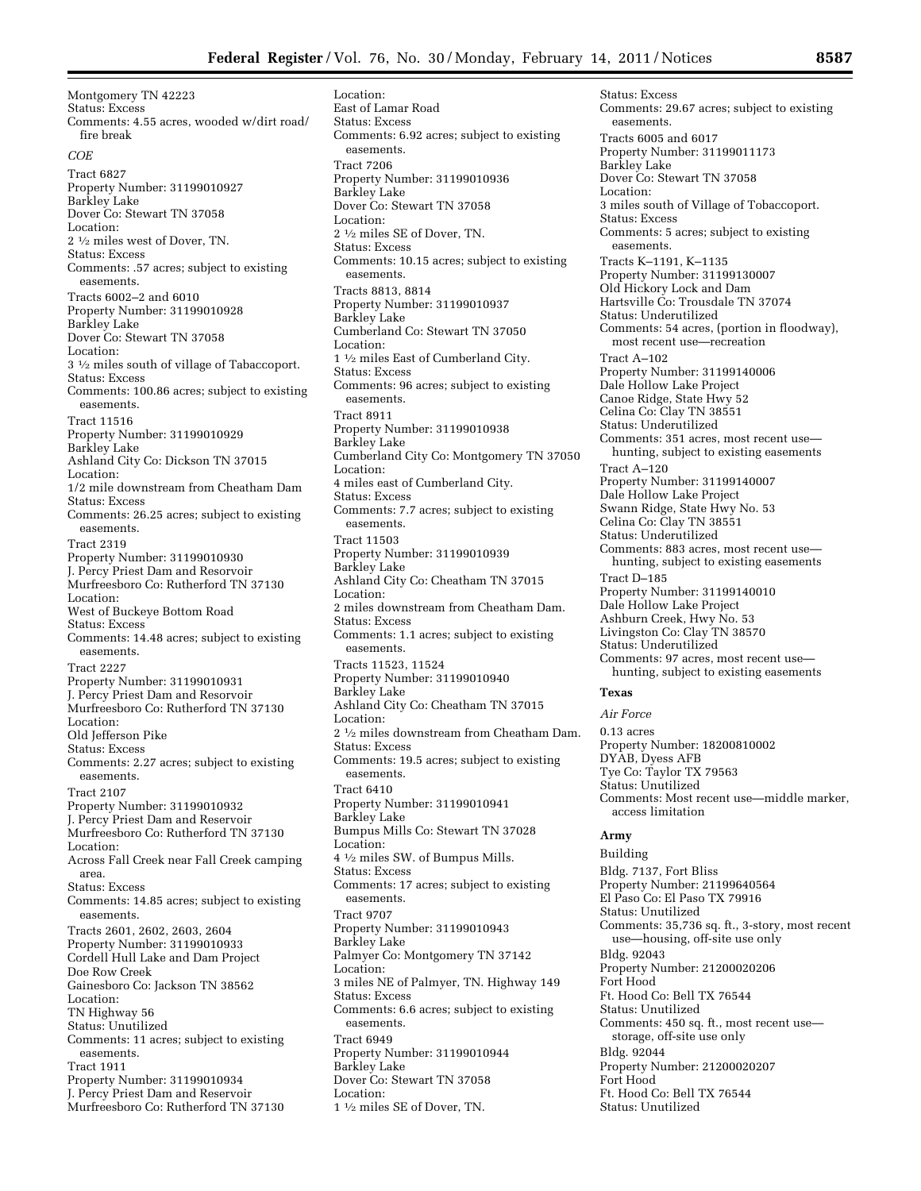Montgomery TN 42223
Status: Excess
Comments: 4.55 acres, wooded w/dirt road/fire break

*COE*

Tract 6827
Property Number: 31199010927
Barkley Lake
Dover Co: Stewart TN 37058
Location:
2 ½ miles west of Dover, TN.
Status: Excess
Comments: .57 acres; subject to existing easements.

Tracts 6002–2 and 6010
Property Number: 31199010928
Barkley Lake
Dover Co: Stewart TN 37058
Location:
3 ½ miles south of village of Tabaccoport.
Status: Excess
Comments: 100.86 acres; subject to existing easements.

Tract 11516
Property Number: 31199010929
Barkley Lake
Ashland City Co: Dickson TN 37015
Location:
1/2 mile downstream from Cheatham Dam
Status: Excess
Comments: 26.25 acres; subject to existing easements.

Tract 2319
Property Number: 31199010930
J. Percy Priest Dam and Resorvoir
Murfreesboro Co: Rutherford TN 37130
Location:
West of Buckeye Bottom Road
Status: Excess
Comments: 14.48 acres; subject to existing easements.

Tract 2227
Property Number: 31199010931
J. Percy Priest Dam and Resorvoir
Murfreesboro Co: Rutherford TN 37130
Location:
Old Jefferson Pike
Status: Excess
Comments: 2.27 acres; subject to existing easements.

Tract 2107
Property Number: 31199010932
J. Percy Priest Dam and Reservoir
Murfreesboro Co: Rutherford TN 37130
Location:
Across Fall Creek near Fall Creek camping area.
Status: Excess
Comments: 14.85 acres; subject to existing easements.

Tracts 2601, 2602, 2603, 2604
Property Number: 31199010933
Cordell Hull Lake and Dam Project
Doe Row Creek
Gainesboro Co: Jackson TN 38562
Location:
TN Highway 56
Status: Unutilized
Comments: 11 acres; subject to existing easements.

Tract 1911
Property Number: 31199010934
J. Percy Priest Dam and Reservoir
Murfreesboro Co: Rutherford TN 37130
Location:
East of Lamar Road
Status: Excess
Comments: 6.92 acres; subject to existing easements.

Tract 7206
Property Number: 31199010936
Barkley Lake
Dover Co: Stewart TN 37058
Location:
2 ½ miles SE of Dover, TN.
Status: Excess
Comments: 10.15 acres; subject to existing easements.

Tracts 8813, 8814
Property Number: 31199010937
Barkley Lake
Cumberland Co: Stewart TN 37050
Location:
1 ½ miles East of Cumberland City.
Status: Excess
Comments: 96 acres; subject to existing easements.

Tract 8911
Property Number: 31199010938
Barkley Lake
Cumberland City Co: Montgomery TN 37050
Location:
4 miles east of Cumberland City.
Status: Excess
Comments: 7.7 acres; subject to existing easements.

Tract 11503
Property Number: 31199010939
Barkley Lake
Ashland City Co: Cheatham TN 37015
Location:
2 miles downstream from Cheatham Dam.
Status: Excess
Comments: 1.1 acres; subject to existing easements.

Tracts 11523, 11524
Property Number: 31199010940
Barkley Lake
Ashland City Co: Cheatham TN 37015
Location:
2 ½ miles downstream from Cheatham Dam.
Status: Excess
Comments: 19.5 acres; subject to existing easements.

Tract 6410
Property Number: 31199010941
Barkley Lake
Bumpus Mills Co: Stewart TN 37028
Location:
4 ½ miles SW. of Bumpus Mills.
Status: Excess
Comments: 17 acres; subject to existing easements.

Tract 9707
Property Number: 31199010943
Barkley Lake
Palmyer Co: Montgomery TN 37142
Location:
3 miles NE of Palmyer, TN. Highway 149
Status: Excess
Comments: 6.6 acres; subject to existing easements.

Tract 6949
Property Number: 31199010944
Barkley Lake
Dover Co: Stewart TN 37058
Location:
1 ½ miles SE of Dover, TN.
Status: Excess
Comments: 29.67 acres; subject to existing easements.

Tracts 6005 and 6017
Property Number: 31199011173
Barkley Lake
Dover Co: Stewart TN 37058
Location:
3 miles south of Village of Tobaccoport.
Status: Excess
Comments: 5 acres; subject to existing easements.

Tracts K–1191, K–1135
Property Number: 31199130007
Old Hickory Lock and Dam
Hartsville Co: Trousdale TN 37074
Status: Underutilized
Comments: 54 acres, (portion in floodway), most recent use—recreation

Tract A–102
Property Number: 31199140006
Dale Hollow Lake Project
Canoe Ridge, State Hwy 52
Celina Co: Clay TN 38551
Status: Underutilized
Comments: 351 acres, most recent use—hunting, subject to existing easements

Tract A–120
Property Number: 31199140007
Dale Hollow Lake Project
Swann Ridge, State Hwy No. 53
Celina Co: Clay TN 38551
Status: Underutilized
Comments: 883 acres, most recent use—hunting, subject to existing easements

Tract D–185
Property Number: 31199140010
Dale Hollow Lake Project
Ashburn Creek, Hwy No. 53
Livingston Co: Clay TN 38570
Status: Underutilized
Comments: 97 acres, most recent use—hunting, subject to existing easements

## Texas

*Air Force*

0.13 acres
Property Number: 18200810002
DYAB, Dyess AFB
Tye Co: Taylor TX 79563
Status: Unutilized
Comments: Most recent use—middle marker, access limitation

### Army

Building

Bldg. 7137, Fort Bliss
Property Number: 21199640564
El Paso Co: El Paso TX 79916
Status: Unutilized
Comments: 35,736 sq. ft., 3-story, most recent use—housing, off-site use only

Bldg. 92043
Property Number: 21200020206
Fort Hood
Ft. Hood Co: Bell TX 76544
Status: Unutilized
Comments: 450 sq. ft., most recent use—storage, off-site use only

Bldg. 92044
Property Number: 21200020207
Fort Hood
Ft. Hood Co: Bell TX 76544
Status: Unutilized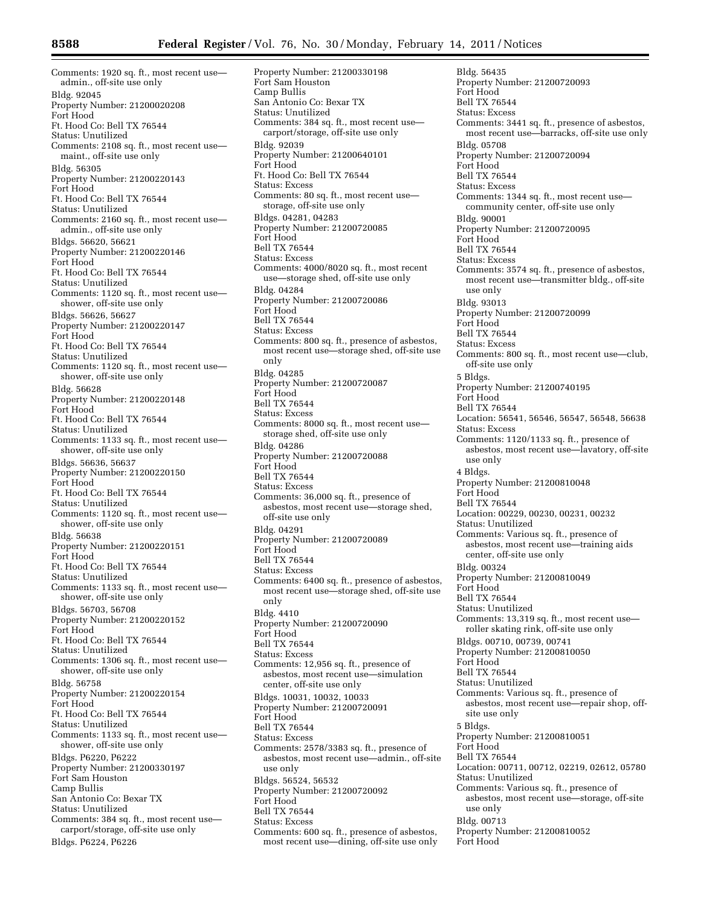Comments: 1920 sq. ft., most recent use—admin., off-site use only

Bldg. 92045
Property Number: 21200020208
Fort Hood
Ft. Hood Co: Bell TX 76544
Status: Unutilized
Comments: 2108 sq. ft., most recent use—maint., off-site use only

Bldg. 56305
Property Number: 21200220143
Fort Hood
Ft. Hood Co: Bell TX 76544
Status: Unutilized
Comments: 2160 sq. ft., most recent use—admin., off-site use only

Bldgs. 56620, 56621
Property Number: 21200220146
Fort Hood
Ft. Hood Co: Bell TX 76544
Status: Unutilized
Comments: 1120 sq. ft., most recent use—shower, off-site use only

Bldgs. 56626, 56627
Property Number: 21200220147
Fort Hood
Ft. Hood Co: Bell TX 76544
Status: Unutilized
Comments: 1120 sq. ft., most recent use—shower, off-site use only

Bldg. 56628
Property Number: 21200220148
Fort Hood
Ft. Hood Co: Bell TX 76544
Status: Unutilized
Comments: 1133 sq. ft., most recent use—shower, off-site use only

Bldgs. 56636, 56637
Property Number: 21200220150
Fort Hood
Ft. Hood Co: Bell TX 76544
Status: Unutilized
Comments: 1120 sq. ft., most recent use—shower, off-site use only

Bldg. 56638
Property Number: 21200220151
Fort Hood
Ft. Hood Co: Bell TX 76544
Status: Unutilized
Comments: 1133 sq. ft., most recent use—shower, off-site use only

Bldgs. 56703, 56708
Property Number: 21200220152
Fort Hood
Ft. Hood Co: Bell TX 76544
Status: Unutilized
Comments: 1306 sq. ft., most recent use—shower, off-site use only

Bldg. 56758
Property Number: 21200220154
Fort Hood
Ft. Hood Co: Bell TX 76544
Status: Unutilized
Comments: 1133 sq. ft., most recent use—shower, off-site use only

Bldgs. P6220, P6222
Property Number: 21200330197
Fort Sam Houston
Camp Bullis
San Antonio Co: Bexar TX
Status: Unutilized
Comments: 384 sq. ft., most recent use—carport/storage, off-site use only

Bldgs. P6224, P6226
Property Number: 21200330198
Fort Sam Houston
Camp Bullis
San Antonio Co: Bexar TX
Status: Unutilized
Comments: 384 sq. ft., most recent use—carport/storage, off-site use only

Bldg. 92039
Property Number: 21200640101
Fort Hood
Ft. Hood Co: Bell TX 76544
Status: Excess
Comments: 80 sq. ft., most recent use—storage, off-site use only

Bldgs. 04281, 04283
Property Number: 21200720085
Fort Hood
Bell TX 76544
Status: Excess
Comments: 4000/8020 sq. ft., most recent use—storage shed, off-site use only

Bldg. 04284
Property Number: 21200720086
Fort Hood
Bell TX 76544
Status: Excess
Comments: 800 sq. ft., presence of asbestos, most recent use—storage shed, off-site use only

Bldg. 04285
Property Number: 21200720087
Fort Hood
Bell TX 76544
Status: Excess
Comments: 8000 sq. ft., most recent use—storage shed, off-site use only

Bldg. 04286
Property Number: 21200720088
Fort Hood
Bell TX 76544
Status: Excess
Comments: 36,000 sq. ft., presence of asbestos, most recent use—storage shed, off-site use only

Bldg. 04291
Property Number: 21200720089
Fort Hood
Bell TX 76544
Status: Excess
Comments: 6400 sq. ft., presence of asbestos, most recent use—storage shed, off-site use only

Bldg. 4410
Property Number: 21200720090
Fort Hood
Bell TX 76544
Status: Excess
Comments: 12,956 sq. ft., presence of asbestos, most recent use—simulation center, off-site use only

Bldgs. 10031, 10032, 10033
Property Number: 21200720091
Fort Hood
Bell TX 76544
Status: Excess
Comments: 2578/3383 sq. ft., presence of asbestos, most recent use—admin., off-site use only

Bldgs. 56524, 56532
Property Number: 21200720092
Fort Hood
Bell TX 76544
Status: Excess
Comments: 600 sq. ft., presence of asbestos, most recent use—dining, off-site use only

Bldg. 56435
Property Number: 21200720093
Fort Hood
Bell TX 76544
Status: Excess
Comments: 3441 sq. ft., presence of asbestos, most recent use—barracks, off-site use only

Bldg. 05708
Property Number: 21200720094
Fort Hood
Bell TX 76544
Status: Excess
Comments: 1344 sq. ft., most recent use—community center, off-site use only

Bldg. 90001
Property Number: 21200720095
Fort Hood
Bell TX 76544
Status: Excess
Comments: 3574 sq. ft., presence of asbestos, most recent use—transmitter bldg., off-site use only

Bldg. 93013
Property Number: 21200720099
Fort Hood
Bell TX 76544
Status: Excess
Comments: 800 sq. ft., most recent use—club, off-site use only

5 Bldgs.
Property Number: 21200740195
Fort Hood
Bell TX 76544
Location: 56541, 56546, 56547, 56548, 56638
Status: Excess
Comments: 1120/1133 sq. ft., presence of asbestos, most recent use—lavatory, off-site use only

4 Bldgs.
Property Number: 21200810048
Fort Hood
Bell TX 76544
Location: 00229, 00230, 00231, 00232
Status: Unutilized
Comments: Various sq. ft., presence of asbestos, most recent use—training aids center, off-site use only

Bldg. 00324
Property Number: 21200810049
Fort Hood
Bell TX 76544
Status: Unutilized
Comments: 13,319 sq. ft., most recent use—roller skating rink, off-site use only

Bldgs. 00710, 00739, 00741
Property Number: 21200810050
Fort Hood
Bell TX 76544
Status: Unutilized
Comments: Various sq. ft., presence of asbestos, most recent use—repair shop, off-site use only

5 Bldgs.
Property Number: 21200810051
Fort Hood
Bell TX 76544
Location: 00711, 00712, 02219, 02612, 05780
Status: Unutilized
Comments: Various sq. ft., presence of asbestos, most recent use—storage, off-site use only

Bldg. 00713
Property Number: 21200810052
Fort Hood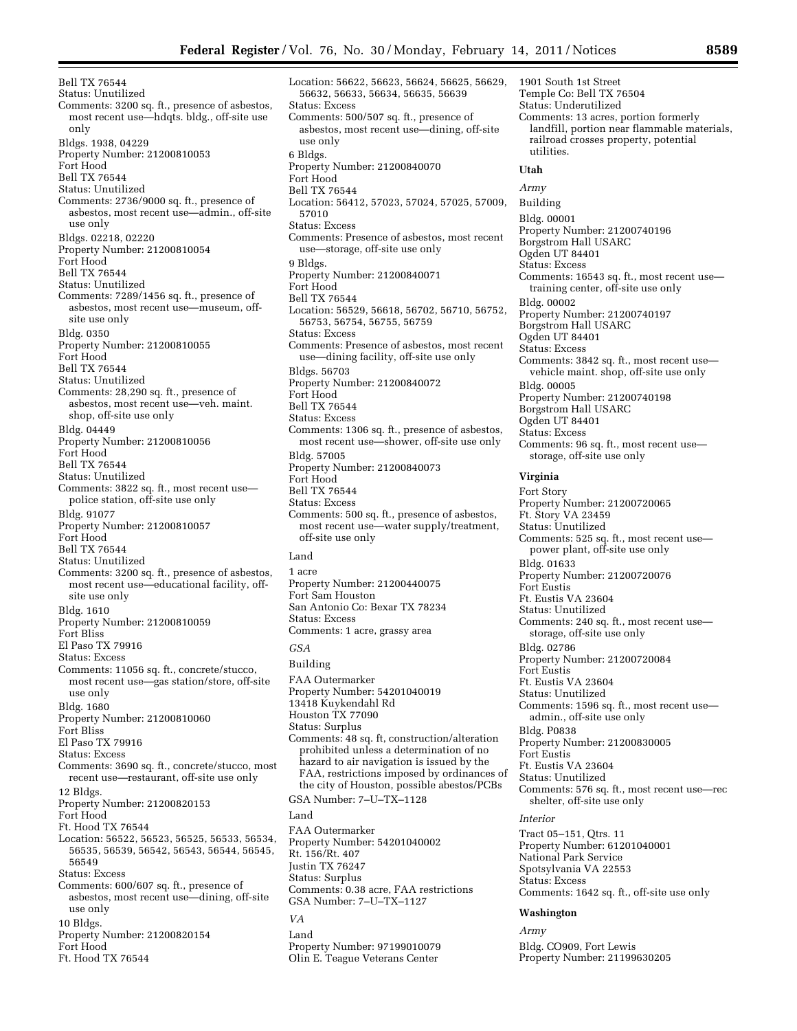Bell TX 76544
Status: Unutilized
Comments: 3200 sq. ft., presence of asbestos, most recent use—hdqts. bldg., off-site use only

Bldgs. 1938, 04229
Property Number: 21200810053
Fort Hood
Bell TX 76544
Status: Unutilized
Comments: 2736/9000 sq. ft., presence of asbestos, most recent use—admin., off-site use only

Bldgs. 02218, 02220
Property Number: 21200810054
Fort Hood
Bell TX 76544
Status: Unutilized
Comments: 7289/1456 sq. ft., presence of asbestos, most recent use—museum, off-site use only

Bldg. 0350
Property Number: 21200810055
Fort Hood
Bell TX 76544
Status: Unutilized
Comments: 28,290 sq. ft., presence of asbestos, most recent use—veh. maint. shop, off-site use only

Bldg. 04449
Property Number: 21200810056
Fort Hood
Bell TX 76544
Status: Unutilized
Comments: 3822 sq. ft., most recent use—police station, off-site use only

Bldg. 91077
Property Number: 21200810057
Fort Hood
Bell TX 76544
Status: Unutilized
Comments: 3200 sq. ft., presence of asbestos, most recent use—educational facility, off-site use only

Bldg. 1610
Property Number: 21200810059
Fort Bliss
El Paso TX 79916
Status: Excess
Comments: 11056 sq. ft., concrete/stucco, most recent use—gas station/store, off-site use only

Bldg. 1680
Property Number: 21200810060
Fort Bliss
El Paso TX 79916
Status: Excess
Comments: 3690 sq. ft., concrete/stucco, most recent use—restaurant, off-site use only

12 Bldgs.
Property Number: 21200820153
Fort Hood
Ft. Hood TX 76544
Location: 56522, 56523, 56525, 56533, 56534, 56535, 56539, 56542, 56543, 56544, 56545, 56549
Status: Excess
Comments: 600/607 sq. ft., presence of asbestos, most recent use—dining, off-site use only

10 Bldgs.
Property Number: 21200820154
Fort Hood
Ft. Hood TX 76544
Location: 56622, 56623, 56624, 56625, 56629, 56632, 56633, 56634, 56635, 56639
Status: Excess
Comments: 500/507 sq. ft., presence of asbestos, most recent use—dining, off-site use only

6 Bldgs.
Property Number: 21200840070
Fort Hood
Bell TX 76544
Location: 56412, 57023, 57024, 57025, 57009, 57010
Status: Excess
Comments: Presence of asbestos, most recent use—storage, off-site use only

9 Bldgs.
Property Number: 21200840071
Fort Hood
Bell TX 76544
Location: 56529, 56618, 56702, 56710, 56752, 56753, 56754, 56755, 56759
Status: Excess
Comments: Presence of asbestos, most recent use—dining facility, off-site use only

Bldgs. 56703
Property Number: 21200840072
Fort Hood
Bell TX 76544
Status: Excess
Comments: 1306 sq. ft., presence of asbestos, most recent use—shower, off-site use only

Bldg. 57005
Property Number: 21200840073
Fort Hood
Bell TX 76544
Status: Excess
Comments: 500 sq. ft., presence of asbestos, most recent use—water supply/treatment, off-site use only

Land

1 acre
Property Number: 21200440075
Fort Sam Houston
San Antonio Co: Bexar TX 78234
Status: Excess
Comments: 1 acre, grassy area

*GSA*

Building

FAA Outermarker
Property Number: 54201040019
13418 Kuykendahl Rd
Houston TX 77090
Status: Surplus
Comments: 48 sq. ft, construction/alteration prohibited unless a determination of no hazard to air navigation is issued by the FAA, restrictions imposed by ordinances of the city of Houston, possible abestos/PCBs
GSA Number: 7–U–TX–1128

Land

FAA Outermarker
Property Number: 54201040002
Rt. 156/Rt. 407
Justin TX 76247
Status: Surplus
Comments: 0.38 acre, FAA restrictions
GSA Number: 7–U–TX–1127

*VA*

Land

Property Number: 97199010079
Olin E. Teague Veterans Center
1901 South 1st Street
Temple Co: Bell TX 76504
Status: Underutilized
Comments: 13 acres, portion formerly landfill, portion near flammable materials, railroad crosses property, potential utilities.

**Utah**

*Army*

Building

Bldg. 00001
Property Number: 21200740196
Borgstrom Hall USARC
Ogden UT 84401
Status: Excess
Comments: 16543 sq. ft., most recent use—training center, off-site use only

Bldg. 00002
Property Number: 21200740197
Borgstrom Hall USARC
Ogden UT 84401
Status: Excess
Comments: 3842 sq. ft., most recent use—vehicle maint. shop, off-site use only

Bldg. 00005
Property Number: 21200740198
Borgstrom Hall USARC
Ogden UT 84401
Status: Excess
Comments: 96 sq. ft., most recent use—storage, off-site use only

**Virginia**

Fort Story
Property Number: 21200720065
Ft. Story VA 23459
Status: Unutilized
Comments: 525 sq. ft., most recent use—power plant, off-site use only

Bldg. 01633
Property Number: 21200720076
Fort Eustis
Ft. Eustis VA 23604
Status: Unutilized
Comments: 240 sq. ft., most recent use—storage, off-site use only

Bldg. 02786
Property Number: 21200720084
Fort Eustis
Ft. Eustis VA 23604
Status: Unutilized
Comments: 1596 sq. ft., most recent use—admin., off-site use only

Bldg. P0838
Property Number: 21200830005
Fort Eustis
Ft. Eustis VA 23604
Status: Unutilized
Comments: 576 sq. ft., most recent use—rec shelter, off-site use only

*Interior*

Tract 05–151, Qtrs. 11
Property Number: 61201040001
National Park Service
Spotsylvania VA 22553
Status: Excess
Comments: 1642 sq. ft., off-site use only

**Washington**

*Army*

Bldg. CO909, Fort Lewis
Property Number: 21199630205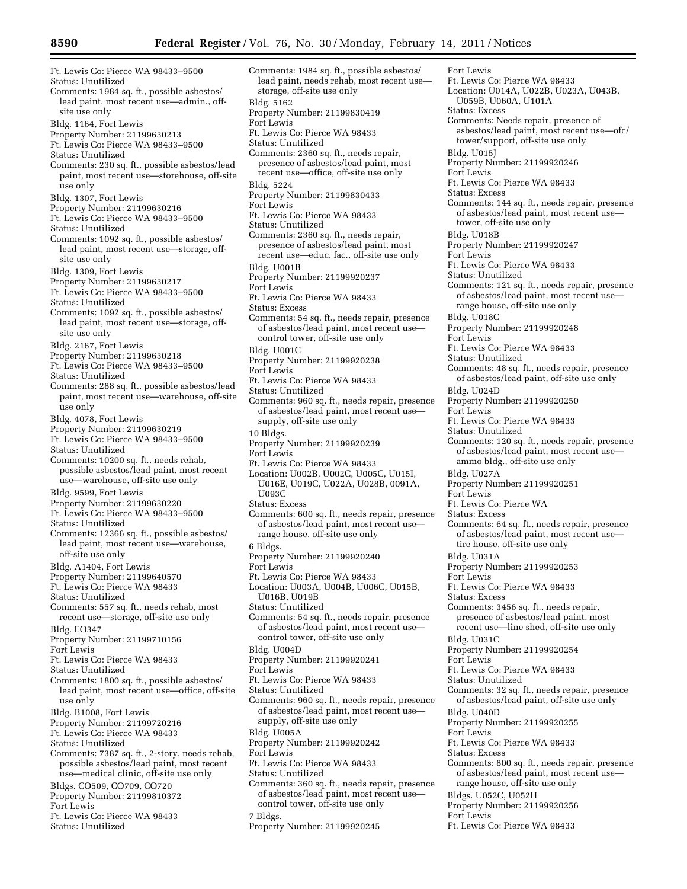Ft. Lewis Co: Pierce WA 98433–9500
Status: Unutilized
Comments: 1984 sq. ft., possible asbestos/lead paint, most recent use—admin., off-site use only

Bldg. 1164, Fort Lewis
Property Number: 21199630213
Ft. Lewis Co: Pierce WA 98433–9500
Status: Unutilized
Comments: 230 sq. ft., possible asbestos/lead paint, most recent use—storehouse, off-site use only

Bldg. 1307, Fort Lewis
Property Number: 21199630216
Ft. Lewis Co: Pierce WA 98433–9500
Status: Unutilized
Comments: 1092 sq. ft., possible asbestos/lead paint, most recent use—storage, off-site use only

Bldg. 1309, Fort Lewis
Property Number: 21199630217
Ft. Lewis Co: Pierce WA 98433–9500
Status: Unutilized
Comments: 1092 sq. ft., possible asbestos/lead paint, most recent use—storage, off-site use only

Bldg. 2167, Fort Lewis
Property Number: 21199630218
Ft. Lewis Co: Pierce WA 98433–9500
Status: Unutilized
Comments: 288 sq. ft., possible asbestos/lead paint, most recent use—warehouse, off-site use only

Bldg. 4078, Fort Lewis
Property Number: 21199630219
Ft. Lewis Co: Pierce WA 98433–9500
Status: Unutilized
Comments: 10200 sq. ft., needs rehab, possible asbestos/lead paint, most recent use—warehouse, off-site use only

Bldg. 9599, Fort Lewis
Property Number: 21199630220
Ft. Lewis Co: Pierce WA 98433–9500
Status: Unutilized
Comments: 12366 sq. ft., possible asbestos/lead paint, most recent use—warehouse, off-site use only

Bldg. A1404, Fort Lewis
Property Number: 21199640570
Ft. Lewis Co: Pierce WA 98433
Status: Unutilized
Comments: 557 sq. ft., needs rehab, most recent use—storage, off-site use only

Bldg. EO347
Property Number: 21199710156
Fort Lewis
Ft. Lewis Co: Pierce WA 98433
Status: Unutilized
Comments: 1800 sq. ft., possible asbestos/lead paint, most recent use—office, off-site use only

Bldg. B1008, Fort Lewis
Property Number: 21199720216
Ft. Lewis Co: Pierce WA 98433
Status: Unutilized
Comments: 7387 sq. ft., 2-story, needs rehab, possible asbestos/lead paint, most recent use—medical clinic, off-site use only

Bldgs. CO509, CO709, CO720
Property Number: 21199810372
Fort Lewis
Ft. Lewis Co: Pierce WA 98433
Status: Unutilized
Comments: 1984 sq. ft., possible asbestos/lead paint, needs rehab, most recent use—storage, off-site use only

Bldg. 5162
Property Number: 21199830419
Fort Lewis
Ft. Lewis Co: Pierce WA 98433
Status: Unutilized
Comments: 2360 sq. ft., needs repair, presence of asbestos/lead paint, most recent use—office, off-site use only

Bldg. 5224
Property Number: 21199830433
Fort Lewis
Ft. Lewis Co: Pierce WA 98433
Status: Unutilized
Comments: 2360 sq. ft., needs repair, presence of asbestos/lead paint, most recent use—educ. fac., off-site use only

Bldg. U001B
Property Number: 21199920237
Fort Lewis
Ft. Lewis Co: Pierce WA 98433
Status: Excess
Comments: 54 sq. ft., needs repair, presence of asbestos/lead paint, most recent use—control tower, off-site use only

Bldg. U001C
Property Number: 21199920238
Fort Lewis
Ft. Lewis Co: Pierce WA 98433
Status: Unutilized
Comments: 960 sq. ft., needs repair, presence of asbestos/lead paint, most recent use—supply, off-site use only

10 Bldgs.
Property Number: 21199920239
Fort Lewis
Ft. Lewis Co: Pierce WA 98433
Location: U002B, U002C, U005C, U015I, U016E, U019C, U022A, U028B, 0091A, U093C
Status: Excess
Comments: 600 sq. ft., needs repair, presence of asbestos/lead paint, most recent use—range house, off-site use only

6 Bldgs.
Property Number: 21199920240
Fort Lewis
Ft. Lewis Co: Pierce WA 98433
Location: U003A, U004B, U006C, U015B, U016B, U019B
Status: Unutilized
Comments: 54 sq. ft., needs repair, presence of asbestos/lead paint, most recent use—control tower, off-site use only

Bldg. U004D
Property Number: 21199920241
Fort Lewis
Ft. Lewis Co: Pierce WA 98433
Status: Unutilized
Comments: 960 sq. ft., needs repair, presence of asbestos/lead paint, most recent use—supply, off-site use only

Bldg. U005A
Property Number: 21199920242
Fort Lewis
Ft. Lewis Co: Pierce WA 98433
Status: Unutilized
Comments: 360 sq. ft., needs repair, presence of asbestos/lead paint, most recent use—control tower, off-site use only

7 Bldgs.
Property Number: 21199920245
Fort Lewis
Ft. Lewis Co: Pierce WA 98433
Location: U014A, U022B, U023A, U043B, U059B, U060A, U101A
Status: Excess
Comments: Needs repair, presence of asbestos/lead paint, most recent use—ofc/tower/support, off-site use only

Bldg. U015J
Property Number: 21199920246
Fort Lewis
Ft. Lewis Co: Pierce WA 98433
Status: Excess
Comments: 144 sq. ft., needs repair, presence of asbestos/lead paint, most recent use—tower, off-site use only

Bldg. U018B
Property Number: 21199920247
Fort Lewis
Ft. Lewis Co: Pierce WA 98433
Status: Unutilized
Comments: 121 sq. ft., needs repair, presence of asbestos/lead paint, most recent use—range house, off-site use only

Bldg. U018C
Property Number: 21199920248
Fort Lewis
Ft. Lewis Co: Pierce WA 98433
Status: Unutilized
Comments: 48 sq. ft., needs repair, presence of asbestos/lead paint, off-site use only

Bldg. U024D
Property Number: 21199920250
Fort Lewis
Ft. Lewis Co: Pierce WA 98433
Status: Unutilized
Comments: 120 sq. ft., needs repair, presence of asbestos/lead paint, most recent use—ammo bldg., off-site use only

Bldg. U027A
Property Number: 21199920251
Fort Lewis
Ft. Lewis Co: Pierce WA
Status: Excess
Comments: 64 sq. ft., needs repair, presence of asbestos/lead paint, most recent use—tire house, off-site use only

Bldg. U031A
Property Number: 21199920253
Fort Lewis
Ft. Lewis Co: Pierce WA 98433
Status: Excess
Comments: 3456 sq. ft., needs repair, presence of asbestos/lead paint, most recent use—line shed, off-site use only

Bldg. U031C
Property Number: 21199920254
Fort Lewis
Ft. Lewis Co: Pierce WA 98433
Status: Unutilized
Comments: 32 sq. ft., needs repair, presence of asbestos/lead paint, off-site use only

Bldg. U040D
Property Number: 21199920255
Fort Lewis
Ft. Lewis Co: Pierce WA 98433
Status: Excess
Comments: 800 sq. ft., needs repair, presence of asbestos/lead paint, most recent use—range house, off-site use only

Bldgs. U052C, U052H
Property Number: 21199920256
Fort Lewis
Ft. Lewis Co: Pierce WA 98433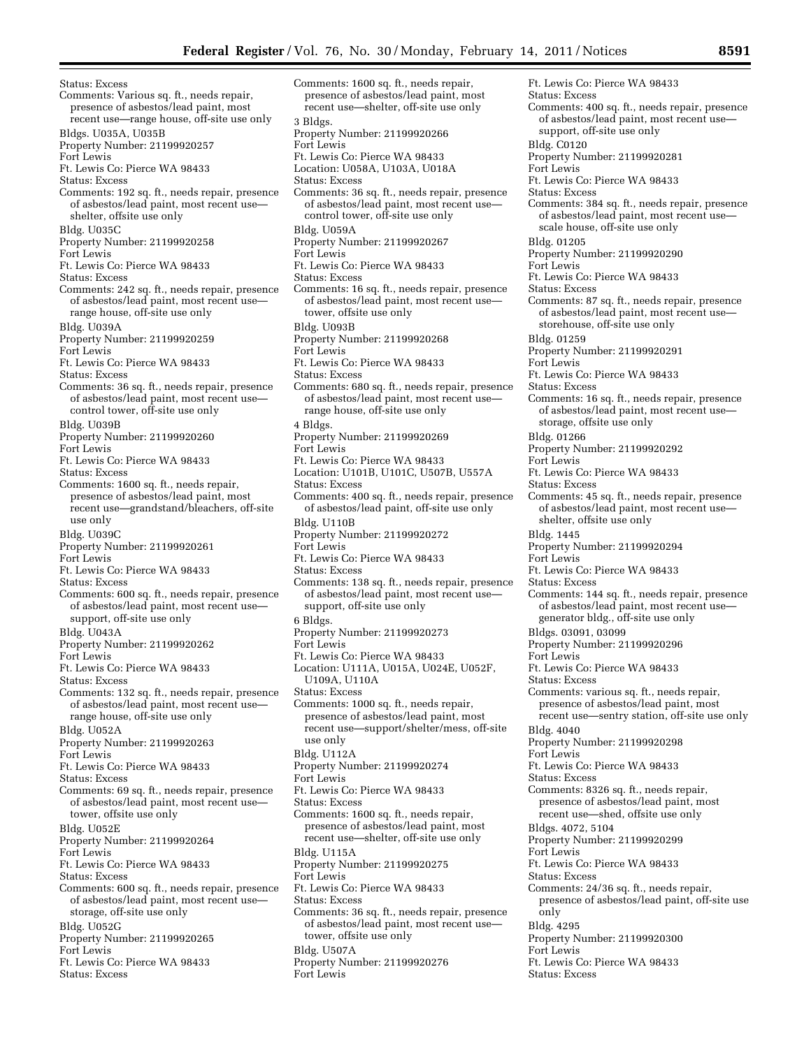Status: Excess
Comments: Various sq. ft., needs repair, presence of asbestos/lead paint, most recent use—range house, off-site use only

Bldgs. U035A, U035B
Property Number: 21199920257
Fort Lewis
Ft. Lewis Co: Pierce WA 98433
Status: Excess
Comments: 192 sq. ft., needs repair, presence of asbestos/lead paint, most recent use—shelter, offsite use only

Bldg. U035C
Property Number: 21199920258
Fort Lewis
Ft. Lewis Co: Pierce WA 98433
Status: Excess
Comments: 242 sq. ft., needs repair, presence of asbestos/lead paint, most recent use—range house, off-site use only

Bldg. U039A
Property Number: 21199920259
Fort Lewis
Ft. Lewis Co: Pierce WA 98433
Status: Excess
Comments: 36 sq. ft., needs repair, presence of asbestos/lead paint, most recent use—control tower, off-site use only

Bldg. U039B
Property Number: 21199920260
Fort Lewis
Ft. Lewis Co: Pierce WA 98433
Status: Excess
Comments: 1600 sq. ft., needs repair, presence of asbestos/lead paint, most recent use—grandstand/bleachers, off-site use only

Bldg. U039C
Property Number: 21199920261
Fort Lewis
Ft. Lewis Co: Pierce WA 98433
Status: Excess
Comments: 600 sq. ft., needs repair, presence of asbestos/lead paint, most recent use—support, off-site use only

Bldg. U043A
Property Number: 21199920262
Fort Lewis
Ft. Lewis Co: Pierce WA 98433
Status: Excess
Comments: 132 sq. ft., needs repair, presence of asbestos/lead paint, most recent use—range house, off-site use only

Bldg. U052A
Property Number: 21199920263
Fort Lewis
Ft. Lewis Co: Pierce WA 98433
Status: Excess
Comments: 69 sq. ft., needs repair, presence of asbestos/lead paint, most recent use—tower, offsite use only

Bldg. U052E
Property Number: 21199920264
Fort Lewis
Ft. Lewis Co: Pierce WA 98433
Status: Excess
Comments: 600 sq. ft., needs repair, presence of asbestos/lead paint, most recent use—storage, off-site use only

Bldg. U052G
Property Number: 21199920265
Fort Lewis
Ft. Lewis Co: Pierce WA 98433
Status: Excess
Comments: 1600 sq. ft., needs repair, presence of asbestos/lead paint, most recent use—shelter, off-site use only

3 Bldgs.
Property Number: 21199920266
Fort Lewis
Ft. Lewis Co: Pierce WA 98433
Location: U058A, U103A, U018A
Status: Excess
Comments: 36 sq. ft., needs repair, presence of asbestos/lead paint, most recent use—control tower, off-site use only

Bldg. U059A
Property Number: 21199920267
Fort Lewis
Ft. Lewis Co: Pierce WA 98433
Status: Excess
Comments: 16 sq. ft., needs repair, presence of asbestos/lead paint, most recent use—tower, offsite use only

Bldg. U093B
Property Number: 21199920268
Fort Lewis
Ft. Lewis Co: Pierce WA 98433
Status: Excess
Comments: 680 sq. ft., needs repair, presence of asbestos/lead paint, most recent use—range house, off-site use only

4 Bldgs.
Property Number: 21199920269
Fort Lewis
Ft. Lewis Co: Pierce WA 98433
Location: U101B, U101C, U507B, U557A
Status: Excess
Comments: 400 sq. ft., needs repair, presence of asbestos/lead paint, off-site use only

Bldg. U110B
Property Number: 21199920272
Fort Lewis
Ft. Lewis Co: Pierce WA 98433
Status: Excess
Comments: 138 sq. ft., needs repair, presence of asbestos/lead paint, most recent use—support, off-site use only

6 Bldgs.
Property Number: 21199920273
Fort Lewis
Ft. Lewis Co: Pierce WA 98433
Location: U111A, U015A, U024E, U052F, U109A, U110A
Status: Excess
Comments: 1000 sq. ft., needs repair, presence of asbestos/lead paint, most recent use—support/shelter/mess, off-site use only

Bldg. U112A
Property Number: 21199920274
Fort Lewis
Ft. Lewis Co: Pierce WA 98433
Status: Excess
Comments: 1600 sq. ft., needs repair, presence of asbestos/lead paint, most recent use—shelter, off-site use only

Bldg. U115A
Property Number: 21199920275
Fort Lewis
Ft. Lewis Co: Pierce WA 98433
Status: Excess
Comments: 36 sq. ft., needs repair, presence of asbestos/lead paint, most recent use—tower, offsite use only

Bldg. U507A
Property Number: 21199920276
Fort Lewis
Ft. Lewis Co: Pierce WA 98433
Status: Excess
Comments: 400 sq. ft., needs repair, presence of asbestos/lead paint, most recent use—support, off-site use only

Bldg. C0120
Property Number: 21199920281
Fort Lewis
Ft. Lewis Co: Pierce WA 98433
Status: Excess
Comments: 384 sq. ft., needs repair, presence of asbestos/lead paint, most recent use—scale house, off-site use only

Bldg. 01205
Property Number: 21199920290
Fort Lewis
Ft. Lewis Co: Pierce WA 98433
Status: Excess
Comments: 87 sq. ft., needs repair, presence of asbestos/lead paint, most recent use—storehouse, off-site use only

Bldg. 01259
Property Number: 21199920291
Fort Lewis
Ft. Lewis Co: Pierce WA 98433
Status: Excess
Comments: 16 sq. ft., needs repair, presence of asbestos/lead paint, most recent use—storage, offsite use only

Bldg. 01266
Property Number: 21199920292
Fort Lewis
Ft. Lewis Co: Pierce WA 98433
Status: Excess
Comments: 45 sq. ft., needs repair, presence of asbestos/lead paint, most recent use—shelter, offsite use only

Bldg. 1445
Property Number: 21199920294
Fort Lewis
Ft. Lewis Co: Pierce WA 98433
Status: Excess
Comments: 144 sq. ft., needs repair, presence of asbestos/lead paint, most recent use—generator bldg., off-site use only

Bldgs. 03091, 03099
Property Number: 21199920296
Fort Lewis
Ft. Lewis Co: Pierce WA 98433
Status: Excess
Comments: various sq. ft., needs repair, presence of asbestos/lead paint, most recent use—sentry station, off-site use only

Bldg. 4040
Property Number: 21199920298
Fort Lewis
Ft. Lewis Co: Pierce WA 98433
Status: Excess
Comments: 8326 sq. ft., needs repair, presence of asbestos/lead paint, most recent use—shed, offsite use only

Bldgs. 4072, 5104
Property Number: 21199920299
Fort Lewis
Ft. Lewis Co: Pierce WA 98433
Status: Excess
Comments: 24/36 sq. ft., needs repair, presence of asbestos/lead paint, off-site use only

Bldg. 4295
Property Number: 21199920300
Fort Lewis
Ft. Lewis Co: Pierce WA 98433
Status: Excess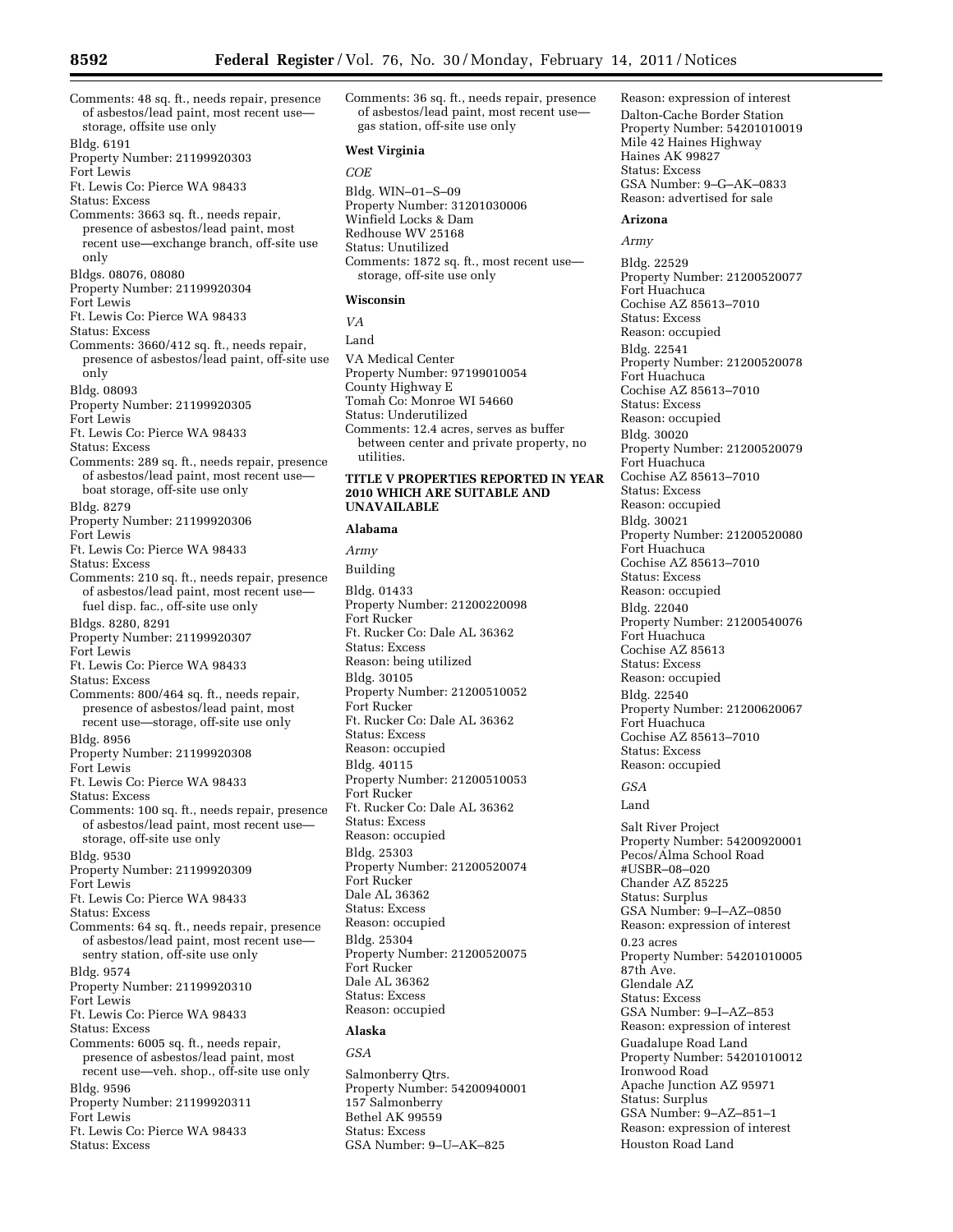Comments: 48 sq. ft., needs repair, presence of asbestos/lead paint, most recent use—storage, offsite use only

Bldg. 6191
Property Number: 21199920303
Fort Lewis
Ft. Lewis Co: Pierce WA 98433
Status: Excess
Comments: 3663 sq. ft., needs repair, presence of asbestos/lead paint, most recent use—exchange branch, off-site use only

Bldgs. 08076, 08080
Property Number: 21199920304
Fort Lewis
Ft. Lewis Co: Pierce WA 98433
Status: Excess
Comments: 3660/412 sq. ft., needs repair, presence of asbestos/lead paint, off-site use only

Bldg. 08093
Property Number: 21199920305
Fort Lewis
Ft. Lewis Co: Pierce WA 98433
Status: Excess
Comments: 289 sq. ft., needs repair, presence of asbestos/lead paint, most recent use—boat storage, off-site use only

Bldg. 8279
Property Number: 21199920306
Fort Lewis
Ft. Lewis Co: Pierce WA 98433
Status: Excess
Comments: 210 sq. ft., needs repair, presence of asbestos/lead paint, most recent use—fuel disp. fac., off-site use only

Bldgs. 8280, 8291
Property Number: 21199920307
Fort Lewis
Ft. Lewis Co: Pierce WA 98433
Status: Excess
Comments: 800/464 sq. ft., needs repair, presence of asbestos/lead paint, most recent use—storage, off-site use only

Bldg. 8956
Property Number: 21199920308
Fort Lewis
Ft. Lewis Co: Pierce WA 98433
Status: Excess
Comments: 100 sq. ft., needs repair, presence of asbestos/lead paint, most recent use—storage, off-site use only

Bldg. 9530
Property Number: 21199920309
Fort Lewis
Ft. Lewis Co: Pierce WA 98433
Status: Excess
Comments: 64 sq. ft., needs repair, presence of asbestos/lead paint, most recent use—sentry station, off-site use only

Bldg. 9574
Property Number: 21199920310
Fort Lewis
Ft. Lewis Co: Pierce WA 98433
Status: Excess
Comments: 6005 sq. ft., needs repair, presence of asbestos/lead paint, most recent use—veh. shop., off-site use only

Bldg. 9596
Property Number: 21199920311
Fort Lewis
Ft. Lewis Co: Pierce WA 98433
Status: Excess
Comments: 36 sq. ft., needs repair, presence of asbestos/lead paint, most recent use—gas station, off-site use only

**West Virginia**

*COE*

Bldg. WIN–01–S–09
Property Number: 31201030006
Winfield Locks & Dam
Redhouse WV 25168
Status: Unutilized
Comments: 1872 sq. ft., most recent use—storage, off-site use only

**Wisconsin**

*VA*

Land

VA Medical Center
Property Number: 97199010054
County Highway E
Tomah Co: Monroe WI 54660
Status: Underutilized
Comments: 12.4 acres, serves as buffer between center and private property, no utilities.

**TITLE V PROPERTIES REPORTED IN YEAR 2010 WHICH ARE SUITABLE AND UNAVAILABLE**

**Alabama**

*Army*

Building

Bldg. 01433
Property Number: 21200220098
Fort Rucker
Ft. Rucker Co: Dale AL 36362
Status: Excess
Reason: being utilized

Bldg. 30105
Property Number: 21200510052
Fort Rucker
Ft. Rucker Co: Dale AL 36362
Status: Excess
Reason: occupied

Bldg. 40115
Property Number: 21200510053
Fort Rucker
Ft. Rucker Co: Dale AL 36362
Status: Excess
Reason: occupied

Bldg. 25303
Property Number: 21200520074
Fort Rucker
Dale AL 36362
Status: Excess
Reason: occupied

Bldg. 25304
Property Number: 21200520075
Fort Rucker
Dale AL 36362
Status: Excess
Reason: occupied

**Alaska**

*GSA*

Salmonberry Qtrs.
Property Number: 54200940001
157 Salmonberry
Bethel AK 99559
Status: Excess
GSA Number: 9–U–AK–825
Reason: expression of interest

Dalton-Cache Border Station
Property Number: 54201010019
Mile 42 Haines Highway
Haines AK 99827
Status: Excess
GSA Number: 9–G–AK–0833
Reason: advertised for sale

**Arizona**

*Army*

Bldg. 22529
Property Number: 21200520077
Fort Huachuca
Cochise AZ 85613–7010
Status: Excess
Reason: occupied

Bldg. 22541
Property Number: 21200520078
Fort Huachuca
Cochise AZ 85613–7010
Status: Excess
Reason: occupied

Bldg. 30020
Property Number: 21200520079
Fort Huachuca
Cochise AZ 85613–7010
Status: Excess
Reason: occupied

Bldg. 30021
Property Number: 21200520080
Fort Huachuca
Cochise AZ 85613–7010
Status: Excess
Reason: occupied

Bldg. 22040
Property Number: 21200540076
Fort Huachuca
Cochise AZ 85613
Status: Excess
Reason: occupied

Bldg. 22540
Property Number: 21200620067
Fort Huachuca
Cochise AZ 85613–7010
Status: Excess
Reason: occupied

*GSA*

Land

Salt River Project
Property Number: 54200920001
Pecos/Alma School Road
#USBR–08–020
Chander AZ 85225
Status: Surplus
GSA Number: 9–I–AZ–0850
Reason: expression of interest

0.23 acres
Property Number: 54201010005
87th Ave.
Glendale AZ
Status: Excess
GSA Number: 9–I–AZ–853
Reason: expression of interest

Guadalupe Road Land
Property Number: 54201010012
Ironwood Road
Apache Junction AZ 95971
Status: Surplus
GSA Number: 9–AZ–851–1
Reason: expression of interest

Houston Road Land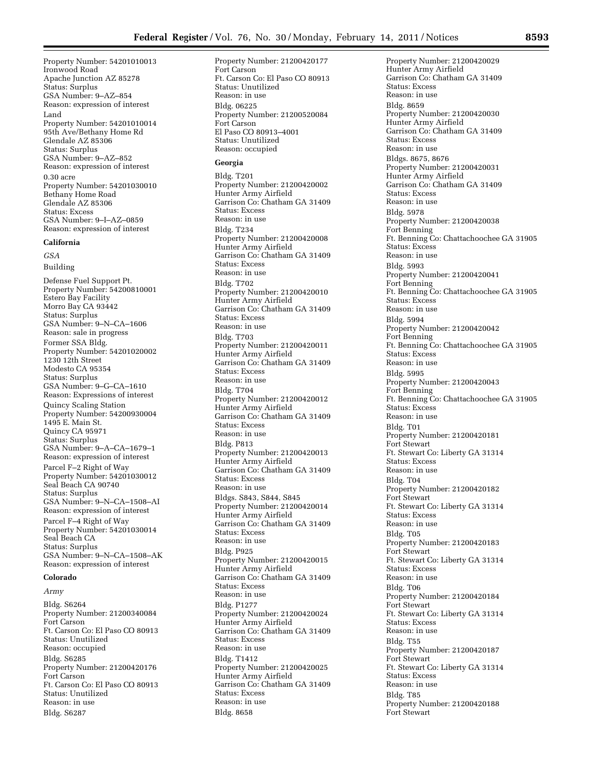Property Number: 54201010013
Ironwood Road
Apache Junction AZ 85278
Status: Surplus
GSA Number: 9–AZ–854
Reason: expression of interest

Land

Property Number: 54201010014
95th Ave/Bethany Home Rd
Glendale AZ 85306
Status: Surplus
GSA Number: 9–AZ–852
Reason: expression of interest

0.30 acre
Property Number: 54201030010
Bethany Home Road
Glendale AZ 85306
Status: Excess
GSA Number: 9–I–AZ–0859
Reason: expression of interest

**California**

*GSA*

Building

Defense Fuel Support Pt.
Property Number: 54200810001
Estero Bay Facility
Morro Bay CA 93442
Status: Surplus
GSA Number: 9–N–CA–1606
Reason: sale in progress

Former SSA Bldg.
Property Number: 54201020002
1230 12th Street
Modesto CA 95354
Status: Surplus
GSA Number: 9–G–CA–1610
Reason: Expressions of interest

Quincy Scaling Station
Property Number: 54200930004
1495 E. Main St.
Quincy CA 95971
Status: Surplus
GSA Number: 9–A–CA–1679–1
Reason: expression of interest

Parcel F–2 Right of Way
Property Number: 54201030012
Seal Beach CA 90740
Status: Surplus
GSA Number: 9–N–CA–1508–AI
Reason: expression of interest

Parcel F–4 Right of Way
Property Number: 54201030014
Seal Beach CA
Status: Surplus
GSA Number: 9–N–CA–1508–AK
Reason: expression of interest

**Colorado**

*Army*

Bldg. S6264
Property Number: 21200340084
Fort Carson
Ft. Carson Co: El Paso CO 80913
Status: Unutilized
Reason: occupied

Bldg. S6285
Property Number: 21200420176
Fort Carson
Ft. Carson Co: El Paso CO 80913
Status: Unutilized
Reason: in use

Bldg. S6287
Property Number: 21200420177
Fort Carson
Ft. Carson Co: El Paso CO 80913
Status: Unutilized
Reason: in use

Bldg. 06225
Property Number: 21200520084
Fort Carson
El Paso CO 80913–4001
Status: Unutilized
Reason: occupied

**Georgia**

Bldg. T201
Property Number: 21200420002
Hunter Army Airfield
Garrison Co: Chatham GA 31409
Status: Excess
Reason: in use

Bldg. T234
Property Number: 21200420008
Hunter Army Airfield
Garrison Co: Chatham GA 31409
Status: Excess
Reason: in use

Bldg. T702
Property Number: 21200420010
Hunter Army Airfield
Garrison Co: Chatham GA 31409
Status: Excess
Reason: in use

Bldg. T703
Property Number: 21200420011
Hunter Army Airfield
Garrison Co: Chatham GA 31409
Status: Excess
Reason: in use

Bldg. T704
Property Number: 21200420012
Hunter Army Airfield
Garrison Co: Chatham GA 31409
Status: Excess
Reason: in use

Bldg. P813
Property Number: 21200420013
Hunter Army Airfield
Garrison Co: Chatham GA 31409
Status: Excess
Reason: in use

Bldgs. S843, S844, S845
Property Number: 21200420014
Hunter Army Airfield
Garrison Co: Chatham GA 31409
Status: Excess
Reason: in use

Bldg. P925
Property Number: 21200420015
Hunter Army Airfield
Garrison Co: Chatham GA 31409
Status: Excess
Reason: in use

Bldg. P1277
Property Number: 21200420024
Hunter Army Airfield
Garrison Co: Chatham GA 31409
Status: Excess
Reason: in use

Bldg. T1412
Property Number: 21200420025
Hunter Army Airfield
Garrison Co: Chatham GA 31409
Status: Excess
Reason: in use

Bldg. 8658
Property Number: 21200420029
Hunter Army Airfield
Garrison Co: Chatham GA 31409
Status: Excess
Reason: in use

Bldg. 8659
Property Number: 21200420030
Hunter Army Airfield
Garrison Co: Chatham GA 31409
Status: Excess
Reason: in use

Bldgs. 8675, 8676
Property Number: 21200420031
Hunter Army Airfield
Garrison Co: Chatham GA 31409
Status: Excess
Reason: in use

Bldg. 5978
Property Number: 21200420038
Fort Benning
Ft. Benning Co: Chattachoochee GA 31905
Status: Excess
Reason: in use

Bldg. 5993
Property Number: 21200420041
Fort Benning
Ft. Benning Co: Chattachoochee GA 31905
Status: Excess
Reason: in use

Bldg. 5994
Property Number: 21200420042
Fort Benning
Ft. Benning Co: Chattachoochee GA 31905
Status: Excess
Reason: in use

Bldg. 5995
Property Number: 21200420043
Fort Benning
Ft. Benning Co: Chattachoochee GA 31905
Status: Excess
Reason: in use

Bldg. T01
Property Number: 21200420181
Fort Stewart
Ft. Stewart Co: Liberty GA 31314
Status: Excess
Reason: in use

Bldg. T04
Property Number: 21200420182
Fort Stewart
Ft. Stewart Co: Liberty GA 31314
Status: Excess
Reason: in use

Bldg. T05
Property Number: 21200420183
Fort Stewart
Ft. Stewart Co: Liberty GA 31314
Status: Excess
Reason: in use

Bldg. T06
Property Number: 21200420184
Fort Stewart
Ft. Stewart Co: Liberty GA 31314
Status: Excess
Reason: in use

Bldg. T55
Property Number: 21200420187
Fort Stewart
Ft. Stewart Co: Liberty GA 31314
Status: Excess
Reason: in use

Bldg. T85
Property Number: 21200420188
Fort Stewart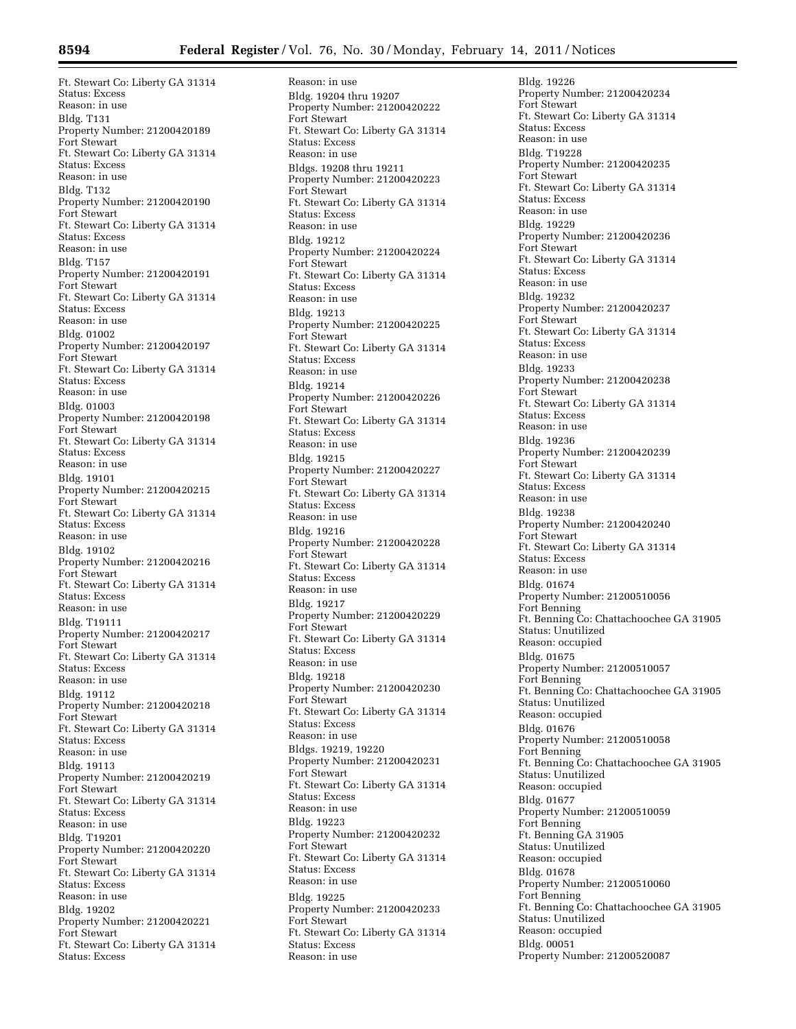Ft. Stewart Co: Liberty GA 31314
Status: Excess
Reason: in use

Bldg. T131
Property Number: 21200420189
Fort Stewart
Ft. Stewart Co: Liberty GA 31314
Status: Excess
Reason: in use

Bldg. T132
Property Number: 21200420190
Fort Stewart
Ft. Stewart Co: Liberty GA 31314
Status: Excess
Reason: in use

Bldg. T157
Property Number: 21200420191
Fort Stewart
Ft. Stewart Co: Liberty GA 31314
Status: Excess
Reason: in use

Bldg. 01002
Property Number: 21200420197
Fort Stewart
Ft. Stewart Co: Liberty GA 31314
Status: Excess
Reason: in use

Bldg. 01003
Property Number: 21200420198
Fort Stewart
Ft. Stewart Co: Liberty GA 31314
Status: Excess
Reason: in use

Bldg. 19101
Property Number: 21200420215
Fort Stewart
Ft. Stewart Co: Liberty GA 31314
Status: Excess
Reason: in use

Bldg. 19102
Property Number: 21200420216
Fort Stewart
Ft. Stewart Co: Liberty GA 31314
Status: Excess
Reason: in use

Bldg. T19111
Property Number: 21200420217
Fort Stewart
Ft. Stewart Co: Liberty GA 31314
Status: Excess
Reason: in use

Bldg. 19112
Property Number: 21200420218
Fort Stewart
Ft. Stewart Co: Liberty GA 31314
Status: Excess
Reason: in use

Bldg. 19113
Property Number: 21200420219
Fort Stewart
Ft. Stewart Co: Liberty GA 31314
Status: Excess
Reason: in use

Bldg. T19201
Property Number: 21200420220
Fort Stewart
Ft. Stewart Co: Liberty GA 31314
Status: Excess
Reason: in use

Bldg. 19202
Property Number: 21200420221
Fort Stewart
Ft. Stewart Co: Liberty GA 31314
Status: Excess
Reason: in use

Bldg. 19204 thru 19207
Property Number: 21200420222
Fort Stewart
Ft. Stewart Co: Liberty GA 31314
Status: Excess
Reason: in use

Bldgs. 19208 thru 19211
Property Number: 21200420223
Fort Stewart
Ft. Stewart Co: Liberty GA 31314
Status: Excess
Reason: in use

Bldg. 19212
Property Number: 21200420224
Fort Stewart
Ft. Stewart Co: Liberty GA 31314
Status: Excess
Reason: in use

Bldg. 19213
Property Number: 21200420225
Fort Stewart
Ft. Stewart Co: Liberty GA 31314
Status: Excess
Reason: in use

Bldg. 19214
Property Number: 21200420226
Fort Stewart
Ft. Stewart Co: Liberty GA 31314
Status: Excess
Reason: in use

Bldg. 19215
Property Number: 21200420227
Fort Stewart
Ft. Stewart Co: Liberty GA 31314
Status: Excess
Reason: in use

Bldg. 19216
Property Number: 21200420228
Fort Stewart
Ft. Stewart Co: Liberty GA 31314
Status: Excess
Reason: in use

Bldg. 19217
Property Number: 21200420229
Fort Stewart
Ft. Stewart Co: Liberty GA 31314
Status: Excess
Reason: in use

Bldg. 19218
Property Number: 21200420230
Fort Stewart
Ft. Stewart Co: Liberty GA 31314
Status: Excess
Reason: in use

Bldgs. 19219, 19220
Property Number: 21200420231
Fort Stewart
Ft. Stewart Co: Liberty GA 31314
Status: Excess
Reason: in use

Bldg. 19223
Property Number: 21200420232
Fort Stewart
Ft. Stewart Co: Liberty GA 31314
Status: Excess
Reason: in use

Bldg. 19225
Property Number: 21200420233
Fort Stewart
Ft. Stewart Co: Liberty GA 31314
Status: Excess
Reason: in use

Bldg. 19226
Property Number: 21200420234
Fort Stewart
Ft. Stewart Co: Liberty GA 31314
Status: Excess
Reason: in use

Bldg. T19228
Property Number: 21200420235
Fort Stewart
Ft. Stewart Co: Liberty GA 31314
Status: Excess
Reason: in use

Bldg. 19229
Property Number: 21200420236
Fort Stewart
Ft. Stewart Co: Liberty GA 31314
Status: Excess
Reason: in use

Bldg. 19232
Property Number: 21200420237
Fort Stewart
Ft. Stewart Co: Liberty GA 31314
Status: Excess
Reason: in use

Bldg. 19233
Property Number: 21200420238
Fort Stewart
Ft. Stewart Co: Liberty GA 31314
Status: Excess
Reason: in use

Bldg. 19236
Property Number: 21200420239
Fort Stewart
Ft. Stewart Co: Liberty GA 31314
Status: Excess
Reason: in use

Bldg. 19238
Property Number: 21200420240
Fort Stewart
Ft. Stewart Co: Liberty GA 31314
Status: Excess
Reason: in use

Bldg. 01674
Property Number: 21200510056
Fort Benning
Ft. Benning Co: Chattachoochee GA 31905
Status: Unutilized
Reason: occupied

Bldg. 01675
Property Number: 21200510057
Fort Benning
Ft. Benning Co: Chattachoochee GA 31905
Status: Unutilized
Reason: occupied

Bldg. 01676
Property Number: 21200510058
Fort Benning
Ft. Benning Co: Chattachoochee GA 31905
Status: Unutilized
Reason: occupied

Bldg. 01677
Property Number: 21200510059
Fort Benning
Ft. Benning GA 31905
Status: Unutilized
Reason: occupied

Bldg. 01678
Property Number: 21200510060
Fort Benning
Ft. Benning Co: Chattachoochee GA 31905
Status: Unutilized
Reason: occupied

Bldg. 00051
Property Number: 21200520087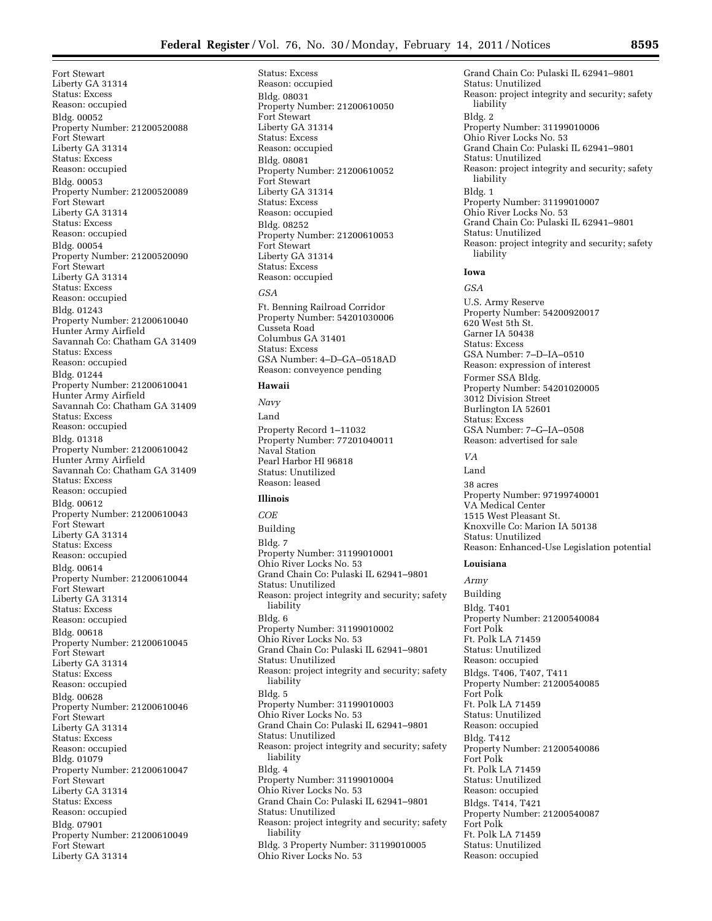Fort Stewart
Liberty GA 31314
Status: Excess
Reason: occupied

Bldg. 00052
Property Number: 21200520088
Fort Stewart
Liberty GA 31314
Status: Excess
Reason: occupied

Bldg. 00053
Property Number: 21200520089
Fort Stewart
Liberty GA 31314
Status: Excess
Reason: occupied

Bldg. 00054
Property Number: 21200520090
Fort Stewart
Liberty GA 31314
Status: Excess
Reason: occupied

Bldg. 01243
Property Number: 21200610040
Hunter Army Airfield
Savannah Co: Chatham GA 31409
Status: Excess
Reason: occupied

Bldg. 01244
Property Number: 21200610041
Hunter Army Airfield
Savannah Co: Chatham GA 31409
Status: Excess
Reason: occupied

Bldg. 01318
Property Number: 21200610042
Hunter Army Airfield
Savannah Co: Chatham GA 31409
Status: Excess
Reason: occupied

Bldg. 00612
Property Number: 21200610043
Fort Stewart
Liberty GA 31314
Status: Excess
Reason: occupied

Bldg. 00614
Property Number: 21200610044
Fort Stewart
Liberty GA 31314
Status: Excess
Reason: occupied

Bldg. 00618
Property Number: 21200610045
Fort Stewart
Liberty GA 31314
Status: Excess
Reason: occupied

Bldg. 00628
Property Number: 21200610046
Fort Stewart
Liberty GA 31314
Status: Excess
Reason: occupied

Bldg. 01079
Property Number: 21200610047
Fort Stewart
Liberty GA 31314
Status: Excess
Reason: occupied

Bldg. 07901
Property Number: 21200610049
Fort Stewart
Liberty GA 31314
Status: Excess
Reason: occupied

Bldg. 08031
Property Number: 21200610050
Fort Stewart
Liberty GA 31314
Status: Excess
Reason: occupied

Bldg. 08081
Property Number: 21200610052
Fort Stewart
Liberty GA 31314
Status: Excess
Reason: occupied

Bldg. 08252
Property Number: 21200610053
Fort Stewart
Liberty GA 31314
Status: Excess
Reason: occupied

*GSA*

Ft. Benning Railroad Corridor
Property Number: 54201030006
Cusseta Road
Columbus GA 31401
Status: Excess
GSA Number: 4–D–GA–0518AD
Reason: conveyence pending

**Hawaii**

*Navy*

Land

Property Record 1–11032
Property Number: 77201040011
Naval Station
Pearl Harbor HI 96818
Status: Unutilized
Reason: leased

**Illinois**

*COE*

Building

Bldg. 7
Property Number: 31199010001
Ohio River Locks No. 53
Grand Chain Co: Pulaski IL 62941–9801
Status: Unutilized
Reason: project integrity and security; safety liability

Bldg. 6
Property Number: 31199010002
Ohio River Locks No. 53
Grand Chain Co: Pulaski IL 62941–9801
Status: Unutilized
Reason: project integrity and security; safety liability

Bldg. 5
Property Number: 31199010003
Ohio River Locks No. 53
Grand Chain Co: Pulaski IL 62941–9801
Status: Unutilized
Reason: project integrity and security; safety liability

Bldg. 4
Property Number: 31199010004
Ohio River Locks No. 53
Grand Chain Co: Pulaski IL 62941–9801
Status: Unutilized
Reason: project integrity and security; safety liability

Bldg. 3 Property Number: 31199010005
Ohio River Locks No. 53
Grand Chain Co: Pulaski IL 62941–9801
Status: Unutilized
Reason: project integrity and security; safety liability

Bldg. 2
Property Number: 31199010006
Ohio River Locks No. 53
Grand Chain Co: Pulaski IL 62941–9801
Status: Unutilized
Reason: project integrity and security; safety liability

Bldg. 1
Property Number: 31199010007
Ohio River Locks No. 53
Grand Chain Co: Pulaski IL 62941–9801
Status: Unutilized
Reason: project integrity and security; safety liability

**Iowa**

*GSA*

U.S. Army Reserve
Property Number: 54200920017
620 West 5th St.
Garner IA 50438
Status: Excess
GSA Number: 7–D–IA–0510
Reason: expression of interest

Former SSA Bldg.
Property Number: 54201020005
3012 Division Street
Burlington IA 52601
Status: Excess
GSA Number: 7–G–IA–0508
Reason: advertised for sale

*VA*

Land

38 acres
Property Number: 97199740001
VA Medical Center
1515 West Pleasant St.
Knoxville Co: Marion IA 50138
Status: Unutilized
Reason: Enhanced-Use Legislation potential

**Louisiana**

*Army*

Building

Bldg. T401
Property Number: 21200540084
Fort Polk
Ft. Polk LA 71459
Status: Unutilized
Reason: occupied

Bldgs. T406, T407, T411
Property Number: 21200540085
Fort Polk
Ft. Polk LA 71459
Status: Unutilized
Reason: occupied

Bldg. T412
Property Number: 21200540086
Fort Polk
Ft. Polk LA 71459
Status: Unutilized
Reason: occupied

Bldgs. T414, T421
Property Number: 21200540087
Fort Polk
Ft. Polk LA 71459
Status: Unutilized
Reason: occupied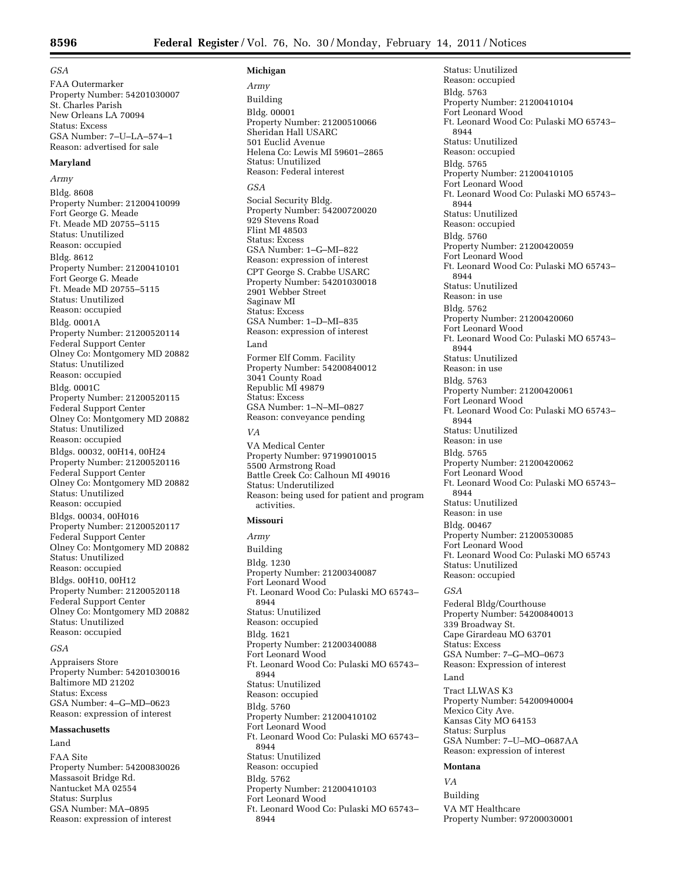*GSA*

FAA Outermarker
Property Number: 54201030007
St. Charles Parish
New Orleans LA 70094
Status: Excess
GSA Number: 7–U–LA–574–1
Reason: advertised for sale

**Maryland**

*Army*

Bldg. 8608
Property Number: 21200410099
Fort George G. Meade
Ft. Meade MD 20755–5115
Status: Unutilized
Reason: occupied

Bldg. 8612
Property Number: 21200410101
Fort George G. Meade
Ft. Meade MD 20755–5115
Status: Unutilized
Reason: occupied

Bldg. 0001A
Property Number: 21200520114
Federal Support Center
Olney Co: Montgomery MD 20882
Status: Unutilized
Reason: occupied

Bldg. 0001C
Property Number: 21200520115
Federal Support Center
Olney Co: Montgomery MD 20882
Status: Unutilized
Reason: occupied

Bldgs. 00032, 00H14, 00H24
Property Number: 21200520116
Federal Support Center
Olney Co: Montgomery MD 20882
Status: Unutilized
Reason: occupied

Bldgs. 00034, 00H016
Property Number: 21200520117
Federal Support Center
Olney Co: Montgomery MD 20882
Status: Unutilized
Reason: occupied

Bldgs. 00H10, 00H12
Property Number: 21200520118
Federal Support Center
Olney Co: Montgomery MD 20882
Status: Unutilized
Reason: occupied

*GSA*

Appraisers Store
Property Number: 54201030016
Baltimore MD 21202
Status: Excess
GSA Number: 4–G–MD–0623
Reason: expression of interest

**Massachusetts**

Land

FAA Site
Property Number: 54200830026
Massasoit Bridge Rd.
Nantucket MA 02554
Status: Surplus
GSA Number: MA–0895
Reason: expression of interest

**Michigan**

*Army*

Building

Bldg. 00001
Property Number: 21200510066
Sheridan Hall USARC
501 Euclid Avenue
Helena Co: Lewis MI 59601–2865
Status: Unutilized
Reason: Federal interest

*GSA*

Social Security Bldg.
Property Number: 54200720020
929 Stevens Road
Flint MI 48503
Status: Excess
GSA Number: 1–G–MI–822
Reason: expression of interest

CPT George S. Crabbe USARC
Property Number: 54201030018
2901 Webber Street
Saginaw MI
Status: Excess
GSA Number: 1–D–MI–835
Reason: expression of interest

Land

Former Elf Comm. Facility
Property Number: 54200840012
3041 County Road
Republic MI 49879
Status: Excess
GSA Number: 1–N–MI–0827
Reason: conveyance pending

*VA*

VA Medical Center
Property Number: 97199010015
5500 Armstrong Road
Battle Creek Co: Calhoun MI 49016
Status: Underutilized
Reason: being used for patient and program activities.

**Missouri**

*Army*

Building

Bldg. 1230
Property Number: 21200340087
Fort Leonard Wood
Ft. Leonard Wood Co: Pulaski MO 65743–8944
Status: Unutilized
Reason: occupied

Bldg. 1621
Property Number: 21200340088
Fort Leonard Wood
Ft. Leonard Wood Co: Pulaski MO 65743–8944
Status: Unutilized
Reason: occupied

Bldg. 5760
Property Number: 21200410102
Fort Leonard Wood
Ft. Leonard Wood Co: Pulaski MO 65743–8944
Status: Unutilized
Reason: occupied

Bldg. 5762
Property Number: 21200410103
Fort Leonard Wood
Ft. Leonard Wood Co: Pulaski MO 65743–8944
Status: Unutilized
Reason: occupied

Bldg. 5763
Property Number: 21200410104
Fort Leonard Wood
Ft. Leonard Wood Co: Pulaski MO 65743–8944
Status: Unutilized
Reason: occupied

Bldg. 5765
Property Number: 21200410105
Fort Leonard Wood
Ft. Leonard Wood Co: Pulaski MO 65743–8944
Status: Unutilized
Reason: occupied

Bldg. 5760
Property Number: 21200420059
Fort Leonard Wood
Ft. Leonard Wood Co: Pulaski MO 65743–8944
Status: Unutilized
Reason: in use

Bldg. 5762
Property Number: 21200420060
Fort Leonard Wood
Ft. Leonard Wood Co: Pulaski MO 65743–8944
Status: Unutilized
Reason: in use

Bldg. 5763
Property Number: 21200420061
Fort Leonard Wood
Ft. Leonard Wood Co: Pulaski MO 65743–8944
Status: Unutilized
Reason: in use

Bldg. 5765
Property Number: 21200420062
Fort Leonard Wood
Ft. Leonard Wood Co: Pulaski MO 65743–8944
Status: Unutilized
Reason: in use

Bldg. 00467
Property Number: 21200530085
Fort Leonard Wood
Ft. Leonard Wood Co: Pulaski MO 65743
Status: Unutilized
Reason: occupied

*GSA*

Federal Bldg/Courthouse
Property Number: 54200840013
339 Broadway St.
Cape Girardeau MO 63701
Status: Excess
GSA Number: 7–G–MO–0673
Reason: Expression of interest

Land

Tract LLWAS K3
Property Number: 54200940004
Mexico City Ave.
Kansas City MO 64153
Status: Surplus
GSA Number: 7–U–MO–0687AA
Reason: expression of interest

**Montana**

*VA*

Building

VA MT Healthcare
Property Number: 97200030001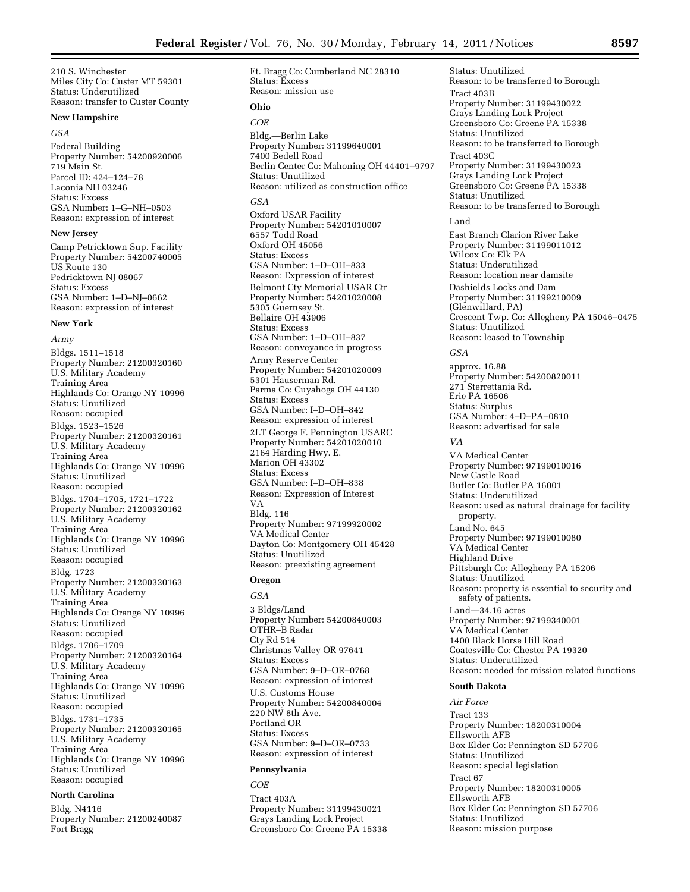210 S. Winchester
Miles City Co: Custer MT 59301
Status: Underutilized
Reason: transfer to Custer County

**New Hampshire**

*GSA*

Federal Building
Property Number: 54200920006
719 Main St.
Parcel ID: 424–124–78
Laconia NH 03246
Status: Excess
GSA Number: 1–G–NH–0503
Reason: expression of interest

**New Jersey**

Camp Petricktown Sup. Facility
Property Number: 54200740005
US Route 130
Pedricktown NJ 08067
Status: Excess
GSA Number: 1–D–NJ–0662
Reason: expression of interest

**New York**

*Army*

Bldgs. 1511–1518
Property Number: 21200320160
U.S. Military Academy
Training Area
Highlands Co: Orange NY 10996
Status: Unutilized
Reason: occupied

Bldgs. 1523–1526
Property Number: 21200320161
U.S. Military Academy
Training Area
Highlands Co: Orange NY 10996
Status: Unutilized
Reason: occupied

Bldgs. 1704–1705, 1721–1722
Property Number: 21200320162
U.S. Military Academy
Training Area
Highlands Co: Orange NY 10996
Status: Unutilized
Reason: occupied

Bldg. 1723
Property Number: 21200320163
U.S. Military Academy
Training Area
Highlands Co: Orange NY 10996
Status: Unutilized
Reason: occupied

Bldgs. 1706–1709
Property Number: 21200320164
U.S. Military Academy
Training Area
Highlands Co: Orange NY 10996
Status: Unutilized
Reason: occupied

Bldgs. 1731–1735
Property Number: 21200320165
U.S. Military Academy
Training Area
Highlands Co: Orange NY 10996
Status: Unutilized
Reason: occupied

**North Carolina**

Bldg. N4116
Property Number: 21200240087
Fort Bragg
Ft. Bragg Co: Cumberland NC 28310
Status: Excess
Reason: mission use

**Ohio**

*COE*

Bldg.—Berlin Lake
Property Number: 31199640001
7400 Bedell Road
Berlin Center Co: Mahoning OH 44401–9797
Status: Unutilized
Reason: utilized as construction office

*GSA*

Oxford USAR Facility
Property Number: 54201010007
6557 Todd Road
Oxford OH 45056
Status: Excess
GSA Number: 1–D–OH–833
Reason: Expression of interest

Belmont Cty Memorial USAR Ctr
Property Number: 54201020008
5305 Guernsey St.
Bellaire OH 43906
Status: Excess
GSA Number: 1–D–OH–837
Reason: conveyance in progress

Army Reserve Center
Property Number: 54201020009
5301 Hauserman Rd.
Parma Co: Cuyahoga OH 44130
Status: Excess
GSA Number: I–D–OH–842
Reason: expression of interest

2LT George F. Pennington USARC
Property Number: 54201020010
2164 Harding Hwy. E.
Marion OH 43302
Status: Excess
GSA Number: I–D–OH–838
Reason: Expression of Interest

VA

Bldg. 116
Property Number: 97199920002
VA Medical Center
Dayton Co: Montgomery OH 45428
Status: Unutilized
Reason: preexisting agreement

**Oregon**

*GSA*

3 Bldgs/Land
Property Number: 54200840003
OTHR–B Radar
Cty Rd 514
Christmas Valley OR 97641
Status: Excess
GSA Number: 9–D–OR–0768
Reason: expression of interest

U.S. Customs House
Property Number: 54200840004
220 NW 8th Ave.
Portland OR
Status: Excess
GSA Number: 9–D–OR–0733
Reason: expression of interest

**Pennsylvania**

*COE*

Tract 403A
Property Number: 31199430021
Grays Landing Lock Project
Greensboro Co: Greene PA 15338
Status: Unutilized
Reason: to be transferred to Borough

Tract 403B
Property Number: 31199430022
Grays Landing Lock Project
Greensboro Co: Greene PA 15338
Status: Unutilized
Reason: to be transferred to Borough

Tract 403C
Property Number: 31199430023
Grays Landing Lock Project
Greensboro Co: Greene PA 15338
Status: Unutilized
Reason: to be transferred to Borough

Land

East Branch Clarion River Lake
Property Number: 31199011012
Wilcox Co: Elk PA
Status: Underutilized
Reason: location near damsite

Dashields Locks and Dam
Property Number: 31199210009
(Glenwillard, PA)
Crescent Twp. Co: Allegheny PA 15046–0475
Status: Unutilized
Reason: leased to Township

*GSA*

approx. 16.88
Property Number: 54200820011
271 Sterrettania Rd.
Erie PA 16506
Status: Surplus
GSA Number: 4–D–PA–0810
Reason: advertised for sale

*VA*

VA Medical Center
Property Number: 97199010016
New Castle Road
Butler Co: Butler PA 16001
Status: Underutilized
Reason: used as natural drainage for facility property.

Land No. 645
Property Number: 97199010080
VA Medical Center
Highland Drive
Pittsburgh Co: Allegheny PA 15206
Status: Unutilized
Reason: property is essential to security and safety of patients.

Land—34.16 acres
Property Number: 97199340001
VA Medical Center
1400 Black Horse Hill Road
Coatesville Co: Chester PA 19320
Status: Underutilized
Reason: needed for mission related functions

**South Dakota**

*Air Force*

Tract 133
Property Number: 18200310004
Ellsworth AFB
Box Elder Co: Pennington SD 57706
Status: Unutilized
Reason: special legislation

Tract 67
Property Number: 18200310005
Ellsworth AFB
Box Elder Co: Pennington SD 57706
Status: Unutilized
Reason: mission purpose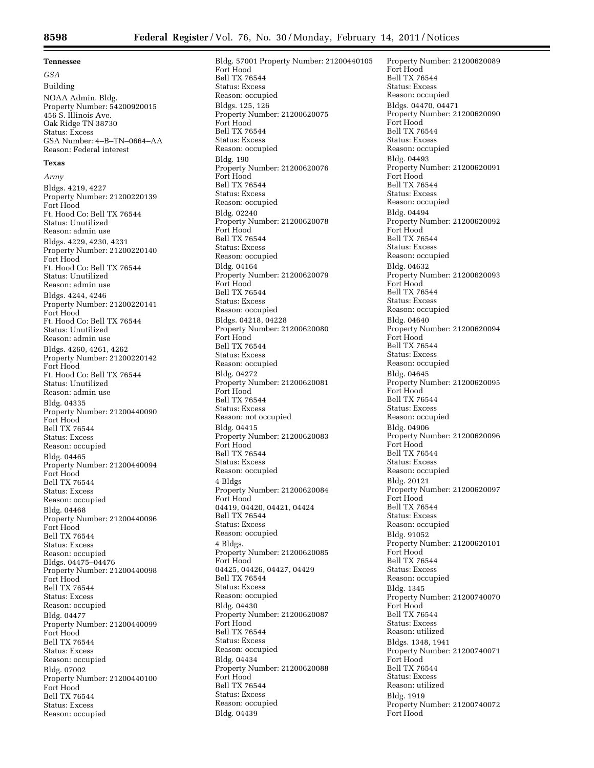**Tennessee**

*GSA*

Building

NOAA Admin. Bldg.
Property Number: 54200920015
456 S. Illinois Ave.
Oak Ridge TN 38730
Status: Excess
GSA Number: 4–B–TN–0664–AA
Reason: Federal interest

**Texas**

*Army*

Bldgs. 4219, 4227
Property Number: 21200220139
Fort Hood
Ft. Hood Co: Bell TX 76544
Status: Unutilized
Reason: admin use

Bldgs. 4229, 4230, 4231
Property Number: 21200220140
Fort Hood
Ft. Hood Co: Bell TX 76544
Status: Unutilized
Reason: admin use

Bldgs. 4244, 4246
Property Number: 21200220141
Fort Hood
Ft. Hood Co: Bell TX 76544
Status: Unutilized
Reason: admin use

Bldgs. 4260, 4261, 4262
Property Number: 21200220142
Fort Hood
Ft. Hood Co: Bell TX 76544
Status: Unutilized
Reason: admin use

Bldg. 04335
Property Number: 21200440090
Fort Hood
Bell TX 76544
Status: Excess
Reason: occupied

Bldg. 04465
Property Number: 21200440094
Fort Hood
Bell TX 76544
Status: Excess
Reason: occupied

Bldg. 04468
Property Number: 21200440096
Fort Hood
Bell TX 76544
Status: Excess
Reason: occupied

Bldgs. 04475–04476
Property Number: 21200440098
Fort Hood
Bell TX 76544
Status: Excess
Reason: occupied

Bldg. 04477
Property Number: 21200440099
Fort Hood
Bell TX 76544
Status: Excess
Reason: occupied

Bldg. 07002
Property Number: 21200440100
Fort Hood
Bell TX 76544
Status: Excess
Reason: occupied

Bldg. 57001 Property Number: 21200440105
Fort Hood
Bell TX 76544
Status: Excess
Reason: occupied

Bldgs. 125, 126
Property Number: 21200620075
Fort Hood
Bell TX 76544
Status: Excess
Reason: occupied

Bldg. 190
Property Number: 21200620076
Fort Hood
Bell TX 76544
Status: Excess
Reason: occupied

Bldg. 02240
Property Number: 21200620078
Fort Hood
Bell TX 76544
Status: Excess
Reason: occupied

Bldg. 04164
Property Number: 21200620079
Fort Hood
Bell TX 76544
Status: Excess
Reason: occupied

Bldgs. 04218, 04228
Property Number: 21200620080
Fort Hood
Bell TX 76544
Status: Excess
Reason: occupied

Bldg. 04272
Property Number: 21200620081
Fort Hood
Bell TX 76544
Status: Excess
Reason: not occupied

Bldg. 04415
Property Number: 21200620083
Fort Hood
Bell TX 76544
Status: Excess
Reason: occupied

4 Bldgs
Property Number: 21200620084
Fort Hood
04419, 04420, 04421, 04424
Bell TX 76544
Status: Excess
Reason: occupied

4 Bldgs.
Property Number: 21200620085
Fort Hood
04425, 04426, 04427, 04429
Bell TX 76544
Status: Excess
Reason: occupied

Bldg. 04430
Property Number: 21200620087
Fort Hood
Bell TX 76544
Status: Excess
Reason: occupied

Bldg. 04434
Property Number: 21200620088
Fort Hood
Bell TX 76544
Status: Excess
Reason: occupied

Bldg. 04439
Property Number: 21200620089
Fort Hood
Bell TX 76544
Status: Excess
Reason: occupied

Bldgs. 04470, 04471
Property Number: 21200620090
Fort Hood
Bell TX 76544
Status: Excess
Reason: occupied

Bldg. 04493
Property Number: 21200620091
Fort Hood
Bell TX 76544
Status: Excess
Reason: occupied

Bldg. 04494
Property Number: 21200620092
Fort Hood
Bell TX 76544
Status: Excess
Reason: occupied

Bldg. 04632
Property Number: 21200620093
Fort Hood
Bell TX 76544
Status: Excess
Reason: occupied

Bldg. 04640
Property Number: 21200620094
Fort Hood
Bell TX 76544
Status: Excess
Reason: occupied

Bldg. 04645
Property Number: 21200620095
Fort Hood
Bell TX 76544
Status: Excess
Reason: occupied

Bldg. 04906
Property Number: 21200620096
Fort Hood
Bell TX 76544
Status: Excess
Reason: occupied

Bldg. 20121
Property Number: 21200620097
Fort Hood
Bell TX 76544
Status: Excess
Reason: occupied

Bldg. 91052
Property Number: 21200620101
Fort Hood
Bell TX 76544
Status: Excess
Reason: occupied

Bldg. 1345
Property Number: 21200740070
Fort Hood
Bell TX 76544
Status: Excess
Reason: utilized

Bldgs. 1348, 1941
Property Number: 21200740071
Fort Hood
Bell TX 76544
Status: Excess
Reason: utilized

Bldg. 1919
Property Number: 21200740072
Fort Hood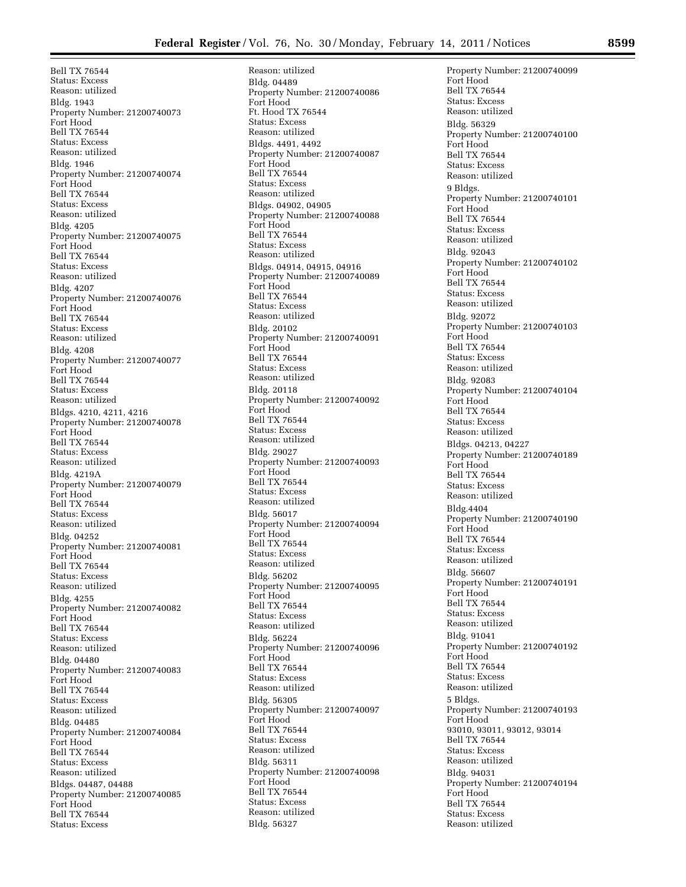Bell TX 76544
Status: Excess
Reason: utilized

Bldg. 1943
Property Number: 21200740073
Fort Hood
Bell TX 76544
Status: Excess
Reason: utilized

Bldg. 1946
Property Number: 21200740074
Fort Hood
Bell TX 76544
Status: Excess
Reason: utilized

Bldg. 4205
Property Number: 21200740075
Fort Hood
Bell TX 76544
Status: Excess
Reason: utilized

Bldg. 4207
Property Number: 21200740076
Fort Hood
Bell TX 76544
Status: Excess
Reason: utilized

Bldg. 4208
Property Number: 21200740077
Fort Hood
Bell TX 76544
Status: Excess
Reason: utilized

Bldgs. 4210, 4211, 4216
Property Number: 21200740078
Fort Hood
Bell TX 76544
Status: Excess
Reason: utilized

Bldg. 4219A
Property Number: 21200740079
Fort Hood
Bell TX 76544
Status: Excess
Reason: utilized

Bldg. 04252
Property Number: 21200740081
Fort Hood
Bell TX 76544
Status: Excess
Reason: utilized

Bldg. 4255
Property Number: 21200740082
Fort Hood
Bell TX 76544
Status: Excess
Reason: utilized

Bldg. 04480
Property Number: 21200740083
Fort Hood
Bell TX 76544
Status: Excess
Reason: utilized

Bldg. 04485
Property Number: 21200740084
Fort Hood
Bell TX 76544
Status: Excess
Reason: utilized

Bldgs. 04487, 04488
Property Number: 21200740085
Fort Hood
Bell TX 76544
Status: Excess
Reason: utilized

Bldg. 04489
Property Number: 21200740086
Fort Hood
Ft. Hood TX 76544
Status: Excess
Reason: utilized

Bldgs. 4491, 4492
Property Number: 21200740087
Fort Hood
Bell TX 76544
Status: Excess
Reason: utilized

Bldgs. 04902, 04905
Property Number: 21200740088
Fort Hood
Bell TX 76544
Status: Excess
Reason: utilized

Bldgs. 04914, 04915, 04916
Property Number: 21200740089
Fort Hood
Bell TX 76544
Status: Excess
Reason: utilized

Bldg. 20102
Property Number: 21200740091
Fort Hood
Bell TX 76544
Status: Excess
Reason: utilized

Bldg. 20118
Property Number: 21200740092
Fort Hood
Bell TX 76544
Status: Excess
Reason: utilized

Bldg. 29027
Property Number: 21200740093
Fort Hood
Bell TX 76544
Status: Excess
Reason: utilized

Bldg. 56017
Property Number: 21200740094
Fort Hood
Bell TX 76544
Status: Excess
Reason: utilized

Bldg. 56202
Property Number: 21200740095
Fort Hood
Bell TX 76544
Status: Excess
Reason: utilized

Bldg. 56224
Property Number: 21200740096
Fort Hood
Bell TX 76544
Status: Excess
Reason: utilized

Bldg. 56305
Property Number: 21200740097
Fort Hood
Bell TX 76544
Status: Excess
Reason: utilized

Bldg. 56311
Property Number: 21200740098
Fort Hood
Bell TX 76544
Status: Excess
Reason: utilized

Bldg. 56327
Property Number: 21200740099
Fort Hood
Bell TX 76544
Status: Excess
Reason: utilized

Bldg. 56329
Property Number: 21200740100
Fort Hood
Bell TX 76544
Status: Excess
Reason: utilized

9 Bldgs.
Property Number: 21200740101
Fort Hood
Bell TX 76544
Status: Excess
Reason: utilized

Bldg. 92043
Property Number: 21200740102
Fort Hood
Bell TX 76544
Status: Excess
Reason: utilized

Bldg. 92072
Property Number: 21200740103
Fort Hood
Bell TX 76544
Status: Excess
Reason: utilized

Bldg. 92083
Property Number: 21200740104
Fort Hood
Bell TX 76544
Status: Excess
Reason: utilized

Bldgs. 04213, 04227
Property Number: 21200740189
Fort Hood
Bell TX 76544
Status: Excess
Reason: utilized

Bldg.4404
Property Number: 21200740190
Fort Hood
Bell TX 76544
Status: Excess
Reason: utilized

Bldg. 56607
Property Number: 21200740191
Fort Hood
Bell TX 76544
Status: Excess
Reason: utilized

Bldg. 91041
Property Number: 21200740192
Fort Hood
Bell TX 76544
Status: Excess
Reason: utilized

5 Bldgs.
Property Number: 21200740193
Fort Hood
93010, 93011, 93012, 93014
Bell TX 76544
Status: Excess
Reason: utilized

Bldg. 94031
Property Number: 21200740194
Fort Hood
Bell TX 76544
Status: Excess
Reason: utilized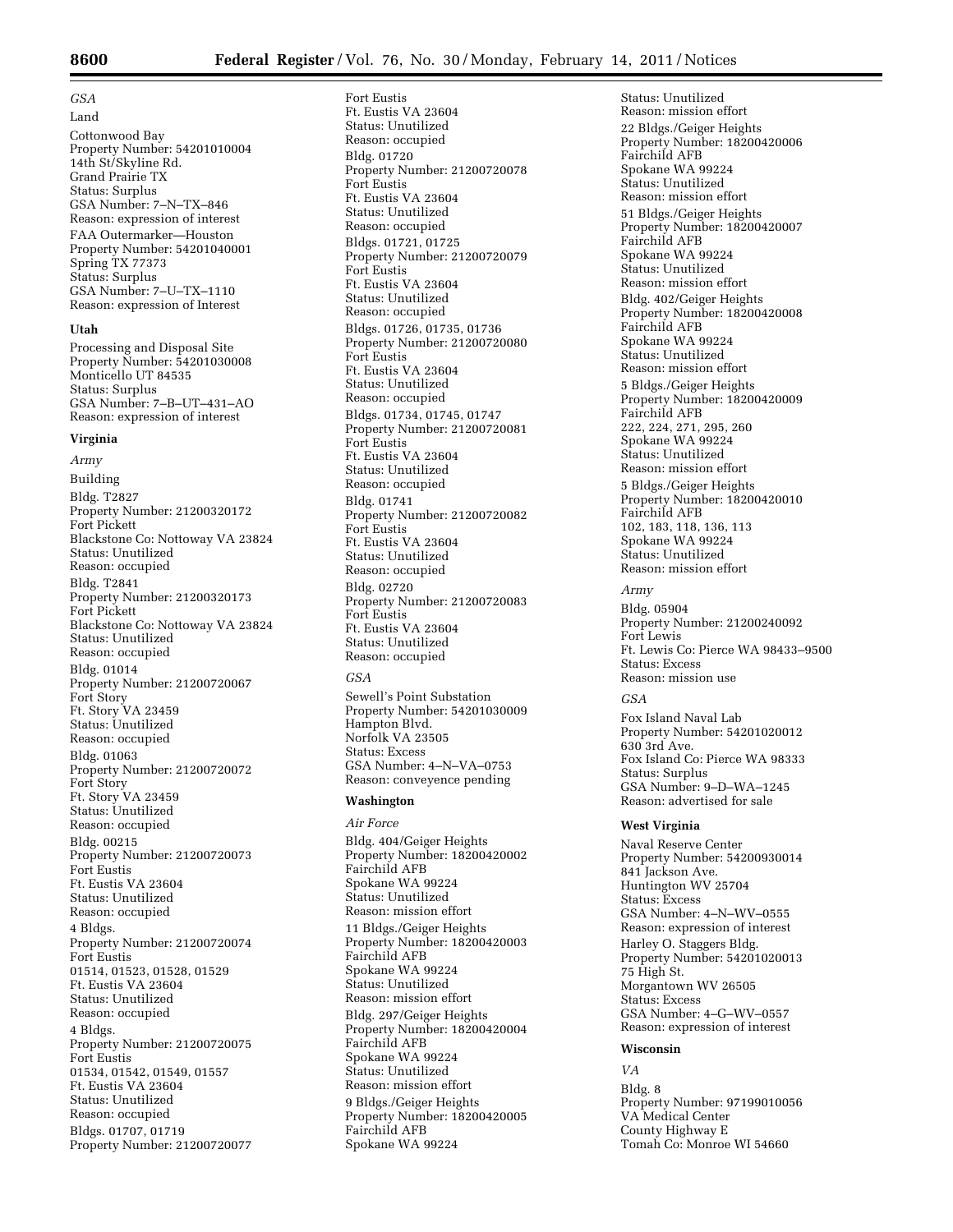*GSA*

Land

Cottonwood Bay
Property Number: 54201010004
14th St/Skyline Rd.
Grand Prairie TX
Status: Surplus
GSA Number: 7–N–TX–846
Reason: expression of interest

FAA Outermarker—Houston
Property Number: 54201040001
Spring TX 77373
Status: Surplus
GSA Number: 7–U–TX–1110
Reason: expression of Interest

**Utah**

Processing and Disposal Site
Property Number: 54201030008
Monticello UT 84535
Status: Surplus
GSA Number: 7–B–UT–431–AO
Reason: expression of interest

**Virginia**

*Army*

Building

Bldg. T2827
Property Number: 21200320172
Fort Pickett
Blackstone Co: Nottoway VA 23824
Status: Unutilized
Reason: occupied

Bldg. T2841
Property Number: 21200320173
Fort Pickett
Blackstone Co: Nottoway VA 23824
Status: Unutilized
Reason: occupied

Bldg. 01014
Property Number: 21200720067
Fort Story
Ft. Story VA 23459
Status: Unutilized
Reason: occupied

Bldg. 01063
Property Number: 21200720072
Fort Story
Ft. Story VA 23459
Status: Unutilized
Reason: occupied

Bldg. 00215
Property Number: 21200720073
Fort Eustis
Ft. Eustis VA 23604
Status: Unutilized
Reason: occupied

4 Bldgs.
Property Number: 21200720074
Fort Eustis
01514, 01523, 01528, 01529
Ft. Eustis VA 23604
Status: Unutilized
Reason: occupied

4 Bldgs.
Property Number: 21200720075
Fort Eustis
01534, 01542, 01549, 01557
Ft. Eustis VA 23604
Status: Unutilized
Reason: occupied

Bldgs. 01707, 01719
Property Number: 21200720077
Fort Eustis
Ft. Eustis VA 23604
Status: Unutilized
Reason: occupied

Bldg. 01720
Property Number: 21200720078
Fort Eustis
Ft. Eustis VA 23604
Status: Unutilized
Reason: occupied

Bldgs. 01721, 01725
Property Number: 21200720079
Fort Eustis
Ft. Eustis VA 23604
Status: Unutilized
Reason: occupied

Bldgs. 01726, 01735, 01736
Property Number: 21200720080
Fort Eustis
Ft. Eustis VA 23604
Status: Unutilized
Reason: occupied

Bldgs. 01734, 01745, 01747
Property Number: 21200720081
Fort Eustis
Ft. Eustis VA 23604
Status: Unutilized
Reason: occupied

Bldg. 01741
Property Number: 21200720082
Fort Eustis
Ft. Eustis VA 23604
Status: Unutilized
Reason: occupied

Bldg. 02720
Property Number: 21200720083
Fort Eustis
Ft. Eustis VA 23604
Status: Unutilized
Reason: occupied

*GSA*

Sewell's Point Substation
Property Number: 54201030009
Hampton Blvd.
Norfolk VA 23505
Status: Excess
GSA Number: 4–N–VA–0753
Reason: conveyence pending

**Washington**

*Air Force*

Bldg. 404/Geiger Heights
Property Number: 18200420002
Fairchild AFB
Spokane WA 99224
Status: Unutilized
Reason: mission effort

11 Bldgs./Geiger Heights
Property Number: 18200420003
Fairchild AFB
Spokane WA 99224
Status: Unutilized
Reason: mission effort

Bldg. 297/Geiger Heights
Property Number: 18200420004
Fairchild AFB
Spokane WA 99224
Status: Unutilized
Reason: mission effort

9 Bldgs./Geiger Heights
Property Number: 18200420005
Fairchild AFB
Spokane WA 99224
Status: Unutilized
Reason: mission effort

22 Bldgs./Geiger Heights
Property Number: 18200420006
Fairchild AFB
Spokane WA 99224
Status: Unutilized
Reason: mission effort

51 Bldgs./Geiger Heights
Property Number: 18200420007
Fairchild AFB
Spokane WA 99224
Status: Unutilized
Reason: mission effort

Bldg. 402/Geiger Heights
Property Number: 18200420008
Fairchild AFB
Spokane WA 99224
Status: Unutilized
Reason: mission effort

5 Bldgs./Geiger Heights
Property Number: 18200420009
Fairchild AFB
222, 224, 271, 295, 260
Spokane WA 99224
Status: Unutilized
Reason: mission effort

5 Bldgs./Geiger Heights
Property Number: 18200420010
Fairchild AFB
102, 183, 118, 136, 113
Spokane WA 99224
Status: Unutilized
Reason: mission effort

*Army*

Bldg. 05904
Property Number: 21200240092
Fort Lewis
Ft. Lewis Co: Pierce WA 98433–9500
Status: Excess
Reason: mission use

*GSA*

Fox Island Naval Lab
Property Number: 54201020012
630 3rd Ave.
Fox Island Co: Pierce WA 98333
Status: Surplus
GSA Number: 9–D–WA–1245
Reason: advertised for sale

**West Virginia**

Naval Reserve Center
Property Number: 54200930014
841 Jackson Ave.
Huntington WV 25704
Status: Excess
GSA Number: 4–N–WV–0555
Reason: expression of interest

Harley O. Staggers Bldg.
Property Number: 54201020013
75 High St.
Morgantown WV 26505
Status: Excess
GSA Number: 4–G–WV–0557
Reason: expression of interest

**Wisconsin**

*VA*

Bldg. 8
Property Number: 97199010056
VA Medical Center
County Highway E
Tomah Co: Monroe WI 54660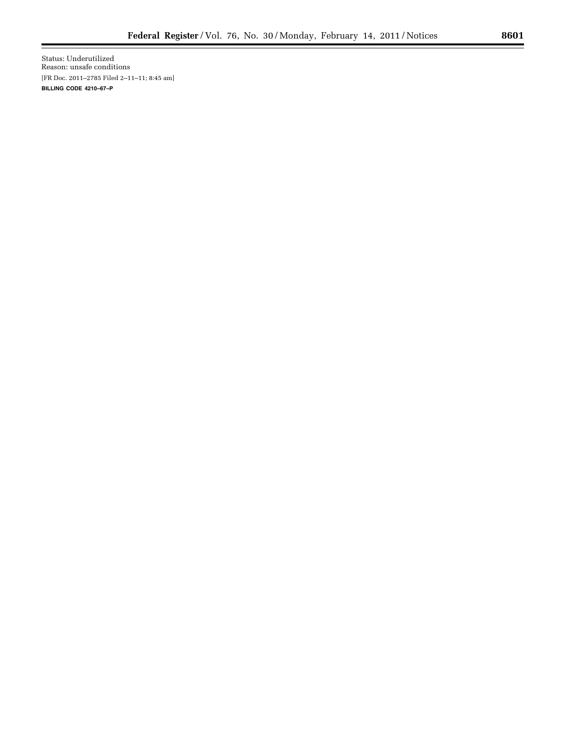Status: Underutilized
Reason: unsafe conditions

[FR Doc. 2011–2785 Filed 2–11–11; 8:45 am]

**BILLING CODE 4210–67–P**